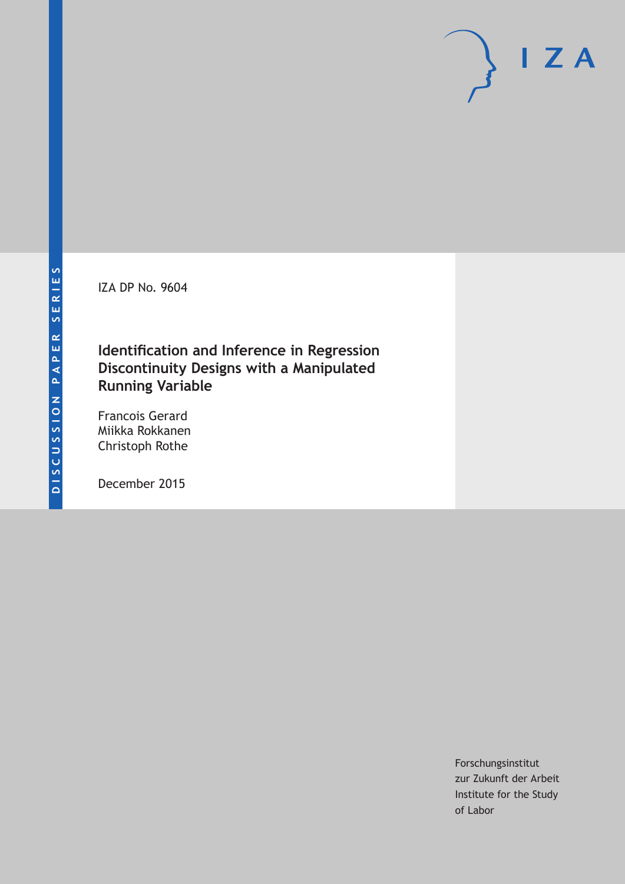DISCUSSION PAPER SERIES

IZA DP No. 9604

# Identification and Inference in Regression Discontinuity Designs with a Manipulated Running Variable

Francois Gerard
Miikka Rokkanen
Christoph Rothe

December 2015

Forschungsinstitut
zur Zukunft der Arbeit
Institute for the Study
of Labor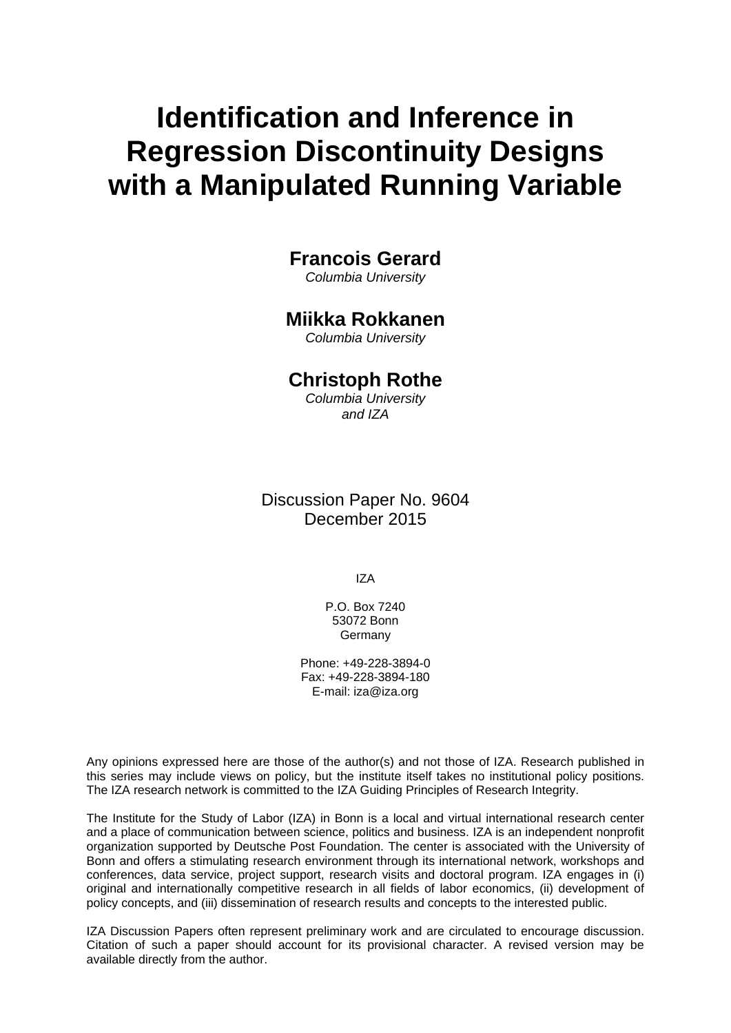# Identification and Inference in Regression Discontinuity Designs with a Manipulated Running Variable

**Francois Gerard**
*Columbia University*

**Miikka Rokkanen**
*Columbia University*

**Christoph Rothe**
*Columbia University and IZA*

Discussion Paper No. 9604
December 2015

IZA

P.O. Box 7240
53072 Bonn
Germany

Phone: +49-228-3894-0
Fax: +49-228-3894-180
E-mail: iza@iza.org

Any opinions expressed here are those of the author(s) and not those of IZA. Research published in this series may include views on policy, but the institute itself takes no institutional policy positions. The IZA research network is committed to the IZA Guiding Principles of Research Integrity.

The Institute for the Study of Labor (IZA) in Bonn is a local and virtual international research center and a place of communication between science, politics and business. IZA is an independent nonprofit organization supported by Deutsche Post Foundation. The center is associated with the University of Bonn and offers a stimulating research environment through its international network, workshops and conferences, data service, project support, research visits and doctoral program. IZA engages in (i) original and internationally competitive research in all fields of labor economics, (ii) development of policy concepts, and (iii) dissemination of research results and concepts to the interested public.

IZA Discussion Papers often represent preliminary work and are circulated to encourage discussion. Citation of such a paper should account for its provisional character. A revised version may be available directly from the author.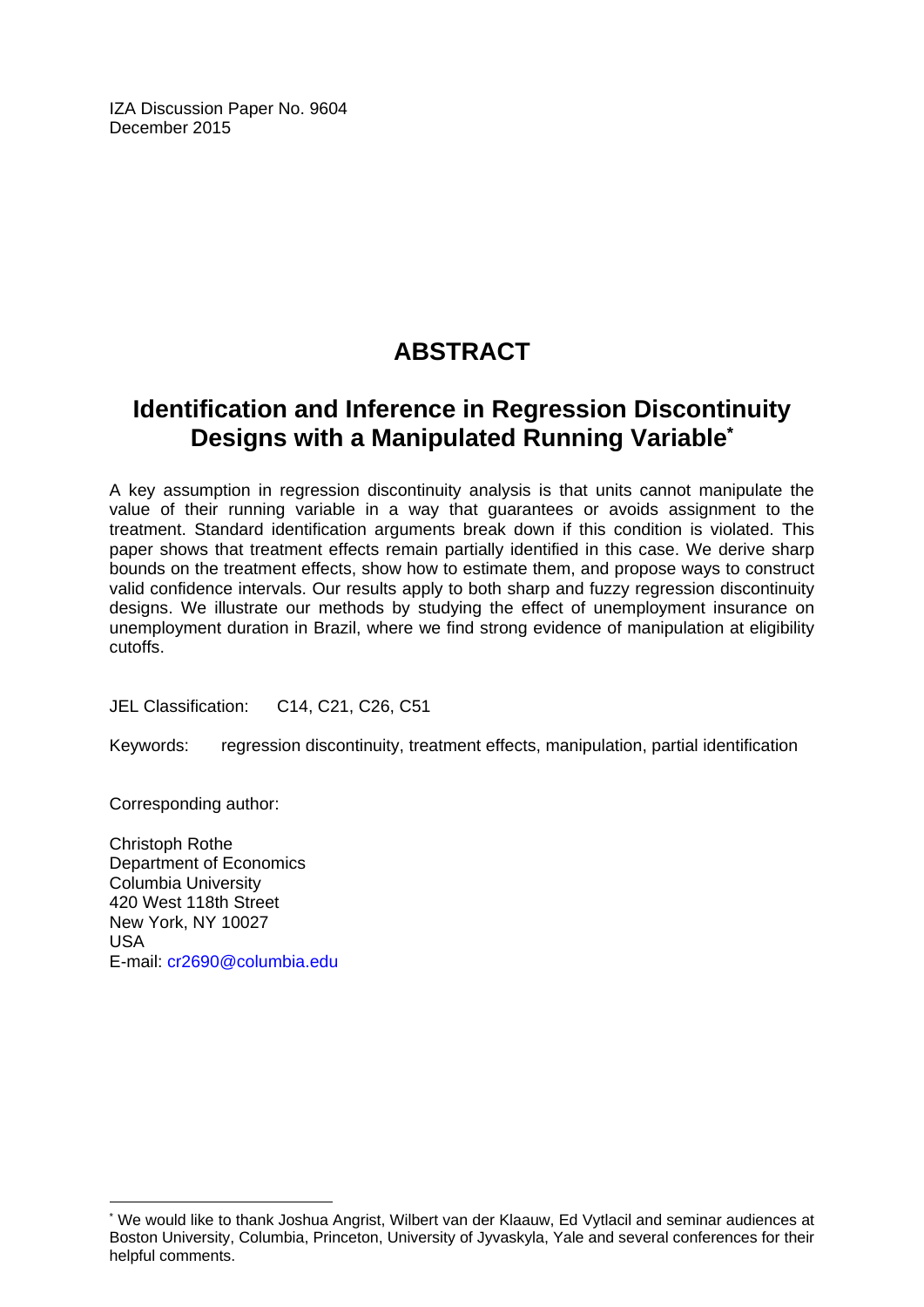IZA Discussion Paper No. 9604
December 2015

# ABSTRACT

## Identification and Inference in Regression Discontinuity Designs with a Manipulated Running Variable*

A key assumption in regression discontinuity analysis is that units cannot manipulate the value of their running variable in a way that guarantees or avoids assignment to the treatment. Standard identification arguments break down if this condition is violated. This paper shows that treatment effects remain partially identified in this case. We derive sharp bounds on the treatment effects, show how to estimate them, and propose ways to construct valid confidence intervals. Our results apply to both sharp and fuzzy regression discontinuity designs. We illustrate our methods by studying the effect of unemployment insurance on unemployment duration in Brazil, where we find strong evidence of manipulation at eligibility cutoffs.

JEL Classification: C14, C21, C26, C51

Keywords: regression discontinuity, treatment effects, manipulation, partial identification

Corresponding author:

Christoph Rothe
Department of Economics
Columbia University
420 West 118th Street
New York, NY 10027
USA
E-mail: cr2690@columbia.edu

---

* We would like to thank Joshua Angrist, Wilbert van der Klaauw, Ed Vytlacil and seminar audiences at Boston University, Columbia, Princeton, University of Jyvaskyla, Yale and several conferences for their helpful comments.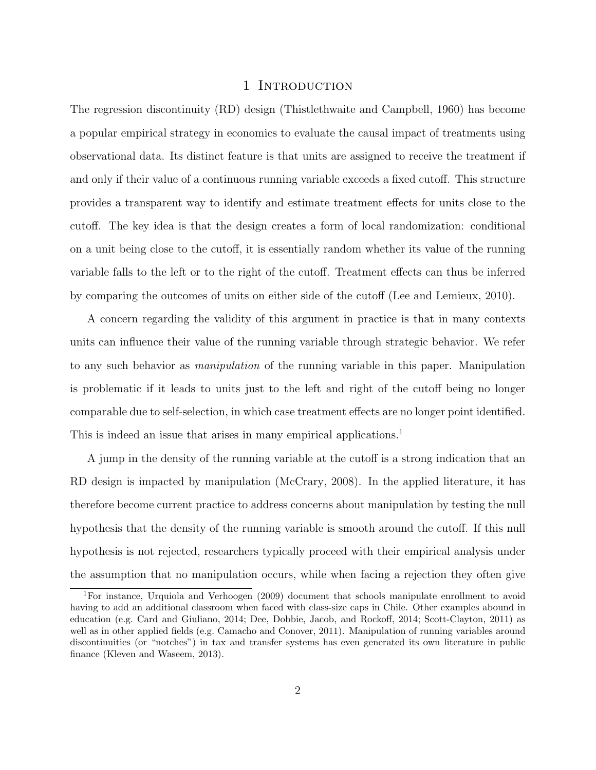# 1 Introduction

The regression discontinuity (RD) design (Thistlethwaite and Campbell, 1960) has become a popular empirical strategy in economics to evaluate the causal impact of treatments using observational data. Its distinct feature is that units are assigned to receive the treatment if and only if their value of a continuous running variable exceeds a fixed cutoff. This structure provides a transparent way to identify and estimate treatment effects for units close to the cutoff. The key idea is that the design creates a form of local randomization: conditional on a unit being close to the cutoff, it is essentially random whether its value of the running variable falls to the left or to the right of the cutoff. Treatment effects can thus be inferred by comparing the outcomes of units on either side of the cutoff (Lee and Lemieux, 2010).

A concern regarding the validity of this argument in practice is that in many contexts units can influence their value of the running variable through strategic behavior. We refer to any such behavior as *manipulation* of the running variable in this paper. Manipulation is problematic if it leads to units just to the left and right of the cutoff being no longer comparable due to self-selection, in which case treatment effects are no longer point identified. This is indeed an issue that arises in many empirical applications.[1]

A jump in the density of the running variable at the cutoff is a strong indication that an RD design is impacted by manipulation (McCrary, 2008). In the applied literature, it has therefore become current practice to address concerns about manipulation by testing the null hypothesis that the density of the running variable is smooth around the cutoff. If this null hypothesis is not rejected, researchers typically proceed with their empirical analysis under the assumption that no manipulation occurs, while when facing a rejection they often give

[1] For instance, Urquiola and Verhoogen (2009) document that schools manipulate enrollment to avoid having to add an additional classroom when faced with class-size caps in Chile. Other examples abound in education (e.g. Card and Giuliano, 2014; Dee, Dobbie, Jacob, and Rockoff, 2014; Scott-Clayton, 2011) as well as in other applied fields (e.g. Camacho and Conover, 2011). Manipulation of running variables around discontinuities (or "notches") in tax and transfer systems has even generated its own literature in public finance (Kleven and Waseem, 2013).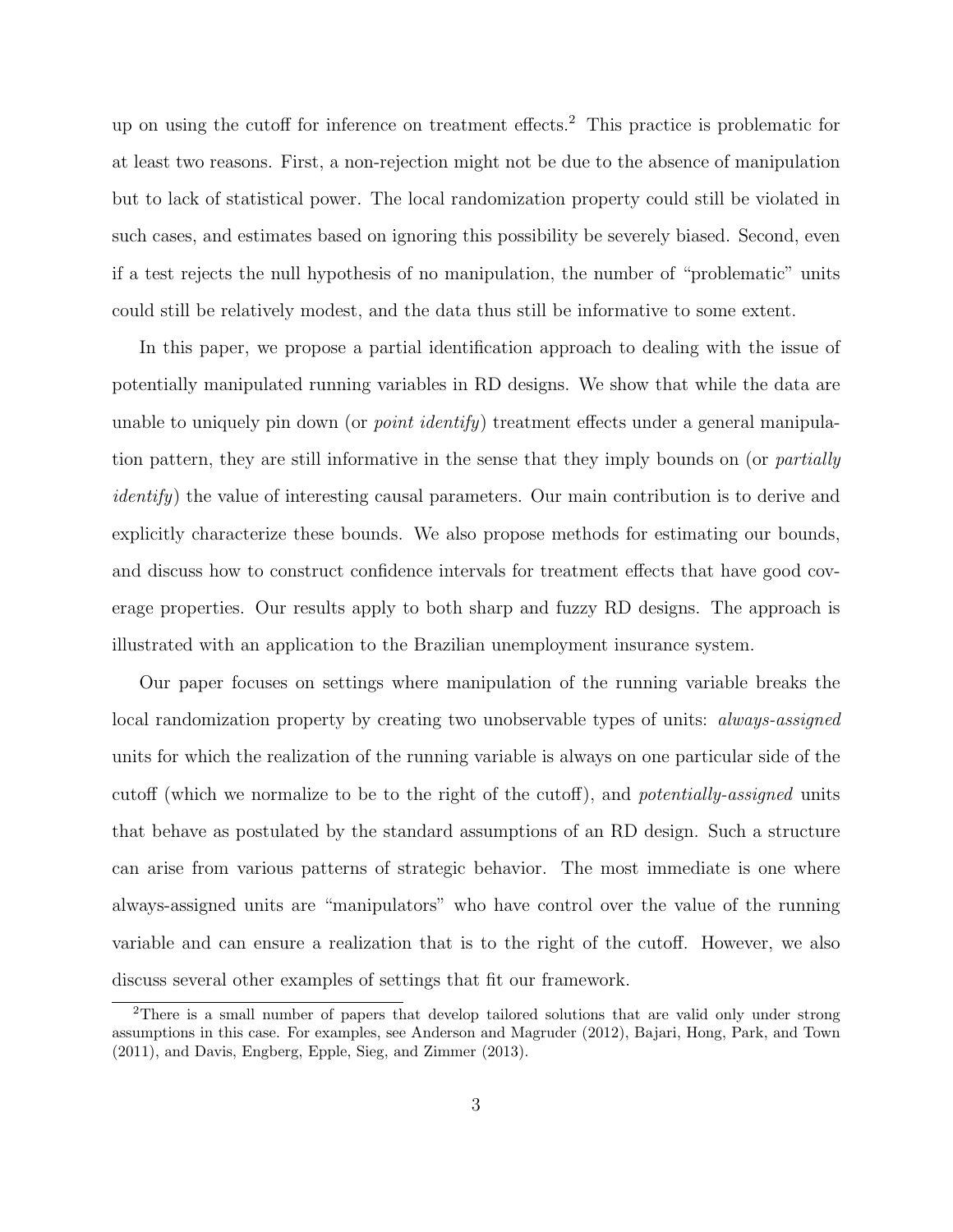up on using the cutoff for inference on treatment effects.[2] This practice is problematic for at least two reasons. First, a non-rejection might not be due to the absence of manipulation but to lack of statistical power. The local randomization property could still be violated in such cases, and estimates based on ignoring this possibility be severely biased. Second, even if a test rejects the null hypothesis of no manipulation, the number of "problematic" units could still be relatively modest, and the data thus still be informative to some extent.

In this paper, we propose a partial identification approach to dealing with the issue of potentially manipulated running variables in RD designs. We show that while the data are unable to uniquely pin down (or *point identify*) treatment effects under a general manipulation pattern, they are still informative in the sense that they imply bounds on (or *partially identify*) the value of interesting causal parameters. Our main contribution is to derive and explicitly characterize these bounds. We also propose methods for estimating our bounds, and discuss how to construct confidence intervals for treatment effects that have good coverage properties. Our results apply to both sharp and fuzzy RD designs. The approach is illustrated with an application to the Brazilian unemployment insurance system.

Our paper focuses on settings where manipulation of the running variable breaks the local randomization property by creating two unobservable types of units: *always-assigned* units for which the realization of the running variable is always on one particular side of the cutoff (which we normalize to be to the right of the cutoff), and *potentially-assigned* units that behave as postulated by the standard assumptions of an RD design. Such a structure can arise from various patterns of strategic behavior. The most immediate is one where always-assigned units are "manipulators" who have control over the value of the running variable and can ensure a realization that is to the right of the cutoff. However, we also discuss several other examples of settings that fit our framework.

[2]There is a small number of papers that develop tailored solutions that are valid only under strong assumptions in this case. For examples, see Anderson and Magruder (2012), Bajari, Hong, Park, and Town (2011), and Davis, Engberg, Epple, Sieg, and Zimmer (2013).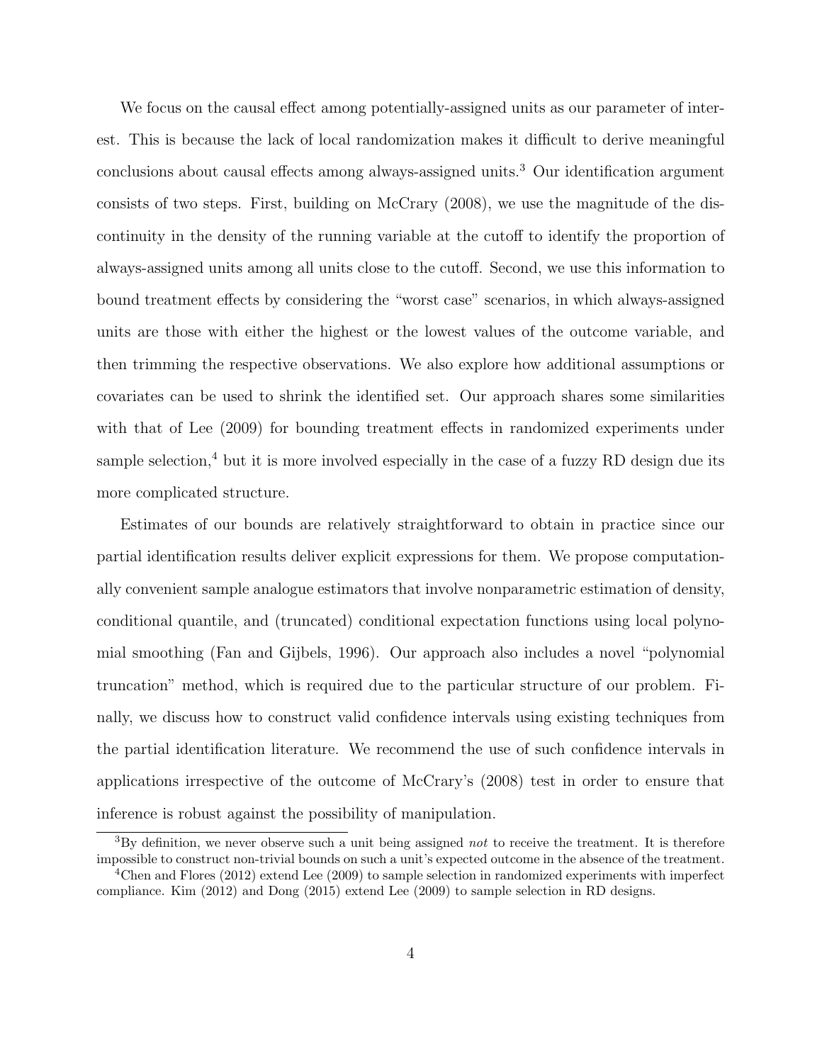We focus on the causal effect among potentially-assigned units as our parameter of interest. This is because the lack of local randomization makes it difficult to derive meaningful conclusions about causal effects among always-assigned units.[3] Our identification argument consists of two steps. First, building on McCrary (2008), we use the magnitude of the discontinuity in the density of the running variable at the cutoff to identify the proportion of always-assigned units among all units close to the cutoff. Second, we use this information to bound treatment effects by considering the "worst case" scenarios, in which always-assigned units are those with either the highest or the lowest values of the outcome variable, and then trimming the respective observations. We also explore how additional assumptions or covariates can be used to shrink the identified set. Our approach shares some similarities with that of Lee (2009) for bounding treatment effects in randomized experiments under sample selection,[4] but it is more involved especially in the case of a fuzzy RD design due its more complicated structure.

Estimates of our bounds are relatively straightforward to obtain in practice since our partial identification results deliver explicit expressions for them. We propose computationally convenient sample analogue estimators that involve nonparametric estimation of density, conditional quantile, and (truncated) conditional expectation functions using local polynomial smoothing (Fan and Gijbels, 1996). Our approach also includes a novel "polynomial truncation" method, which is required due to the particular structure of our problem. Finally, we discuss how to construct valid confidence intervals using existing techniques from the partial identification literature. We recommend the use of such confidence intervals in applications irrespective of the outcome of McCrary's (2008) test in order to ensure that inference is robust against the possibility of manipulation.

[3] By definition, we never observe such a unit being assigned *not* to receive the treatment. It is therefore impossible to construct non-trivial bounds on such a unit's expected outcome in the absence of the treatment.

[4] Chen and Flores (2012) extend Lee (2009) to sample selection in randomized experiments with imperfect compliance. Kim (2012) and Dong (2015) extend Lee (2009) to sample selection in RD designs.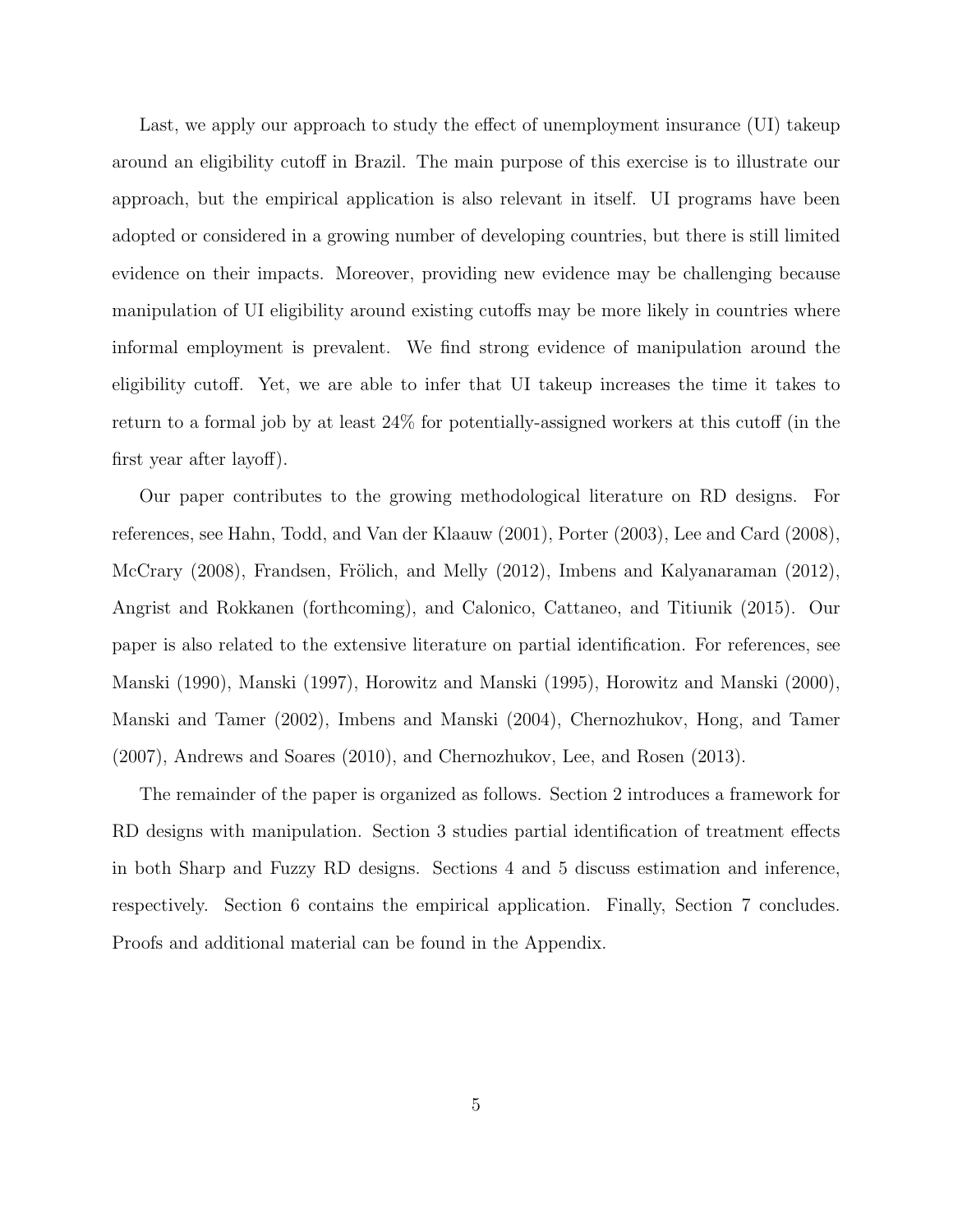Last, we apply our approach to study the effect of unemployment insurance (UI) takeup around an eligibility cutoff in Brazil. The main purpose of this exercise is to illustrate our approach, but the empirical application is also relevant in itself. UI programs have been adopted or considered in a growing number of developing countries, but there is still limited evidence on their impacts. Moreover, providing new evidence may be challenging because manipulation of UI eligibility around existing cutoffs may be more likely in countries where informal employment is prevalent. We find strong evidence of manipulation around the eligibility cutoff. Yet, we are able to infer that UI takeup increases the time it takes to return to a formal job by at least 24% for potentially-assigned workers at this cutoff (in the first year after layoff).

Our paper contributes to the growing methodological literature on RD designs. For references, see Hahn, Todd, and Van der Klaauw (2001), Porter (2003), Lee and Card (2008), McCrary (2008), Frandsen, Frölich, and Melly (2012), Imbens and Kalyanaraman (2012), Angrist and Rokkanen (forthcoming), and Calonico, Cattaneo, and Titiunik (2015). Our paper is also related to the extensive literature on partial identification. For references, see Manski (1990), Manski (1997), Horowitz and Manski (1995), Horowitz and Manski (2000), Manski and Tamer (2002), Imbens and Manski (2004), Chernozhukov, Hong, and Tamer (2007), Andrews and Soares (2010), and Chernozhukov, Lee, and Rosen (2013).

The remainder of the paper is organized as follows. Section 2 introduces a framework for RD designs with manipulation. Section 3 studies partial identification of treatment effects in both Sharp and Fuzzy RD designs. Sections 4 and 5 discuss estimation and inference, respectively. Section 6 contains the empirical application. Finally, Section 7 concludes. Proofs and additional material can be found in the Appendix.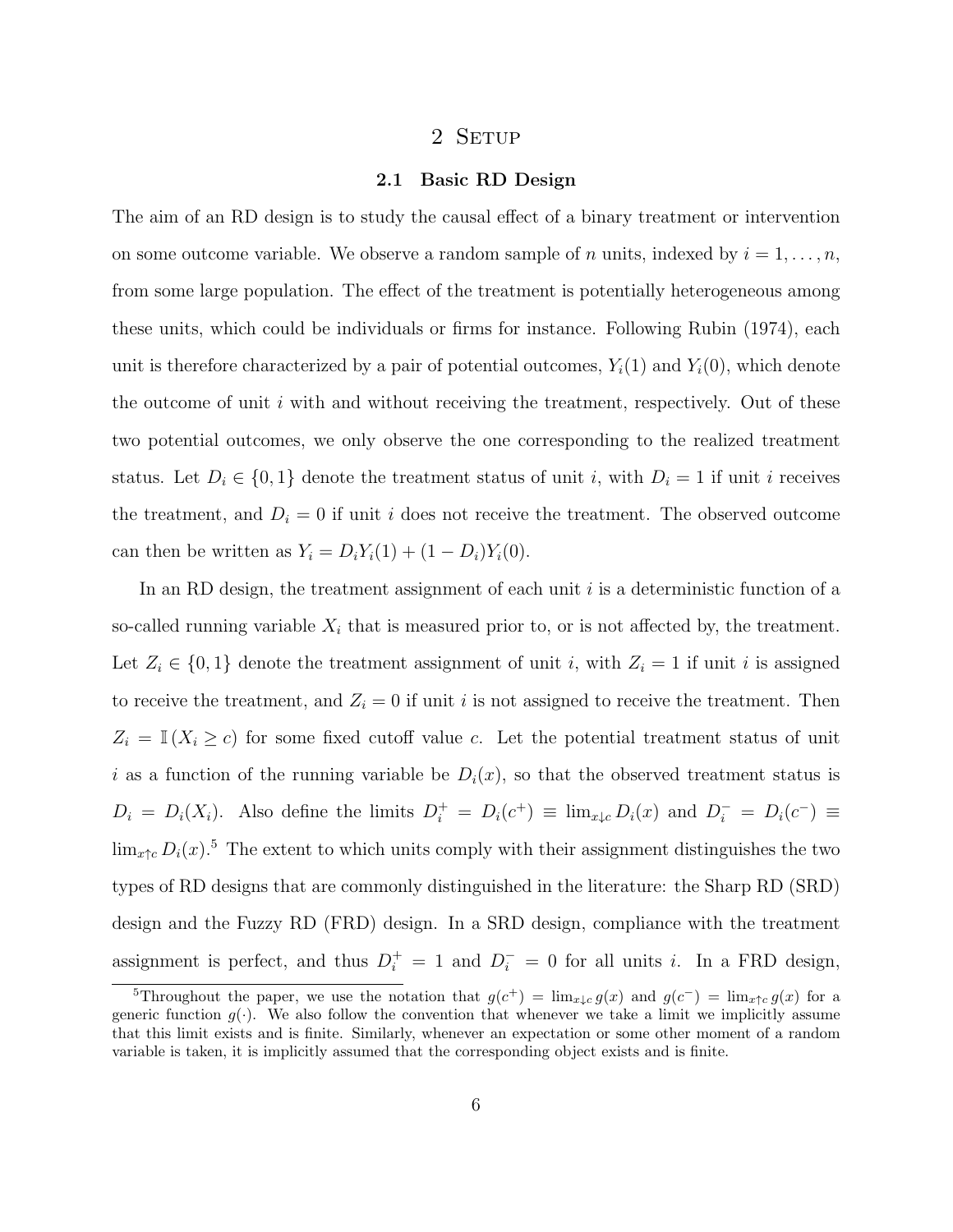# 2 Setup

## 2.1 Basic RD Design

The aim of an RD design is to study the causal effect of a binary treatment or intervention on some outcome variable. We observe a random sample of $n$ units, indexed by $i = 1, \ldots, n$, from some large population. The effect of the treatment is potentially heterogeneous among these units, which could be individuals or firms for instance. Following Rubin (1974), each unit is therefore characterized by a pair of potential outcomes, $Y_i(1)$ and $Y_i(0)$, which denote the outcome of unit $i$ with and without receiving the treatment, respectively. Out of these two potential outcomes, we only observe the one corresponding to the realized treatment status. Let $D_i \in \{0, 1\}$ denote the treatment status of unit $i$, with $D_i = 1$ if unit $i$ receives the treatment, and $D_i = 0$ if unit $i$ does not receive the treatment. The observed outcome can then be written as $Y_i = D_i Y_i(1) + (1 - D_i) Y_i(0)$.

In an RD design, the treatment assignment of each unit $i$ is a deterministic function of a so-called running variable $X_i$ that is measured prior to, or is not affected by, the treatment. Let $Z_i \in \{0, 1\}$ denote the treatment assignment of unit $i$, with $Z_i = 1$ if unit $i$ is assigned to receive the treatment, and $Z_i = 0$ if unit $i$ is not assigned to receive the treatment. Then $Z_i = \mathbb{I}(X_i \geq c)$ for some fixed cutoff value $c$. Let the potential treatment status of unit $i$ as a function of the running variable be $D_i(x)$, so that the observed treatment status is $D_i = D_i(X_i)$. Also define the limits $D_i^+ = D_i(c^+) \equiv \lim_{x \downarrow c} D_i(x)$ and $D_i^- = D_i(c^-) \equiv \lim_{x \uparrow c} D_i(x)$.[5] The extent to which units comply with their assignment distinguishes the two types of RD designs that are commonly distinguished in the literature: the Sharp RD (SRD) design and the Fuzzy RD (FRD) design. In a SRD design, compliance with the treatment assignment is perfect, and thus $D_i^+ = 1$ and $D_i^- = 0$ for all units $i$. In a FRD design,

[5] Throughout the paper, we use the notation that $g(c^+) = \lim_{x \downarrow c} g(x)$ and $g(c^-) = \lim_{x \uparrow c} g(x)$ for a generic function $g(\cdot)$. We also follow the convention that whenever we take a limit we implicitly assume that this limit exists and is finite. Similarly, whenever an expectation or some other moment of a random variable is taken, it is implicitly assumed that the corresponding object exists and is finite.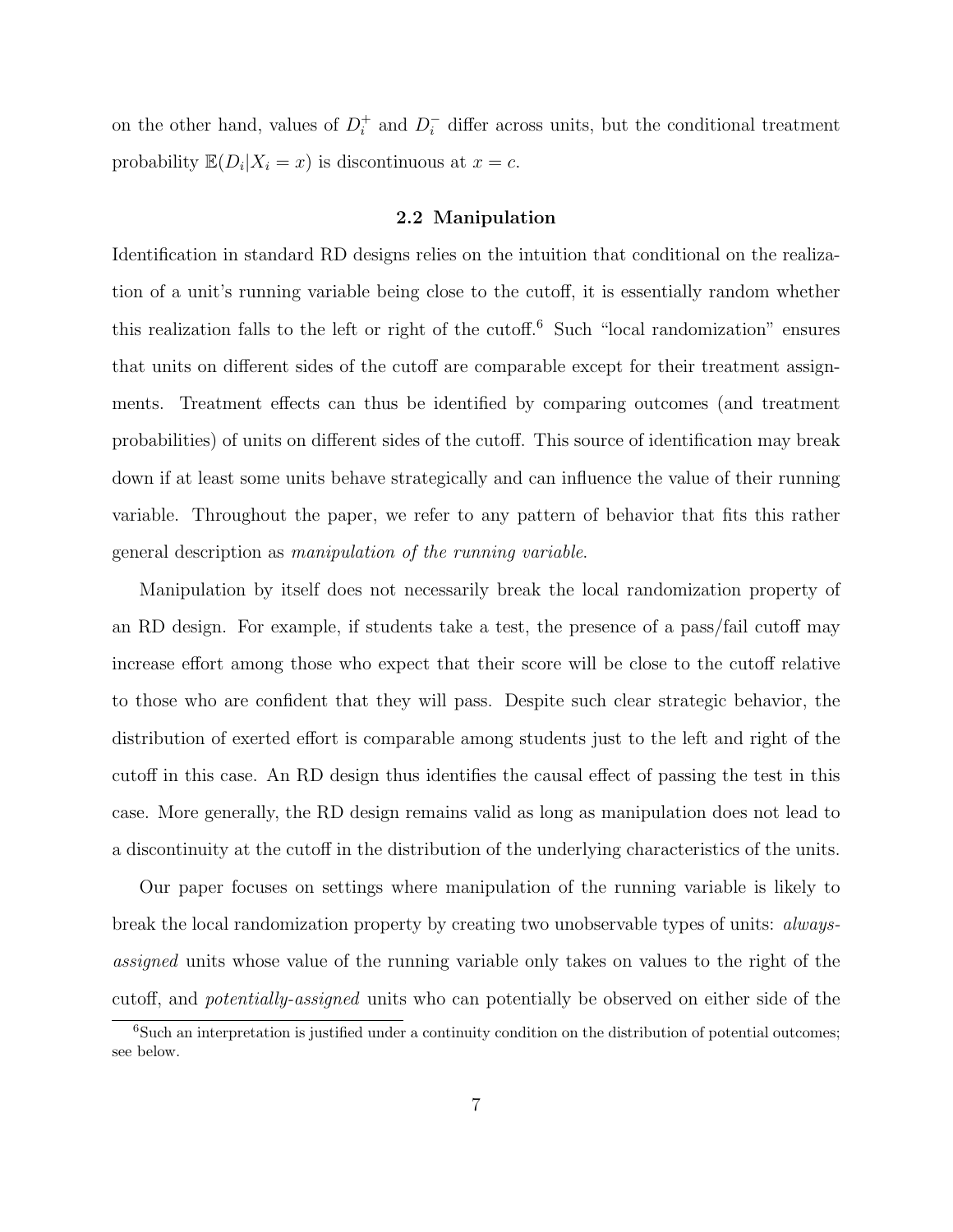on the other hand, values of $D_i^+$ and $D_i^-$ differ across units, but the conditional treatment probability $\mathbb{E}(D_i|X_i = x)$ is discontinuous at $x = c$.

### 2.2 Manipulation

Identification in standard RD designs relies on the intuition that conditional on the realization of a unit's running variable being close to the cutoff, it is essentially random whether this realization falls to the left or right of the cutoff.[6] Such "local randomization" ensures that units on different sides of the cutoff are comparable except for their treatment assignments. Treatment effects can thus be identified by comparing outcomes (and treatment probabilities) of units on different sides of the cutoff. This source of identification may break down if at least some units behave strategically and can influence the value of their running variable. Throughout the paper, we refer to any pattern of behavior that fits this rather general description as *manipulation of the running variable*.

Manipulation by itself does not necessarily break the local randomization property of an RD design. For example, if students take a test, the presence of a pass/fail cutoff may increase effort among those who expect that their score will be close to the cutoff relative to those who are confident that they will pass. Despite such clear strategic behavior, the distribution of exerted effort is comparable among students just to the left and right of the cutoff in this case. An RD design thus identifies the causal effect of passing the test in this case. More generally, the RD design remains valid as long as manipulation does not lead to a discontinuity at the cutoff in the distribution of the underlying characteristics of the units.

Our paper focuses on settings where manipulation of the running variable is likely to break the local randomization property by creating two unobservable types of units: *always-assigned* units whose value of the running variable only takes on values to the right of the cutoff, and *potentially-assigned* units who can potentially be observed on either side of the

[6] Such an interpretation is justified under a continuity condition on the distribution of potential outcomes; see below.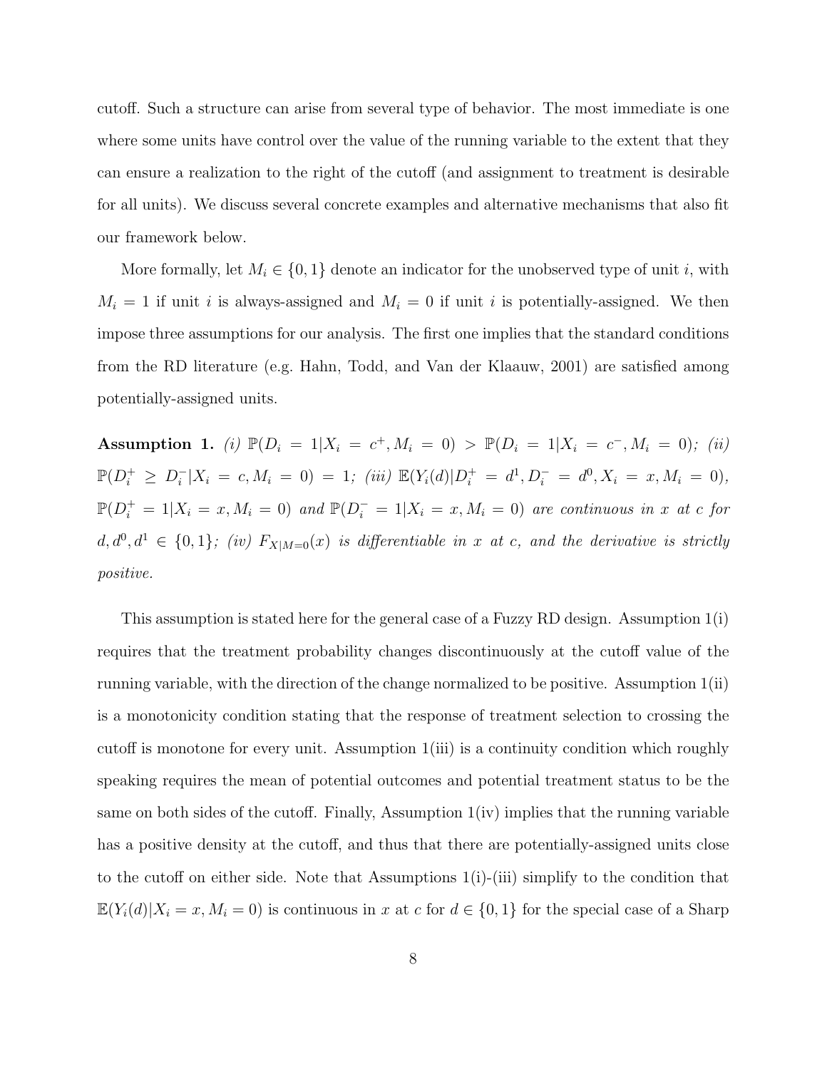cutoff. Such a structure can arise from several type of behavior. The most immediate is one where some units have control over the value of the running variable to the extent that they can ensure a realization to the right of the cutoff (and assignment to treatment is desirable for all units). We discuss several concrete examples and alternative mechanisms that also fit our framework below.

More formally, let $M_i \in \{0, 1\}$ denote an indicator for the unobserved type of unit $i$, with $M_i = 1$ if unit $i$ is always-assigned and $M_i = 0$ if unit $i$ is potentially-assigned. We then impose three assumptions for our analysis. The first one implies that the standard conditions from the RD literature (e.g. Hahn, Todd, and Van der Klaauw, 2001) are satisfied among potentially-assigned units.

**Assumption 1.** *(i)* $\mathbb{P}(D_i = 1|X_i = c^+, M_i = 0) > \mathbb{P}(D_i = 1|X_i = c^-, M_i = 0)$*; (ii)* $\mathbb{P}(D_i^+ \geq D_i^-|X_i = c, M_i = 0) = 1$*; (iii)* $\mathbb{E}(Y_i(d)|D_i^+ = d^1, D_i^- = d^0, X_i = x, M_i = 0)$*,* $\mathbb{P}(D_i^+ = 1|X_i = x, M_i = 0)$ *and* $\mathbb{P}(D_i^- = 1|X_i = x, M_i = 0)$ *are continuous in* $x$ *at* $c$ *for* $d, d^0, d^1 \in \{0, 1\}$*; (iv)* $F_{X|M=0}(x)$ *is differentiable in* $x$ *at* $c$*, and the derivative is strictly positive.*

This assumption is stated here for the general case of a Fuzzy RD design. Assumption 1(i) requires that the treatment probability changes discontinuously at the cutoff value of the running variable, with the direction of the change normalized to be positive. Assumption 1(ii) is a monotonicity condition stating that the response of treatment selection to crossing the cutoff is monotone for every unit. Assumption 1(iii) is a continuity condition which roughly speaking requires the mean of potential outcomes and potential treatment status to be the same on both sides of the cutoff. Finally, Assumption 1(iv) implies that the running variable has a positive density at the cutoff, and thus that there are potentially-assigned units close to the cutoff on either side. Note that Assumptions 1(i)-(iii) simplify to the condition that $\mathbb{E}(Y_i(d)|X_i = x, M_i = 0)$ is continuous in $x$ at $c$ for $d \in \{0, 1\}$ for the special case of a Sharp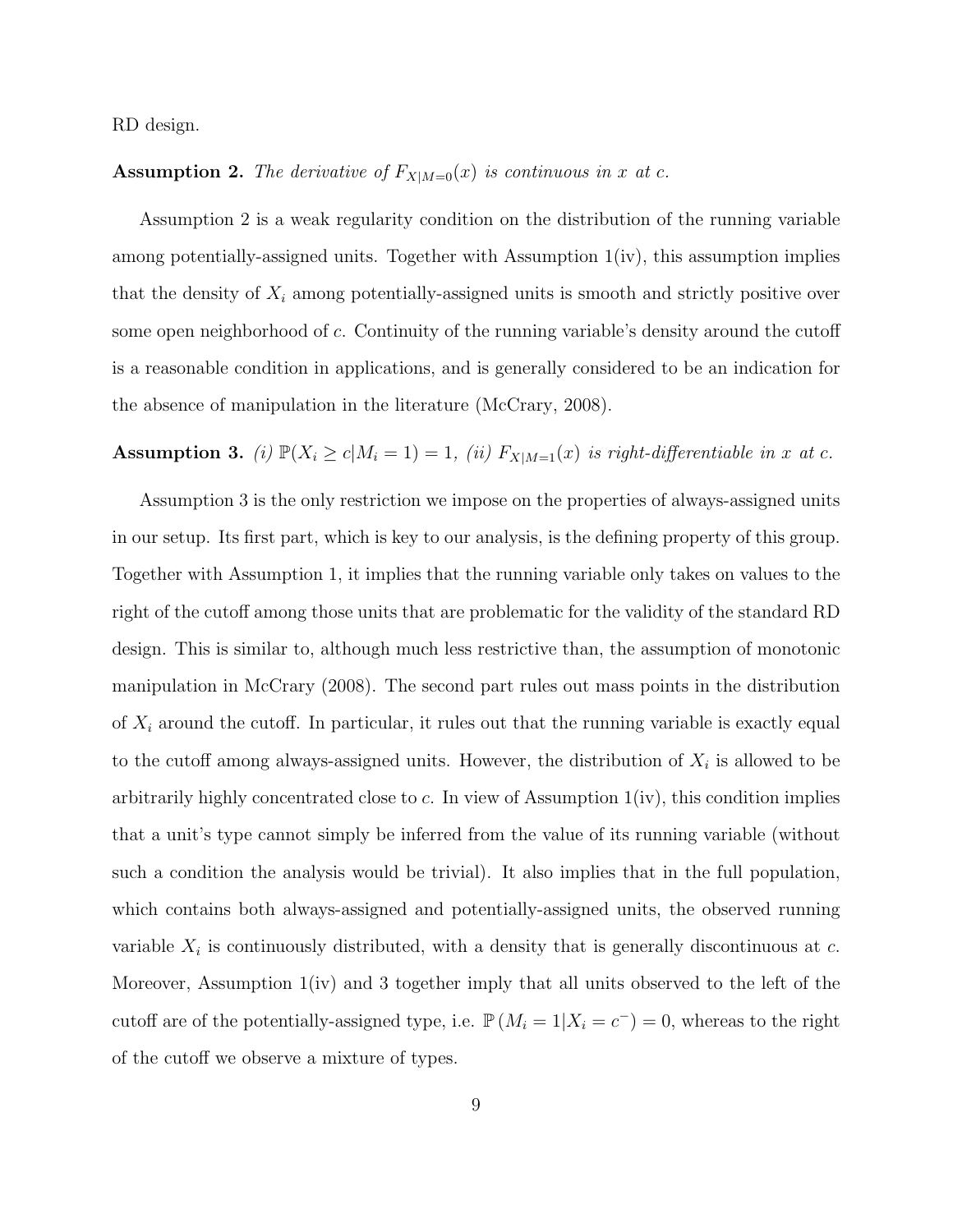RD design.

**Assumption 2.** *The derivative of $F_{X|M=0}(x)$ is continuous in $x$ at $c$.*

Assumption 2 is a weak regularity condition on the distribution of the running variable among potentially-assigned units. Together with Assumption 1(iv), this assumption implies that the density of $X_i$ among potentially-assigned units is smooth and strictly positive over some open neighborhood of $c$. Continuity of the running variable's density around the cutoff is a reasonable condition in applications, and is generally considered to be an indication for the absence of manipulation in the literature (McCrary, 2008).

**Assumption 3.** *(i) $\mathbb{P}(X_i \geq c|M_i = 1) = 1$, (ii) $F_{X|M=1}(x)$ is right-differentiable in $x$ at $c$.*

Assumption 3 is the only restriction we impose on the properties of always-assigned units in our setup. Its first part, which is key to our analysis, is the defining property of this group. Together with Assumption 1, it implies that the running variable only takes on values to the right of the cutoff among those units that are problematic for the validity of the standard RD design. This is similar to, although much less restrictive than, the assumption of monotonic manipulation in McCrary (2008). The second part rules out mass points in the distribution of $X_i$ around the cutoff. In particular, it rules out that the running variable is exactly equal to the cutoff among always-assigned units. However, the distribution of $X_i$ is allowed to be arbitrarily highly concentrated close to $c$. In view of Assumption 1(iv), this condition implies that a unit's type cannot simply be inferred from the value of its running variable (without such a condition the analysis would be trivial). It also implies that in the full population, which contains both always-assigned and potentially-assigned units, the observed running variable $X_i$ is continuously distributed, with a density that is generally discontinuous at $c$. Moreover, Assumption 1(iv) and 3 together imply that all units observed to the left of the cutoff are of the potentially-assigned type, i.e. $\mathbb{P}(M_i = 1|X_i = c^-) = 0$, whereas to the right of the cutoff we observe a mixture of types.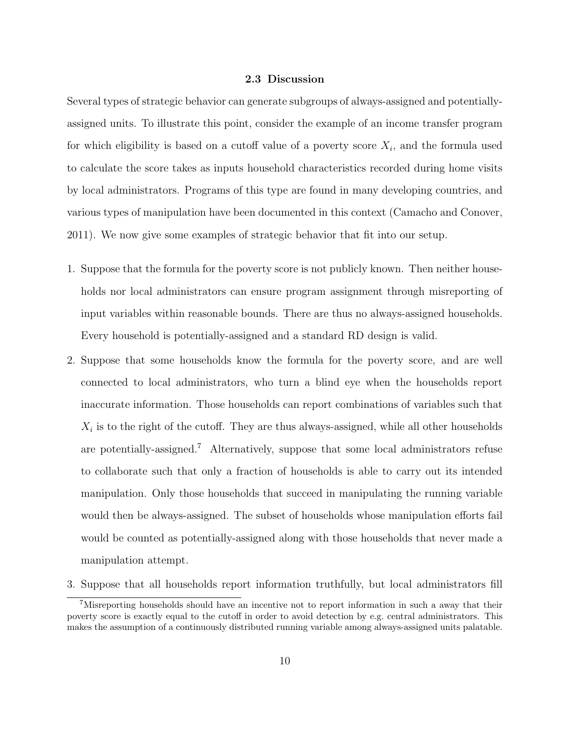### 2.3 Discussion

Several types of strategic behavior can generate subgroups of always-assigned and potentially-assigned units. To illustrate this point, consider the example of an income transfer program for which eligibility is based on a cutoff value of a poverty score $X_i$, and the formula used to calculate the score takes as inputs household characteristics recorded during home visits by local administrators. Programs of this type are found in many developing countries, and various types of manipulation have been documented in this context (Camacho and Conover, 2011). We now give some examples of strategic behavior that fit into our setup.

1. Suppose that the formula for the poverty score is not publicly known. Then neither households nor local administrators can ensure program assignment through misreporting of input variables within reasonable bounds. There are thus no always-assigned households. Every household is potentially-assigned and a standard RD design is valid.
2. Suppose that some households know the formula for the poverty score, and are well connected to local administrators, who turn a blind eye when the households report inaccurate information. Those households can report combinations of variables such that $X_i$ is to the right of the cutoff. They are thus always-assigned, while all other households are potentially-assigned.[7] Alternatively, suppose that some local administrators refuse to collaborate such that only a fraction of households is able to carry out its intended manipulation. Only those households that succeed in manipulating the running variable would then be always-assigned. The subset of households whose manipulation efforts fail would be counted as potentially-assigned along with those households that never made a manipulation attempt.
3. Suppose that all households report information truthfully, but local administrators fill

[7] Misreporting households should have an incentive not to report information in such a away that their poverty score is exactly equal to the cutoff in order to avoid detection by e.g. central administrators. This makes the assumption of a continuously distributed running variable among always-assigned units palatable.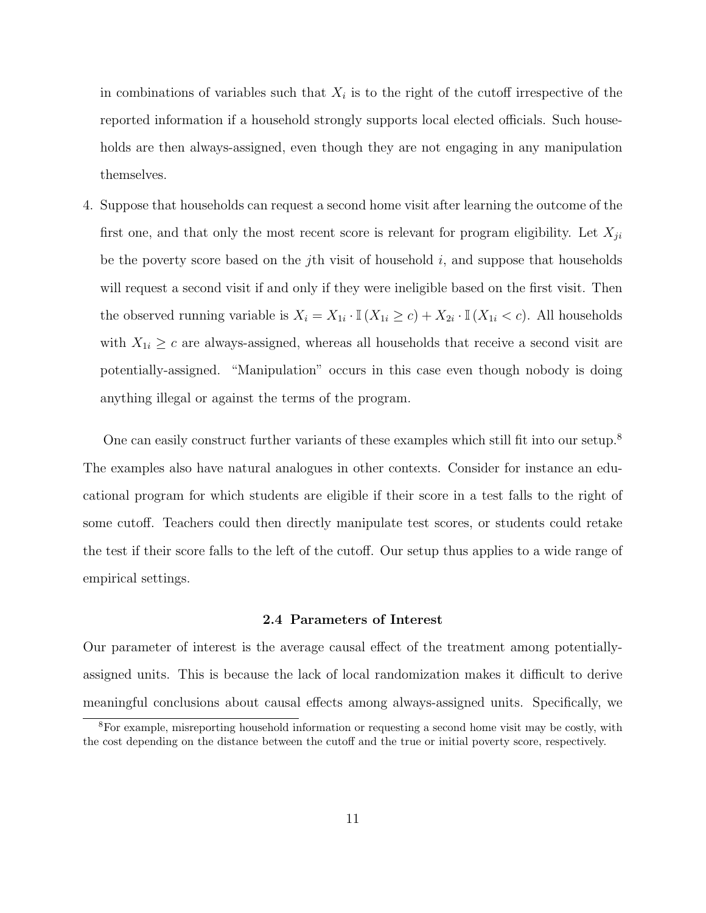in combinations of variables such that $X_i$ is to the right of the cutoff irrespective of the reported information if a household strongly supports local elected officials. Such households are then always-assigned, even though they are not engaging in any manipulation themselves.

4. Suppose that households can request a second home visit after learning the outcome of the first one, and that only the most recent score is relevant for program eligibility. Let $X_{ji}$ be the poverty score based on the $j$th visit of household $i$, and suppose that households will request a second visit if and only if they were ineligible based on the first visit. Then the observed running variable is $X_i = X_{1i} \cdot \mathbb{I}(X_{1i} \geq c) + X_{2i} \cdot \mathbb{I}(X_{1i} < c)$. All households with $X_{1i} \geq c$ are always-assigned, whereas all households that receive a second visit are potentially-assigned. "Manipulation" occurs in this case even though nobody is doing anything illegal or against the terms of the program.

One can easily construct further variants of these examples which still fit into our setup.[8] The examples also have natural analogues in other contexts. Consider for instance an educational program for which students are eligible if their score in a test falls to the right of some cutoff. Teachers could then directly manipulate test scores, or students could retake the test if their score falls to the left of the cutoff. Our setup thus applies to a wide range of empirical settings.

### 2.4 Parameters of Interest

Our parameter of interest is the average causal effect of the treatment among potentially-assigned units. This is because the lack of local randomization makes it difficult to derive meaningful conclusions about causal effects among always-assigned units. Specifically, we

[8] For example, misreporting household information or requesting a second home visit may be costly, with the cost depending on the distance between the cutoff and the true or initial poverty score, respectively.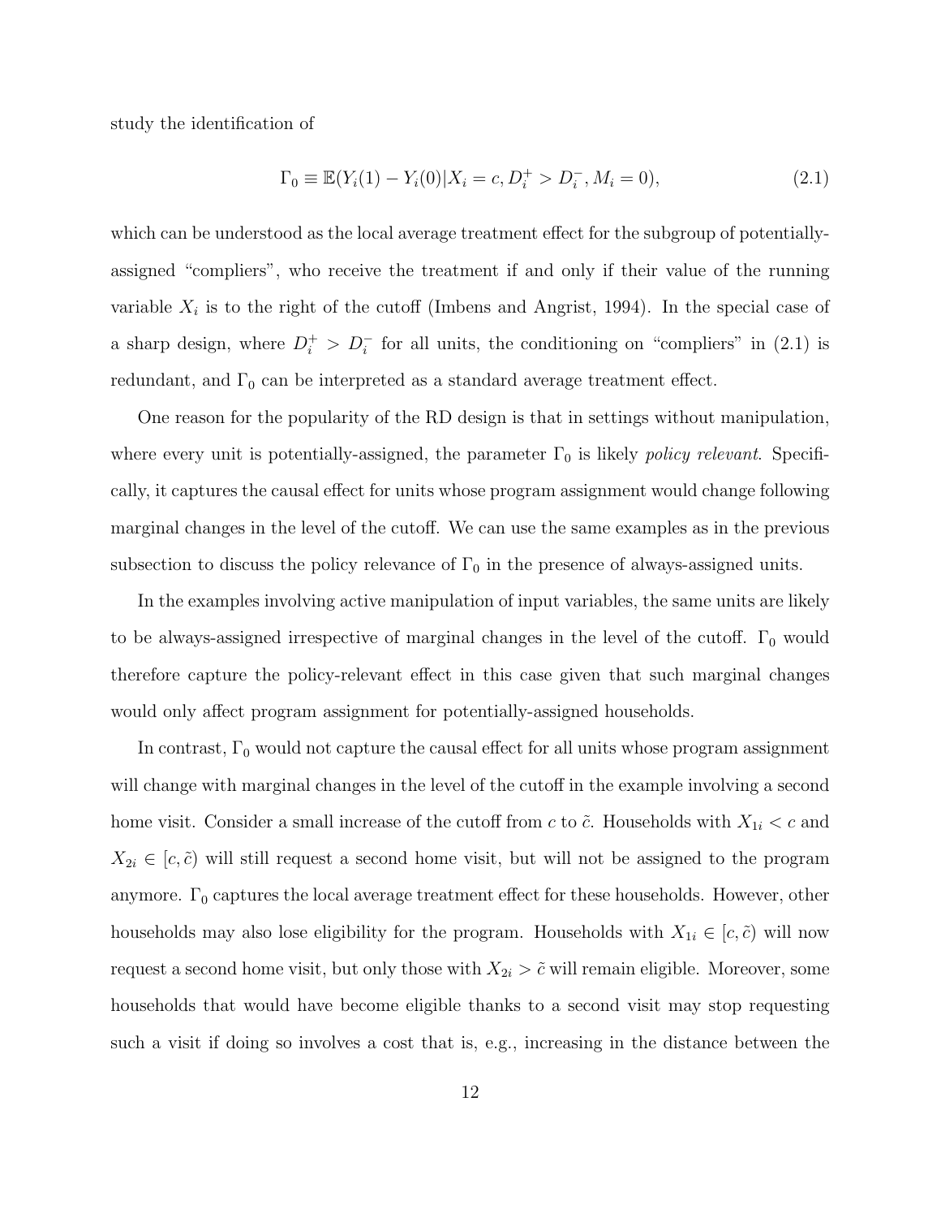study the identification of

$$\Gamma_0 \equiv \mathbb{E}(Y_i(1) - Y_i(0)|X_i = c, D_i^+ > D_i^-, M_i = 0), \tag{2.1}$$

which can be understood as the local average treatment effect for the subgroup of potentially-assigned "compliers", who receive the treatment if and only if their value of the running variable $X_i$ is to the right of the cutoff (Imbens and Angrist, 1994). In the special case of a sharp design, where $D_i^+ > D_i^-$ for all units, the conditioning on "compliers" in (2.1) is redundant, and $\Gamma_0$ can be interpreted as a standard average treatment effect.

One reason for the popularity of the RD design is that in settings without manipulation, where every unit is potentially-assigned, the parameter $\Gamma_0$ is likely *policy relevant*. Specifically, it captures the causal effect for units whose program assignment would change following marginal changes in the level of the cutoff. We can use the same examples as in the previous subsection to discuss the policy relevance of $\Gamma_0$ in the presence of always-assigned units.

In the examples involving active manipulation of input variables, the same units are likely to be always-assigned irrespective of marginal changes in the level of the cutoff. $\Gamma_0$ would therefore capture the policy-relevant effect in this case given that such marginal changes would only affect program assignment for potentially-assigned households.

In contrast, $\Gamma_0$ would not capture the causal effect for all units whose program assignment will change with marginal changes in the level of the cutoff in the example involving a second home visit. Consider a small increase of the cutoff from $c$ to $\tilde{c}$. Households with $X_{1i} < c$ and $X_{2i} \in [c, \tilde{c})$ will still request a second home visit, but will not be assigned to the program anymore. $\Gamma_0$ captures the local average treatment effect for these households. However, other households may also lose eligibility for the program. Households with $X_{1i} \in [c, \tilde{c})$ will now request a second home visit, but only those with $X_{2i} > \tilde{c}$ will remain eligible. Moreover, some households that would have become eligible thanks to a second visit may stop requesting such a visit if doing so involves a cost that is, e.g., increasing in the distance between the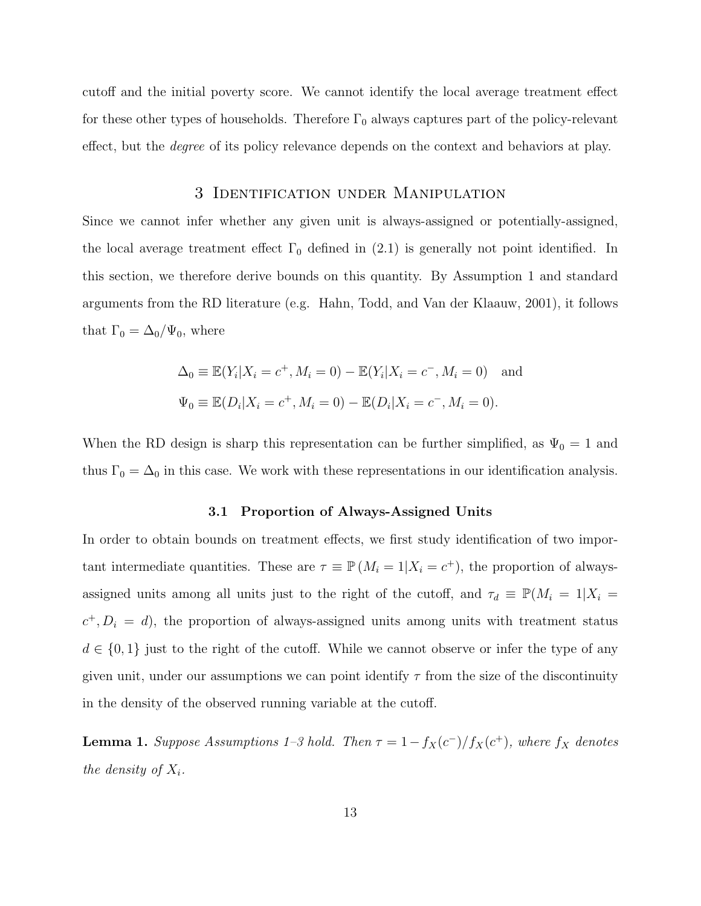cutoff and the initial poverty score. We cannot identify the local average treatment effect for these other types of households. Therefore $\Gamma_0$ always captures part of the policy-relevant effect, but the *degree* of its policy relevance depends on the context and behaviors at play.

## 3 Identification under Manipulation

Since we cannot infer whether any given unit is always-assigned or potentially-assigned, the local average treatment effect $\Gamma_0$ defined in (2.1) is generally not point identified. In this section, we therefore derive bounds on this quantity. By Assumption 1 and standard arguments from the RD literature (e.g. Hahn, Todd, and Van der Klaauw, 2001), it follows that $\Gamma_0 = \Delta_0/\Psi_0$, where

$$\Delta_0 \equiv \mathbb{E}(Y_i|X_i = c^+, M_i = 0) - \mathbb{E}(Y_i|X_i = c^-, M_i = 0) \quad \text{and}$$
$$\Psi_0 \equiv \mathbb{E}(D_i|X_i = c^+, M_i = 0) - \mathbb{E}(D_i|X_i = c^-, M_i = 0).$$

When the RD design is sharp this representation can be further simplified, as $\Psi_0 = 1$ and thus $\Gamma_0 = \Delta_0$ in this case. We work with these representations in our identification analysis.

### 3.1 Proportion of Always-Assigned Units

In order to obtain bounds on treatment effects, we first study identification of two important intermediate quantities. These are $\tau \equiv \mathbb{P}(M_i = 1|X_i = c^+)$, the proportion of always-assigned units among all units just to the right of the cutoff, and $\tau_d \equiv \mathbb{P}(M_i = 1|X_i = c^+, D_i = d)$, the proportion of always-assigned units among units with treatment status $d \in \{0, 1\}$ just to the right of the cutoff. While we cannot observe or infer the type of any given unit, under our assumptions we can point identify $\tau$ from the size of the discontinuity in the density of the observed running variable at the cutoff.

**Lemma 1.** *Suppose Assumptions 1–3 hold. Then $\tau = 1 - f_X(c^-)/f_X(c^+)$, where $f_X$ denotes the density of $X_i$.*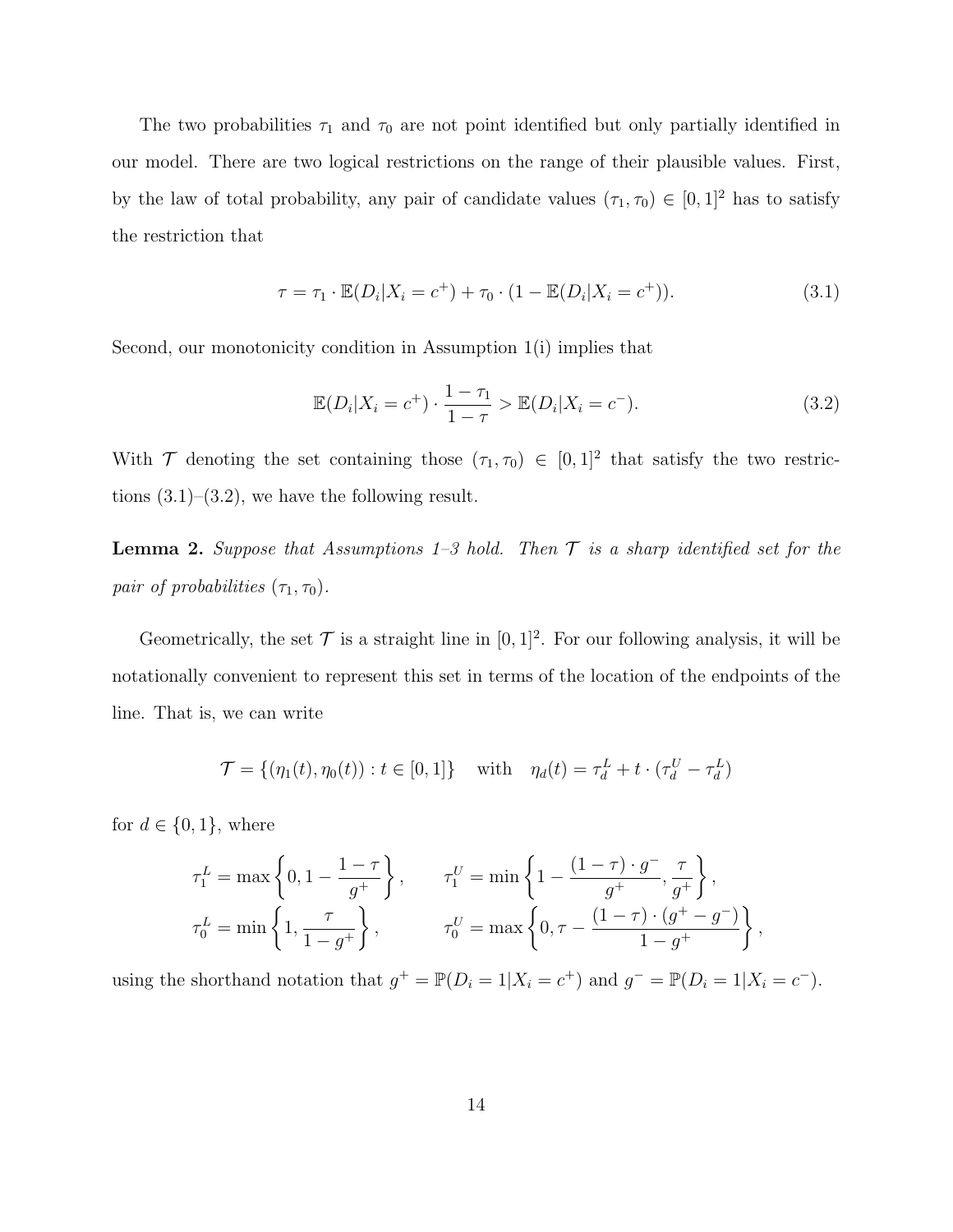The two probabilities $\tau_1$ and $\tau_0$ are not point identified but only partially identified in our model. There are two logical restrictions on the range of their plausible values. First, by the law of total probability, any pair of candidate values $(\tau_1, \tau_0) \in [0,1]^2$ has to satisfy the restriction that

$$\tau = \tau_1 \cdot \mathbb{E}(D_i | X_i = c^+) + \tau_0 \cdot (1 - \mathbb{E}(D_i | X_i = c^+)). \tag{3.1}$$

Second, our monotonicity condition in Assumption 1(i) implies that

$$\mathbb{E}(D_i | X_i = c^+) \cdot \frac{1 - \tau_1}{1 - \tau} > \mathbb{E}(D_i | X_i = c^-). \tag{3.2}$$

With $\mathcal{T}$ denoting the set containing those $(\tau_1, \tau_0) \in [0,1]^2$ that satisfy the two restrictions (3.1)–(3.2), we have the following result.

**Lemma 2.** *Suppose that Assumptions 1–3 hold. Then $\mathcal{T}$ is a sharp identified set for the pair of probabilities $(\tau_1, \tau_0)$.*

Geometrically, the set $\mathcal{T}$ is a straight line in $[0,1]^2$. For our following analysis, it will be notationally convenient to represent this set in terms of the location of the endpoints of the line. That is, we can write

$$\mathcal{T} = \{(\eta_1(t), \eta_0(t)) : t \in [0,1]\} \quad \text{with} \quad \eta_d(t) = \tau_d^L + t \cdot (\tau_d^U - \tau_d^L)$$

for $d \in \{0, 1\}$, where

$$\tau_1^L = \max\left\{0, 1 - \frac{1 - \tau}{g^+}\right\}, \qquad \tau_1^U = \min\left\{1 - \frac{(1 - \tau) \cdot g^-}{g^+}, \frac{\tau}{g^+}\right\},$$

$$\tau_0^L = \min\left\{1, \frac{\tau}{1 - g^+}\right\}, \qquad \tau_0^U = \max\left\{0, \tau - \frac{(1 - \tau) \cdot (g^+ - g^-)}{1 - g^+}\right\},$$

using the shorthand notation that $g^+ = \mathbb{P}(D_i = 1 | X_i = c^+)$ and $g^- = \mathbb{P}(D_i = 1 | X_i = c^-)$.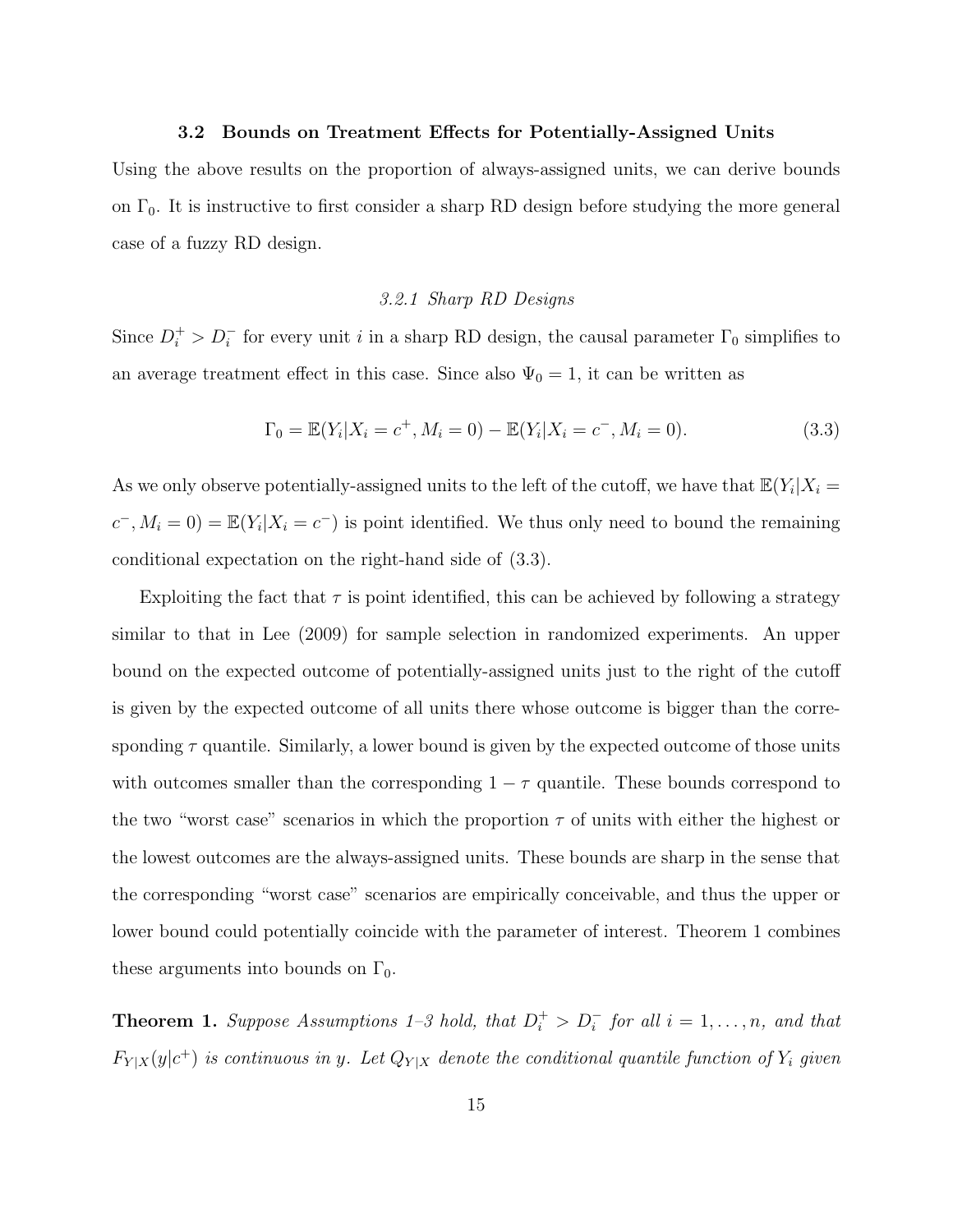### 3.2 Bounds on Treatment Effects for Potentially-Assigned Units

Using the above results on the proportion of always-assigned units, we can derive bounds on $\Gamma_0$. It is instructive to first consider a sharp RD design before studying the more general case of a fuzzy RD design.

#### *3.2.1 Sharp RD Designs*

Since $D_i^+ > D_i^-$ for every unit $i$ in a sharp RD design, the causal parameter $\Gamma_0$ simplifies to an average treatment effect in this case. Since also $\Psi_0 = 1$, it can be written as

$$\Gamma_0 = \mathbb{E}(Y_i | X_i = c^+, M_i = 0) - \mathbb{E}(Y_i | X_i = c^-, M_i = 0). \tag{3.3}$$

As we only observe potentially-assigned units to the left of the cutoff, we have that $\mathbb{E}(Y_i | X_i = c^-, M_i = 0) = \mathbb{E}(Y_i | X_i = c^-)$ is point identified. We thus only need to bound the remaining conditional expectation on the right-hand side of (3.3).

Exploiting the fact that $\tau$ is point identified, this can be achieved by following a strategy similar to that in Lee (2009) for sample selection in randomized experiments. An upper bound on the expected outcome of potentially-assigned units just to the right of the cutoff is given by the expected outcome of all units there whose outcome is bigger than the corresponding $\tau$ quantile. Similarly, a lower bound is given by the expected outcome of those units with outcomes smaller than the corresponding $1 - \tau$ quantile. These bounds correspond to the two "worst case" scenarios in which the proportion $\tau$ of units with either the highest or the lowest outcomes are the always-assigned units. These bounds are sharp in the sense that the corresponding "worst case" scenarios are empirically conceivable, and thus the upper or lower bound could potentially coincide with the parameter of interest. Theorem 1 combines these arguments into bounds on $\Gamma_0$.

**Theorem 1.** *Suppose Assumptions 1–3 hold, that $D_i^+ > D_i^-$ for all $i = 1, \ldots, n$, and that $F_{Y|X}(y|c^+)$ is continuous in $y$. Let $Q_{Y|X}$ denote the conditional quantile function of $Y_i$ given*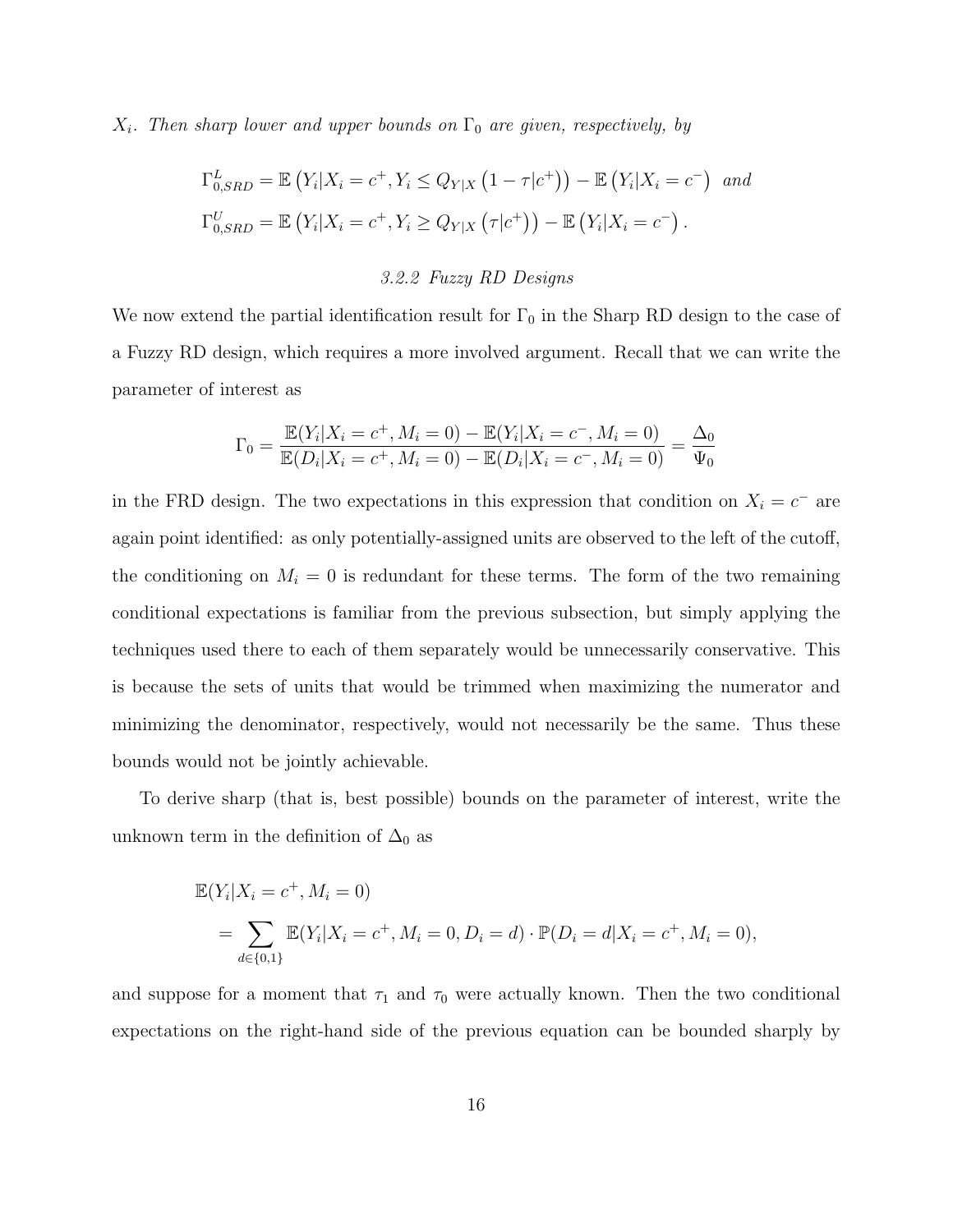*$X_i$. Then sharp lower and upper bounds on $\Gamma_0$ are given, respectively, by*

$$\Gamma^L_{0,SRD} = \mathbb{E}\left(Y_i | X_i = c^+, Y_i \leq Q_{Y|X}\left(1-\tau|c^+\right)\right) - \mathbb{E}\left(Y_i|X_i = c^-\right) \quad \textit{and}$$

$$\Gamma^U_{0,SRD} = \mathbb{E}\left(Y_i | X_i = c^+, Y_i \geq Q_{Y|X}\left(\tau|c^+\right)\right) - \mathbb{E}\left(Y_i|X_i = c^-\right).$$

### 3.2.2 Fuzzy RD Designs

We now extend the partial identification result for $\Gamma_0$ in the Sharp RD design to the case of a Fuzzy RD design, which requires a more involved argument. Recall that we can write the parameter of interest as

$$\Gamma_0 = \frac{\mathbb{E}(Y_i|X_i = c^+, M_i = 0) - \mathbb{E}(Y_i|X_i = c^-, M_i = 0)}{\mathbb{E}(D_i|X_i = c^+, M_i = 0) - \mathbb{E}(D_i|X_i = c^-, M_i = 0)} = \frac{\Delta_0}{\Psi_0}$$

in the FRD design. The two expectations in this expression that condition on $X_i = c^-$ are again point identified: as only potentially-assigned units are observed to the left of the cutoff, the conditioning on $M_i = 0$ is redundant for these terms. The form of the two remaining conditional expectations is familiar from the previous subsection, but simply applying the techniques used there to each of them separately would be unnecessarily conservative. This is because the sets of units that would be trimmed when maximizing the numerator and minimizing the denominator, respectively, would not necessarily be the same. Thus these bounds would not be jointly achievable.

To derive sharp (that is, best possible) bounds on the parameter of interest, write the unknown term in the definition of $\Delta_0$ as

$$\begin{aligned}
&\mathbb{E}(Y_i|X_i = c^+, M_i = 0) \\
&\quad = \sum_{d \in \{0,1\}} \mathbb{E}(Y_i|X_i = c^+, M_i = 0, D_i = d) \cdot \mathbb{P}(D_i = d | X_i = c^+, M_i = 0),
\end{aligned}$$

and suppose for a moment that $\tau_1$ and $\tau_0$ were actually known. Then the two conditional expectations on the right-hand side of the previous equation can be bounded sharply by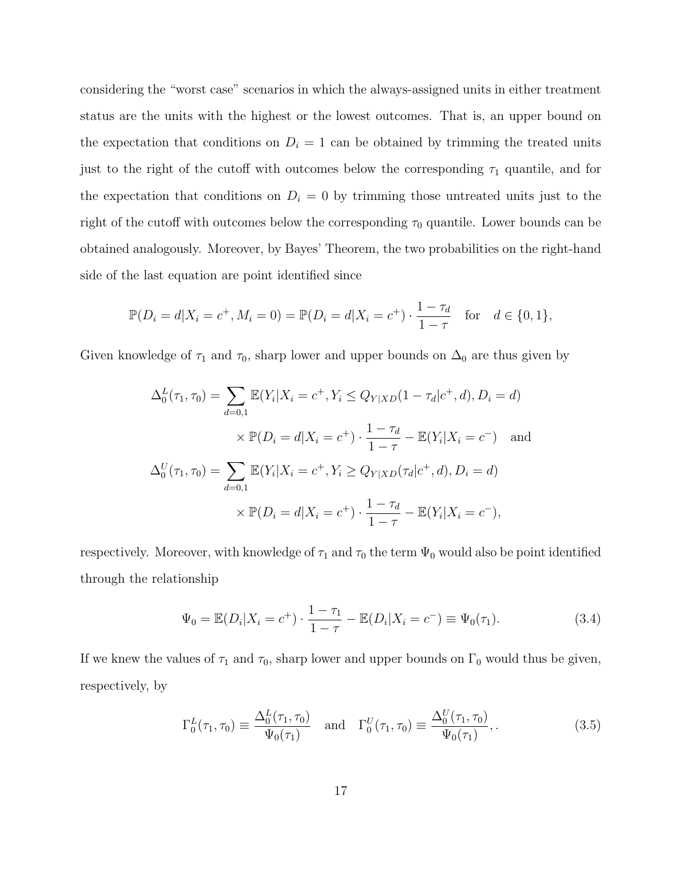considering the "worst case" scenarios in which the always-assigned units in either treatment status are the units with the highest or the lowest outcomes. That is, an upper bound on the expectation that conditions on $D_i = 1$ can be obtained by trimming the treated units just to the right of the cutoff with outcomes below the corresponding $\tau_1$ quantile, and for the expectation that conditions on $D_i = 0$ by trimming those untreated units just to the right of the cutoff with outcomes below the corresponding $\tau_0$ quantile. Lower bounds can be obtained analogously. Moreover, by Bayes' Theorem, the two probabilities on the right-hand side of the last equation are point identified since

$$\mathbb{P}(D_i = d|X_i = c^+, M_i = 0) = \mathbb{P}(D_i = d|X_i = c^+) \cdot \frac{1 - \tau_d}{1 - \tau} \quad \text{for} \quad d \in \{0, 1\},$$

Given knowledge of $\tau_1$ and $\tau_0$, sharp lower and upper bounds on $\Delta_0$ are thus given by

$$\begin{aligned}
\Delta_0^L(\tau_1, \tau_0) = \sum_{d=0,1} & \mathbb{E}(Y_i|X_i = c^+, Y_i \leq Q_{Y|XD}(1 - \tau_d|c^+, d), D_i = d) \\
& \times \mathbb{P}(D_i = d|X_i = c^+) \cdot \frac{1 - \tau_d}{1 - \tau} - \mathbb{E}(Y_i|X_i = c^-) \quad \text{and} \\
\Delta_0^U(\tau_1, \tau_0) = \sum_{d=0,1} & \mathbb{E}(Y_i|X_i = c^+, Y_i \geq Q_{Y|XD}(\tau_d|c^+, d), D_i = d) \\
& \times \mathbb{P}(D_i = d|X_i = c^+) \cdot \frac{1 - \tau_d}{1 - \tau} - \mathbb{E}(Y_i|X_i = c^-),
\end{aligned}$$

respectively. Moreover, with knowledge of $\tau_1$ and $\tau_0$ the term $\Psi_0$ would also be point identified through the relationship

$$\Psi_0 = \mathbb{E}(D_i|X_i = c^+) \cdot \frac{1 - \tau_1}{1 - \tau} - \mathbb{E}(D_i|X_i = c^-) \equiv \Psi_0(\tau_1). \tag{3.4}$$

If we knew the values of $\tau_1$ and $\tau_0$, sharp lower and upper bounds on $\Gamma_0$ would thus be given, respectively, by

$$\Gamma_0^L(\tau_1, \tau_0) \equiv \frac{\Delta_0^L(\tau_1, \tau_0)}{\Psi_0(\tau_1)} \quad \text{and} \quad \Gamma_0^U(\tau_1, \tau_0) \equiv \frac{\Delta_0^U(\tau_1, \tau_0)}{\Psi_0(\tau_1)}, . \tag{3.5}$$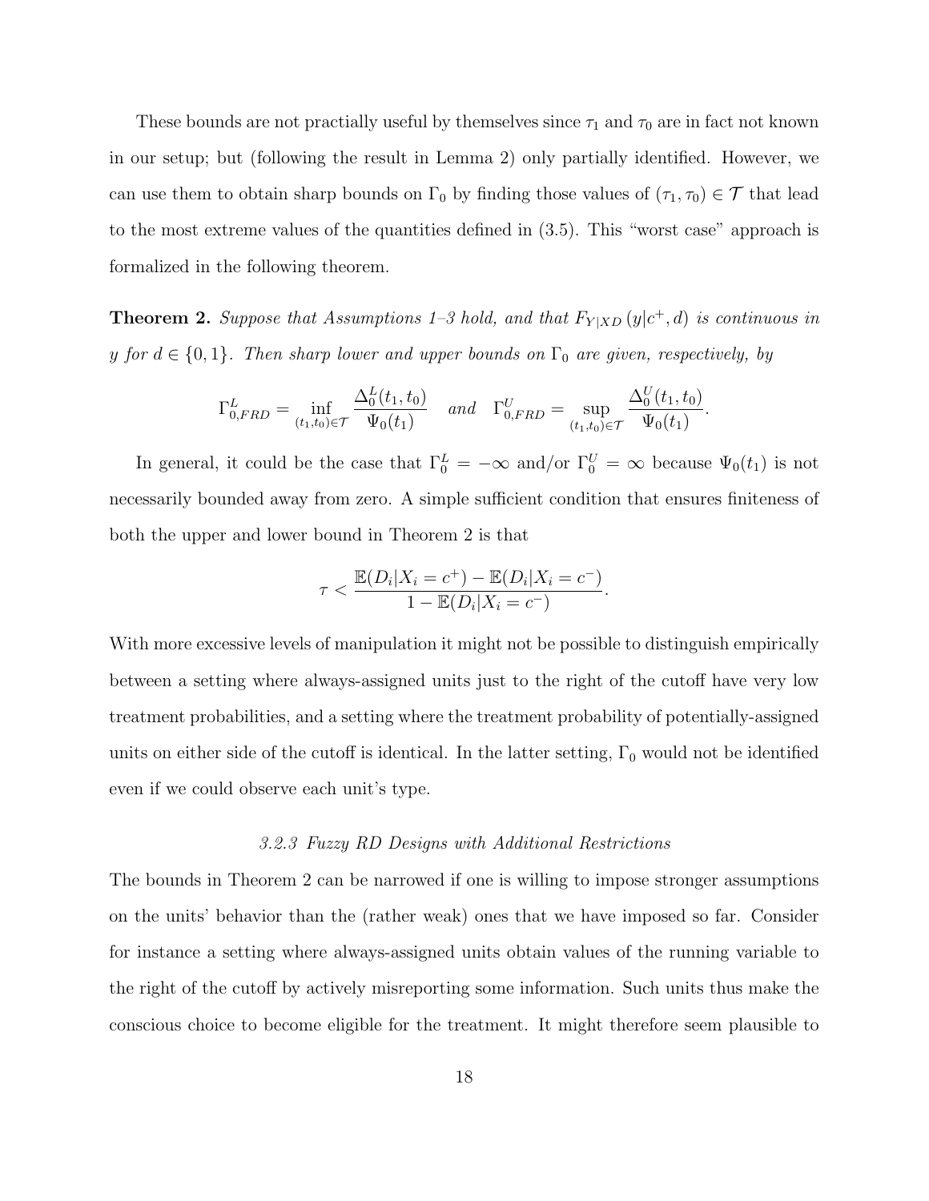These bounds are not practially useful by themselves since $\tau_1$ and $\tau_0$ are in fact not known in our setup; but (following the result in Lemma 2) only partially identified. However, we can use them to obtain sharp bounds on $\Gamma_0$ by finding those values of $(\tau_1, \tau_0) \in \mathcal{T}$ that lead to the most extreme values of the quantities defined in (3.5). This "worst case" approach is formalized in the following theorem.

**Theorem 2.** *Suppose that Assumptions 1–3 hold, and that $F_{Y|XD}(y|c^+, d)$ is continuous in $y$ for $d \in \{0, 1\}$. Then sharp lower and upper bounds on $\Gamma_0$ are given, respectively, by*

$$\Gamma^L_{0,FRD} = \inf_{(t_1,t_0)\in\mathcal{T}} \frac{\Delta^L_0(t_1, t_0)}{\Psi_0(t_1)} \quad \textit{and} \quad \Gamma^U_{0,FRD} = \sup_{(t_1,t_0)\in\mathcal{T}} \frac{\Delta^U_0(t_1, t_0)}{\Psi_0(t_1)}.$$

In general, it could be the case that $\Gamma^L_0 = -\infty$ and/or $\Gamma^U_0 = \infty$ because $\Psi_0(t_1)$ is not necessarily bounded away from zero. A simple sufficient condition that ensures finiteness of both the upper and lower bound in Theorem 2 is that

$$\tau < \frac{\mathbb{E}(D_i|X_i = c^+) - \mathbb{E}(D_i|X_i = c^-)}{1 - \mathbb{E}(D_i|X_i = c^-)}.$$

With more excessive levels of manipulation it might not be possible to distinguish empirically between a setting where always-assigned units just to the right of the cutoff have very low treatment probabilities, and a setting where the treatment probability of potentially-assigned units on either side of the cutoff is identical. In the latter setting, $\Gamma_0$ would not be identified even if we could observe each unit's type.

### *3.2.3 Fuzzy RD Designs with Additional Restrictions*

The bounds in Theorem 2 can be narrowed if one is willing to impose stronger assumptions on the units' behavior than the (rather weak) ones that we have imposed so far. Consider for instance a setting where always-assigned units obtain values of the running variable to the right of the cutoff by actively misreporting some information. Such units thus make the conscious choice to become eligible for the treatment. It might therefore seem plausible to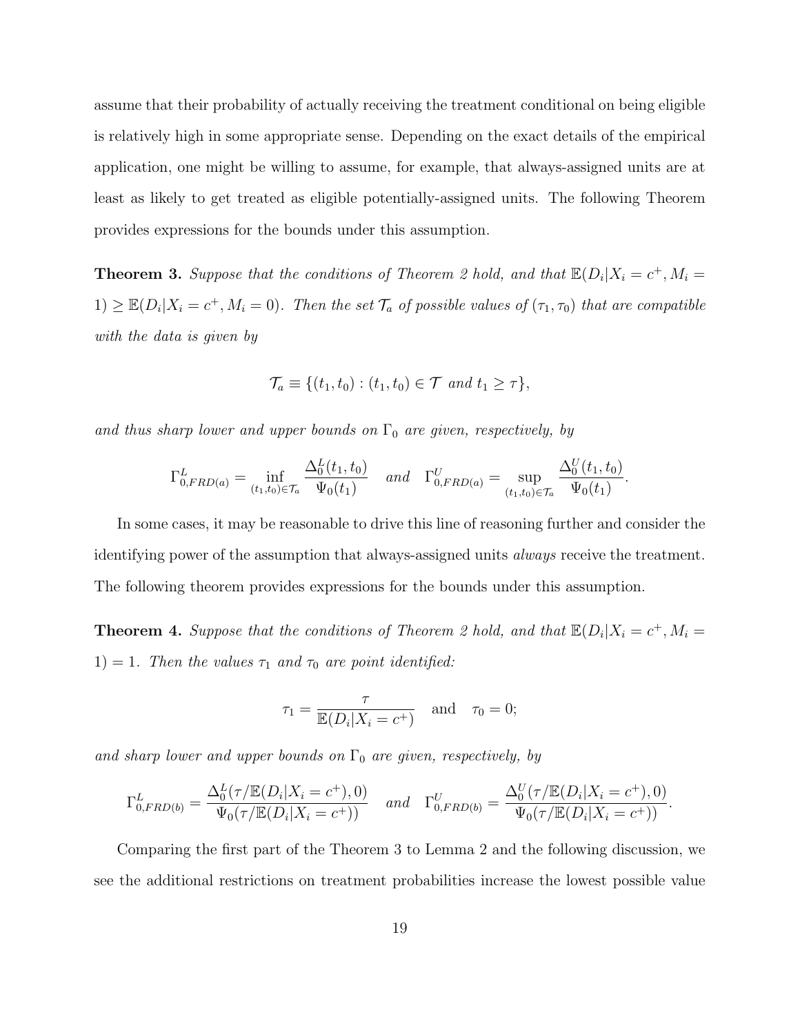assume that their probability of actually receiving the treatment conditional on being eligible is relatively high in some appropriate sense. Depending on the exact details of the empirical application, one might be willing to assume, for example, that always-assigned units are at least as likely to get treated as eligible potentially-assigned units. The following Theorem provides expressions for the bounds under this assumption.

**Theorem 3.** *Suppose that the conditions of Theorem 2 hold, and that $\mathbb{E}(D_i|X_i = c^+, M_i = 1) \geq \mathbb{E}(D_i|X_i = c^+, M_i = 0)$. Then the set $\mathcal{T}_a$ of possible values of $(\tau_1, \tau_0)$ that are compatible with the data is given by*

$$\mathcal{T}_a \equiv \{(t_1, t_0) : (t_1, t_0) \in \mathcal{T} \text{ and } t_1 \geq \tau\},$$

*and thus sharp lower and upper bounds on $\Gamma_0$ are given, respectively, by*

$$\Gamma^L_{0,FRD(a)} = \inf_{(t_1,t_0)\in\mathcal{T}_a} \frac{\Delta^L_0(t_1, t_0)}{\Psi_0(t_1)} \quad \text{and} \quad \Gamma^U_{0,FRD(a)} = \sup_{(t_1,t_0)\in\mathcal{T}_a} \frac{\Delta^U_0(t_1, t_0)}{\Psi_0(t_1)}.$$

In some cases, it may be reasonable to drive this line of reasoning further and consider the identifying power of the assumption that always-assigned units *always* receive the treatment. The following theorem provides expressions for the bounds under this assumption.

**Theorem 4.** *Suppose that the conditions of Theorem 2 hold, and that $\mathbb{E}(D_i|X_i = c^+, M_i = 1) = 1$. Then the values $\tau_1$ and $\tau_0$ are point identified:*

$$\tau_1 = \frac{\tau}{\mathbb{E}(D_i|X_i = c^+)} \quad \text{and} \quad \tau_0 = 0;$$

*and sharp lower and upper bounds on $\Gamma_0$ are given, respectively, by*

$$\Gamma^L_{0,FRD(b)} = \frac{\Delta^L_0(\tau/\mathbb{E}(D_i|X_i = c^+), 0)}{\Psi_0(\tau/\mathbb{E}(D_i|X_i = c^+))} \quad \text{and} \quad \Gamma^U_{0,FRD(b)} = \frac{\Delta^U_0(\tau/\mathbb{E}(D_i|X_i = c^+), 0)}{\Psi_0(\tau/\mathbb{E}(D_i|X_i = c^+))}.$$

Comparing the first part of the Theorem 3 to Lemma 2 and the following discussion, we see the additional restrictions on treatment probabilities increase the lowest possible value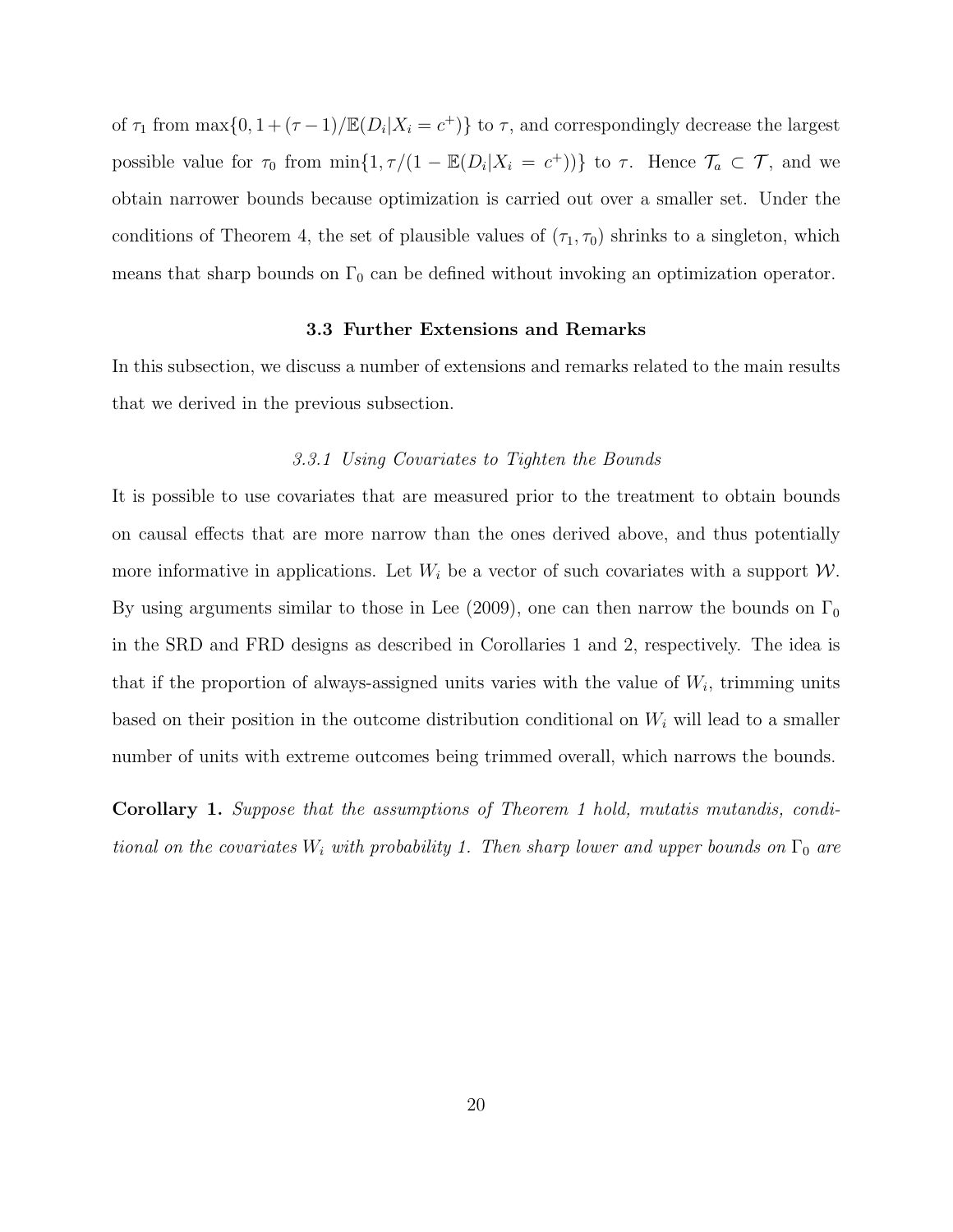of $\tau_1$ from $\max\{0, 1 + (\tau - 1)/\mathbb{E}(D_i|X_i = c^+)\}$ to $\tau$, and correspondingly decrease the largest possible value for $\tau_0$ from $\min\{1, \tau/(1 - \mathbb{E}(D_i|X_i = c^+))\}$ to $\tau$. Hence $\mathcal{T}_a \subset \mathcal{T}$, and we obtain narrower bounds because optimization is carried out over a smaller set. Under the conditions of Theorem 4, the set of plausible values of $(\tau_1, \tau_0)$ shrinks to a singleton, which means that sharp bounds on $\Gamma_0$ can be defined without invoking an optimization operator.

### 3.3 Further Extensions and Remarks

In this subsection, we discuss a number of extensions and remarks related to the main results that we derived in the previous subsection.

#### *3.3.1 Using Covariates to Tighten the Bounds*

It is possible to use covariates that are measured prior to the treatment to obtain bounds on causal effects that are more narrow than the ones derived above, and thus potentially more informative in applications. Let $W_i$ be a vector of such covariates with a support $\mathcal{W}$. By using arguments similar to those in Lee (2009), one can then narrow the bounds on $\Gamma_0$ in the SRD and FRD designs as described in Corollaries 1 and 2, respectively. The idea is that if the proportion of always-assigned units varies with the value of $W_i$, trimming units based on their position in the outcome distribution conditional on $W_i$ will lead to a smaller number of units with extreme outcomes being trimmed overall, which narrows the bounds.

**Corollary 1.** *Suppose that the assumptions of Theorem 1 hold, mutatis mutandis, conditional on the covariates $W_i$ with probability 1. Then sharp lower and upper bounds on $\Gamma_0$ are*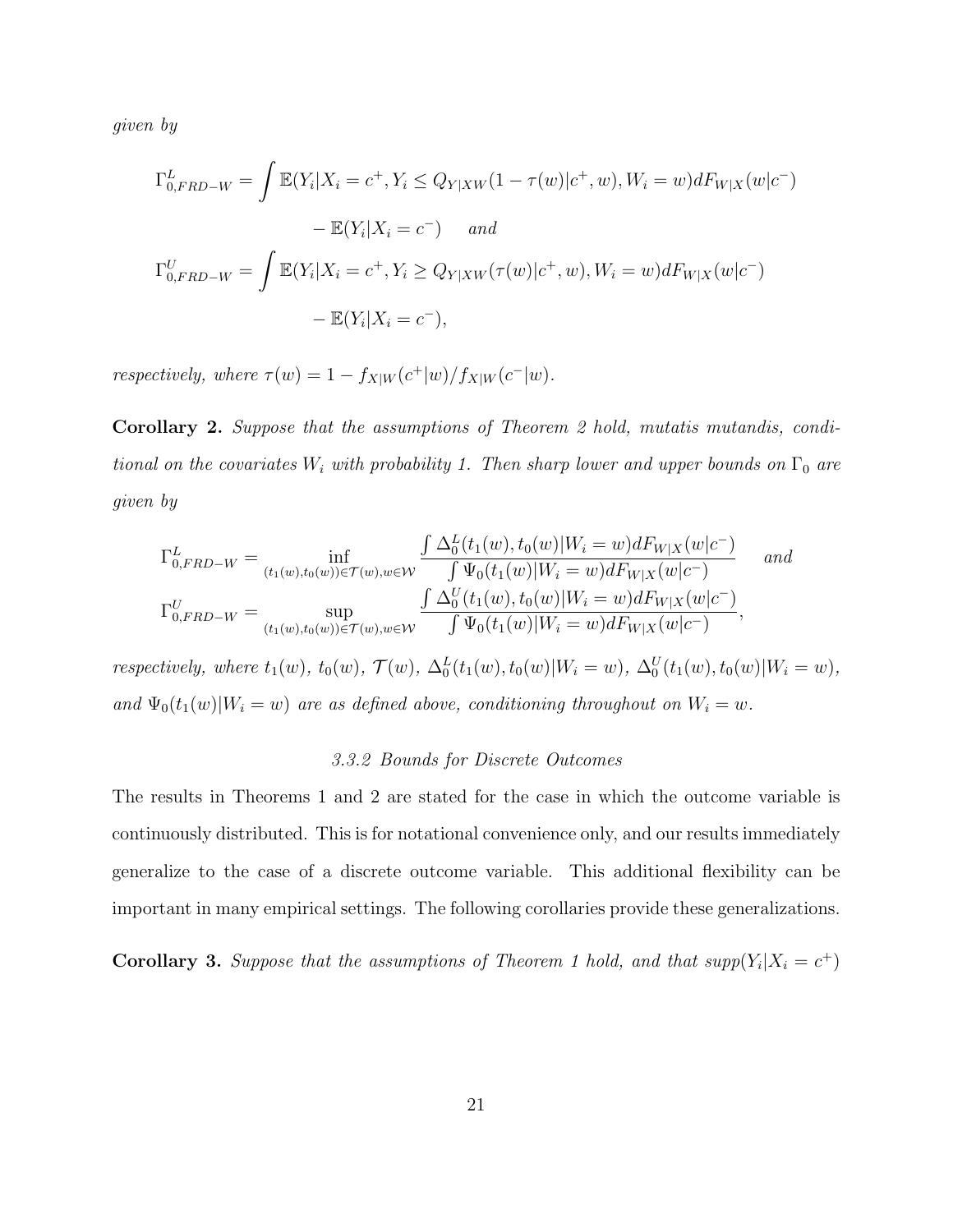*given by*

$$\Gamma^L_{0,FRD-W} = \int \mathbb{E}(Y_i|X_i = c^+, Y_i \leq Q_{Y|XW}(1-\tau(w)|c^+, w), W_i = w) dF_{W|X}(w|c^-)$$
$$- \mathbb{E}(Y_i|X_i = c^-) \quad \textit{and}$$
$$\Gamma^U_{0,FRD-W} = \int \mathbb{E}(Y_i|X_i = c^+, Y_i \geq Q_{Y|XW}(\tau(w)|c^+, w), W_i = w) dF_{W|X}(w|c^-)$$
$$- \mathbb{E}(Y_i|X_i = c^-),$$

*respectively, where* $\tau(w) = 1 - f_{X|W}(c^+|w)/f_{X|W}(c^-|w)$.

**Corollary 2.** *Suppose that the assumptions of Theorem 2 hold, mutatis mutandis, conditional on the covariates* $W_i$ *with probability 1. Then sharp lower and upper bounds on* $\Gamma_0$ *are given by*

$$\Gamma^L_{0,FRD-W} = \inf_{(t_1(w),t_0(w))\in\mathcal{T}(w), w\in\mathcal{W}} \frac{\int \Delta^L_0(t_1(w), t_0(w)|W_i = w) dF_{W|X}(w|c^-)}{\int \Psi_0(t_1(w)|W_i = w) dF_{W|X}(w|c^-)} \quad \textit{and}$$
$$\Gamma^U_{0,FRD-W} = \sup_{(t_1(w),t_0(w))\in\mathcal{T}(w), w\in\mathcal{W}} \frac{\int \Delta^U_0(t_1(w), t_0(w)|W_i = w) dF_{W|X}(w|c^-)}{\int \Psi_0(t_1(w)|W_i = w) dF_{W|X}(w|c^-)},$$

*respectively, where* $t_1(w)$, $t_0(w)$, $\mathcal{T}(w)$, $\Delta^L_0(t_1(w), t_0(w)|W_i = w)$, $\Delta^U_0(t_1(w), t_0(w)|W_i = w)$, *and* $\Psi_0(t_1(w)|W_i = w)$ *are as defined above, conditioning throughout on* $W_i = w$.

### *3.3.2 Bounds for Discrete Outcomes*

The results in Theorems 1 and 2 are stated for the case in which the outcome variable is continuously distributed. This is for notational convenience only, and our results immediately generalize to the case of a discrete outcome variable. This additional flexibility can be important in many empirical settings. The following corollaries provide these generalizations.

**Corollary 3.** *Suppose that the assumptions of Theorem 1 hold, and that* $supp(Y_i|X_i = c^+)$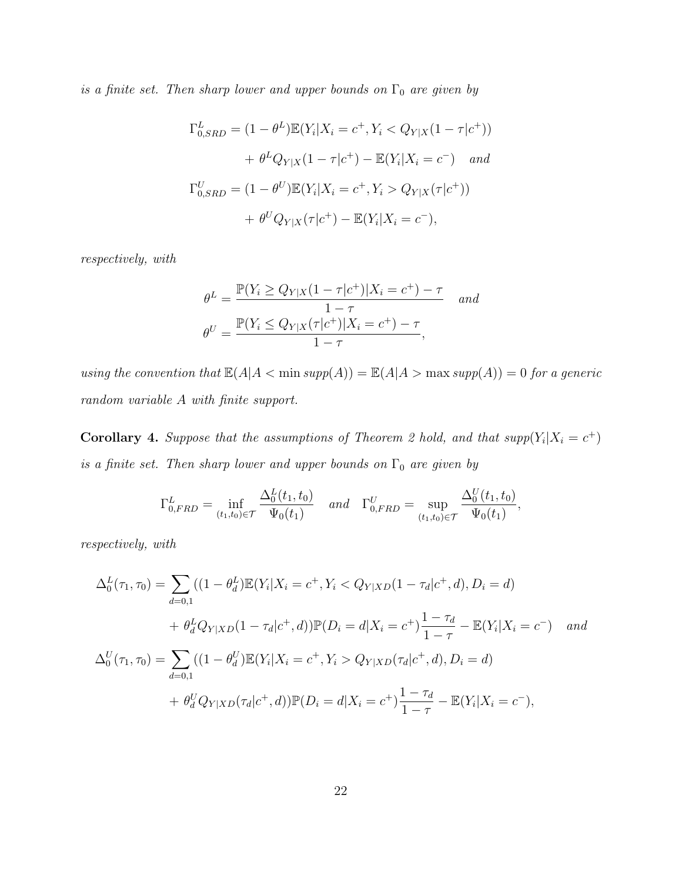*is a finite set. Then sharp lower and upper bounds on $\Gamma_0$ are given by*

$$
\begin{aligned}
\Gamma^L_{0,SRD} &= (1-\theta^L)\mathbb{E}(Y_i|X_i=c^+, Y_i < Q_{Y|X}(1-\tau|c^+)) \\
&\quad + \theta^L Q_{Y|X}(1-\tau|c^+) - \mathbb{E}(Y_i|X_i=c^-) \quad \textit{and} \\
\Gamma^U_{0,SRD} &= (1-\theta^U)\mathbb{E}(Y_i|X_i=c^+, Y_i > Q_{Y|X}(\tau|c^+)) \\
&\quad + \theta^U Q_{Y|X}(\tau|c^+) - \mathbb{E}(Y_i|X_i=c^-),
\end{aligned}
$$

*respectively, with*

$$
\begin{aligned}
\theta^L &= \frac{\mathbb{P}(Y_i \geq Q_{Y|X}(1-\tau|c^+)|X_i=c^+) - \tau}{1-\tau} \quad \textit{and} \\
\theta^U &= \frac{\mathbb{P}(Y_i \leq Q_{Y|X}(\tau|c^+)|X_i=c^+) - \tau}{1-\tau},
\end{aligned}
$$

*using the convention that $\mathbb{E}(A|A < \min supp(A)) = \mathbb{E}(A|A > \max supp(A)) = 0$ for a generic random variable $A$ with finite support.*

**Corollary 4.** *Suppose that the assumptions of Theorem 2 hold, and that $supp(Y_i|X_i = c^+)$ is a finite set. Then sharp lower and upper bounds on $\Gamma_0$ are given by*

$$
\Gamma^L_{0,FRD} = \inf_{(t_1,t_0)\in\mathcal{T}} \frac{\Delta^L_0(t_1,t_0)}{\Psi_0(t_1)} \quad \textit{and} \quad \Gamma^U_{0,FRD} = \sup_{(t_1,t_0)\in\mathcal{T}} \frac{\Delta^U_0(t_1,t_0)}{\Psi_0(t_1)},
$$

*respectively, with*

$$
\begin{aligned}
\Delta^L_0(\tau_1,\tau_0) &= \sum_{d=0,1}((1-\theta^L_d)\mathbb{E}(Y_i|X_i=c^+, Y_i < Q_{Y|XD}(1-\tau_d|c^+,d), D_i=d) \\
&\quad + \theta^L_d Q_{Y|XD}(1-\tau_d|c^+,d))\mathbb{P}(D_i=d|X_i=c^+)\frac{1-\tau_d}{1-\tau} - \mathbb{E}(Y_i|X_i=c^-) \quad \textit{and} \\
\Delta^U_0(\tau_1,\tau_0) &= \sum_{d=0,1}((1-\theta^U_d)\mathbb{E}(Y_i|X_i=c^+, Y_i > Q_{Y|XD}(\tau_d|c^+,d), D_i=d) \\
&\quad + \theta^U_d Q_{Y|XD}(\tau_d|c^+,d))\mathbb{P}(D_i=d|X_i=c^+)\frac{1-\tau_d}{1-\tau} - \mathbb{E}(Y_i|X_i=c^-),
\end{aligned}
$$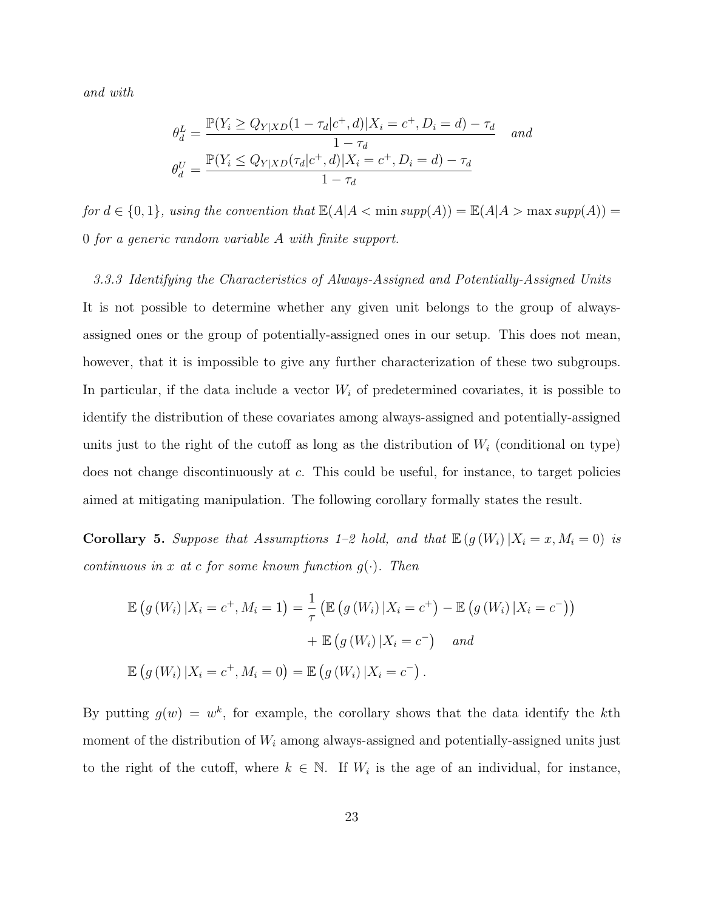*and with*

$$\theta_d^L = \frac{\mathbb{P}(Y_i \geq Q_{Y|XD}(1-\tau_d|c^+, d)|X_i = c^+, D_i = d) - \tau_d}{1-\tau_d} \quad \textit{and}$$
$$\theta_d^U = \frac{\mathbb{P}(Y_i \leq Q_{Y|XD}(\tau_d|c^+, d)|X_i = c^+, D_i = d) - \tau_d}{1-\tau_d}$$

*for $d \in \{0, 1\}$, using the convention that $\mathbb{E}(A|A < \min supp(A)) = \mathbb{E}(A|A > \max supp(A)) = 0$ for a generic random variable $A$ with finite support.*

*3.3.3 Identifying the Characteristics of Always-Assigned and Potentially-Assigned Units*

It is not possible to determine whether any given unit belongs to the group of always-assigned ones or the group of potentially-assigned ones in our setup. This does not mean, however, that it is impossible to give any further characterization of these two subgroups. In particular, if the data include a vector $W_i$ of predetermined covariates, it is possible to identify the distribution of these covariates among always-assigned and potentially-assigned units just to the right of the cutoff as long as the distribution of $W_i$ (conditional on type) does not change discontinuously at $c$. This could be useful, for instance, to target policies aimed at mitigating manipulation. The following corollary formally states the result.

**Corollary 5.** *Suppose that Assumptions 1–2 hold, and that $\mathbb{E}(g(W_i)|X_i = x, M_i = 0)$ is continuous in $x$ at $c$ for some known function $g(\cdot)$. Then*

$$\mathbb{E}\left(g(W_i)|X_i = c^+, M_i = 1\right) = \frac{1}{\tau}\left(\mathbb{E}\left(g(W_i)|X_i = c^+\right) - \mathbb{E}\left(g(W_i)|X_i = c^-\right)\right) + \mathbb{E}\left(g(W_i)|X_i = c^-\right) \quad \textit{and}$$

$$\mathbb{E}\left(g(W_i)|X_i = c^+, M_i = 0\right) = \mathbb{E}\left(g(W_i)|X_i = c^-\right).$$

By putting $g(w) = w^k$, for example, the corollary shows that the data identify the $k$th moment of the distribution of $W_i$ among always-assigned and potentially-assigned units just to the right of the cutoff, where $k \in \mathbb{N}$. If $W_i$ is the age of an individual, for instance,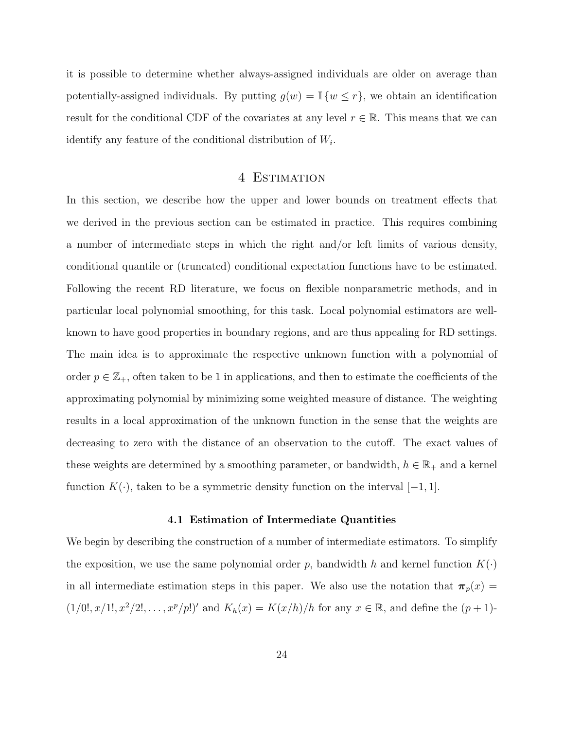it is possible to determine whether always-assigned individuals are older on average than potentially-assigned individuals. By putting $g(w) = \mathbb{I}\{w \leq r\}$, we obtain an identification result for the conditional CDF of the covariates at any level $r \in \mathbb{R}$. This means that we can identify any feature of the conditional distribution of $W_i$.

# 4 Estimation

In this section, we describe how the upper and lower bounds on treatment effects that we derived in the previous section can be estimated in practice. This requires combining a number of intermediate steps in which the right and/or left limits of various density, conditional quantile or (truncated) conditional expectation functions have to be estimated. Following the recent RD literature, we focus on flexible nonparametric methods, and in particular local polynomial smoothing, for this task. Local polynomial estimators are well-known to have good properties in boundary regions, and are thus appealing for RD settings. The main idea is to approximate the respective unknown function with a polynomial of order $p \in \mathbb{Z}_+$, often taken to be 1 in applications, and then to estimate the coefficients of the approximating polynomial by minimizing some weighted measure of distance. The weighting results in a local approximation of the unknown function in the sense that the weights are decreasing to zero with the distance of an observation to the cutoff. The exact values of these weights are determined by a smoothing parameter, or bandwidth, $h \in \mathbb{R}_+$ and a kernel function $K(\cdot)$, taken to be a symmetric density function on the interval $[-1, 1]$.

## 4.1 Estimation of Intermediate Quantities

We begin by describing the construction of a number of intermediate estimators. To simplify the exposition, we use the same polynomial order $p$, bandwidth $h$ and kernel function $K(\cdot)$ in all intermediate estimation steps in this paper. We also use the notation that $\boldsymbol{\pi}_p(x) = (1/0!, x/1!, x^2/2!, \ldots, x^p/p!)'$ and $K_h(x) = K(x/h)/h$ for any $x \in \mathbb{R}$, and define the $(p+1)$-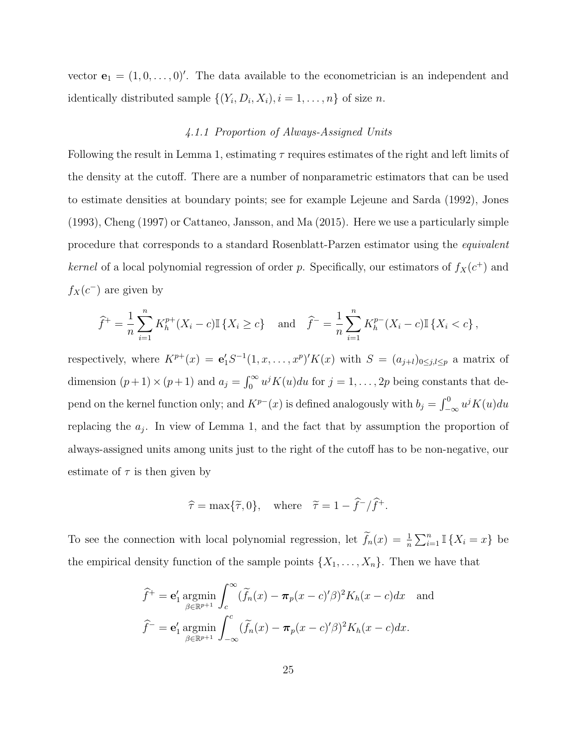vector $\mathbf{e}_1 = (1, 0, \dots, 0)'$. The data available to the econometrician is an independent and identically distributed sample $\{(Y_i, D_i, X_i), i = 1, \dots, n\}$ of size $n$.

#### *4.1.1 Proportion of Always-Assigned Units*

Following the result in Lemma 1, estimating $\tau$ requires estimates of the right and left limits of the density at the cutoff. There are a number of nonparametric estimators that can be used to estimate densities at boundary points; see for example Lejeune and Sarda (1992), Jones (1993), Cheng (1997) or Cattaneo, Jansson, and Ma (2015). Here we use a particularly simple procedure that corresponds to a standard Rosenblatt-Parzen estimator using the *equivalent kernel* of a local polynomial regression of order $p$. Specifically, our estimators of $f_X(c^+)$ and $f_X(c^-)$ are given by

$$\widehat{f}^+ = \frac{1}{n}\sum_{i=1}^n K_h^{p+}(X_i - c)\mathbb{I}\{X_i \geq c\} \quad \text{and} \quad \widehat{f}^- = \frac{1}{n}\sum_{i=1}^n K_h^{p-}(X_i - c)\mathbb{I}\{X_i < c\},$$

respectively, where $K^{p+}(x) = \mathbf{e}_1' S^{-1}(1, x, \dots, x^p)' K(x)$ with $S = (a_{j+l})_{0\leq j,l\leq p}$ a matrix of dimension $(p+1)\times(p+1)$ and $a_j = \int_0^\infty u^j K(u)du$ for $j = 1, \dots, 2p$ being constants that depend on the kernel function only; and $K^{p-}(x)$ is defined analogously with $b_j = \int_{-\infty}^0 u^j K(u)du$ replacing the $a_j$. In view of Lemma 1, and the fact that by assumption the proportion of always-assigned units among units just to the right of the cutoff has to be non-negative, our estimate of $\tau$ is then given by

$$\widehat{\tau} = \max\{\widetilde{\tau}, 0\}, \quad \text{where} \quad \widetilde{\tau} = 1 - \widehat{f}^-/\widehat{f}^+.$$

To see the connection with local polynomial regression, let $\widetilde{f}_n(x) = \frac{1}{n}\sum_{i=1}^n \mathbb{I}\{X_i = x\}$ be the empirical density function of the sample points $\{X_1, \dots, X_n\}$. Then we have that

$$\widehat{f}^+ = \mathbf{e}_1' \operatorname*{argmin}_{\beta\in\mathbb{R}^{p+1}} \int_c^\infty (\widetilde{f}_n(x) - \boldsymbol{\pi}_p(x-c)'\beta)^2 K_h(x-c)dx \quad \text{and}$$
$$\widehat{f}^- = \mathbf{e}_1' \operatorname*{argmin}_{\beta\in\mathbb{R}^{p+1}} \int_{-\infty}^c (\widetilde{f}_n(x) - \boldsymbol{\pi}_p(x-c)'\beta)^2 K_h(x-c)dx.$$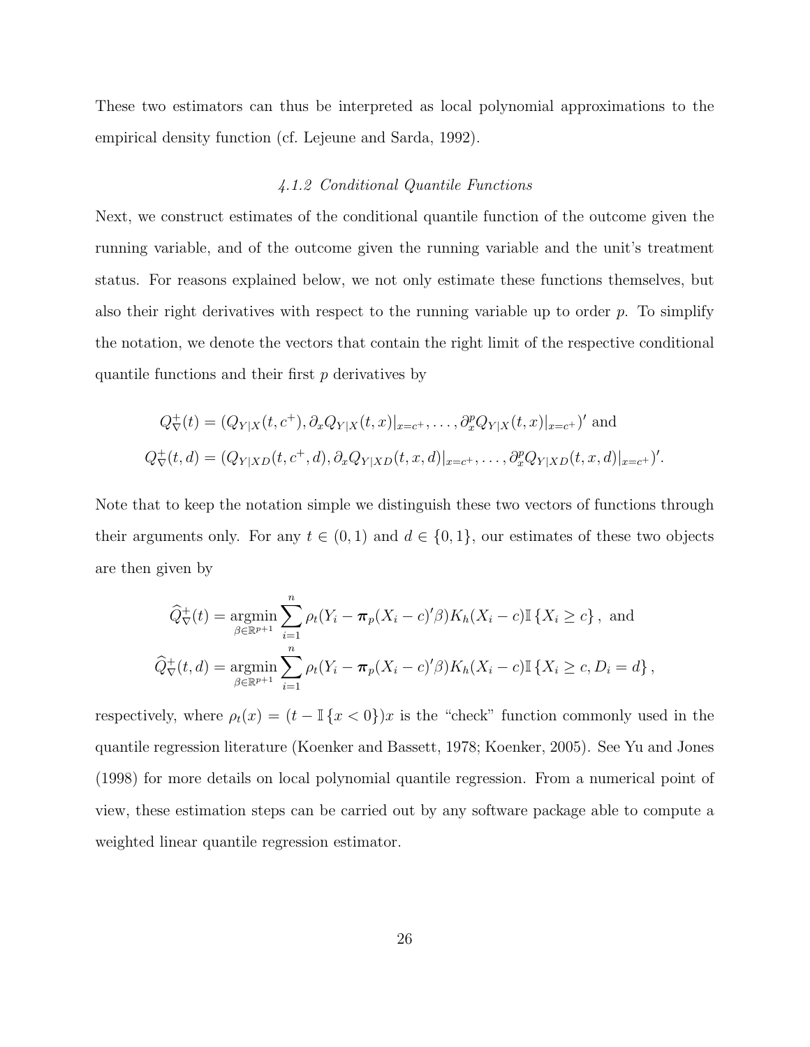These two estimators can thus be interpreted as local polynomial approximations to the empirical density function (cf. Lejeune and Sarda, 1992).

### *4.1.2 Conditional Quantile Functions*

Next, we construct estimates of the conditional quantile function of the outcome given the running variable, and of the outcome given the running variable and the unit's treatment status. For reasons explained below, we not only estimate these functions themselves, but also their right derivatives with respect to the running variable up to order $p$. To simplify the notation, we denote the vectors that contain the right limit of the respective conditional quantile functions and their first $p$ derivatives by

$$Q_{\nabla}^{+}(t) = (Q_{Y|X}(t, c^{+}), \partial_x Q_{Y|X}(t, x)|_{x=c^{+}}, \ldots, \partial_x^p Q_{Y|X}(t, x)|_{x=c^{+}})' \text{ and}$$

$$Q_{\nabla}^{+}(t, d) = (Q_{Y|XD}(t, c^{+}, d), \partial_x Q_{Y|XD}(t, x, d)|_{x=c^{+}}, \ldots, \partial_x^p Q_{Y|XD}(t, x, d)|_{x=c^{+}})'.$$

Note that to keep the notation simple we distinguish these two vectors of functions through their arguments only. For any $t \in (0, 1)$ and $d \in \{0, 1\}$, our estimates of these two objects are then given by

$$\widehat{Q}_{\nabla}^{+}(t) = \underset{\beta \in \mathbb{R}^{p+1}}{\operatorname{argmin}} \sum_{i=1}^{n} \rho_t(Y_i - \boldsymbol{\pi}_p(X_i - c)'\beta) K_h(X_i - c) \mathbb{I}\{X_i \geq c\}, \text{ and}$$

$$\widehat{Q}_{\nabla}^{+}(t, d) = \underset{\beta \in \mathbb{R}^{p+1}}{\operatorname{argmin}} \sum_{i=1}^{n} \rho_t(Y_i - \boldsymbol{\pi}_p(X_i - c)'\beta) K_h(X_i - c) \mathbb{I}\{X_i \geq c, D_i = d\},$$

respectively, where $\rho_t(x) = (t - \mathbb{I}\{x < 0\})x$ is the "check" function commonly used in the quantile regression literature (Koenker and Bassett, 1978; Koenker, 2005). See Yu and Jones (1998) for more details on local polynomial quantile regression. From a numerical point of view, these estimation steps can be carried out by any software package able to compute a weighted linear quantile regression estimator.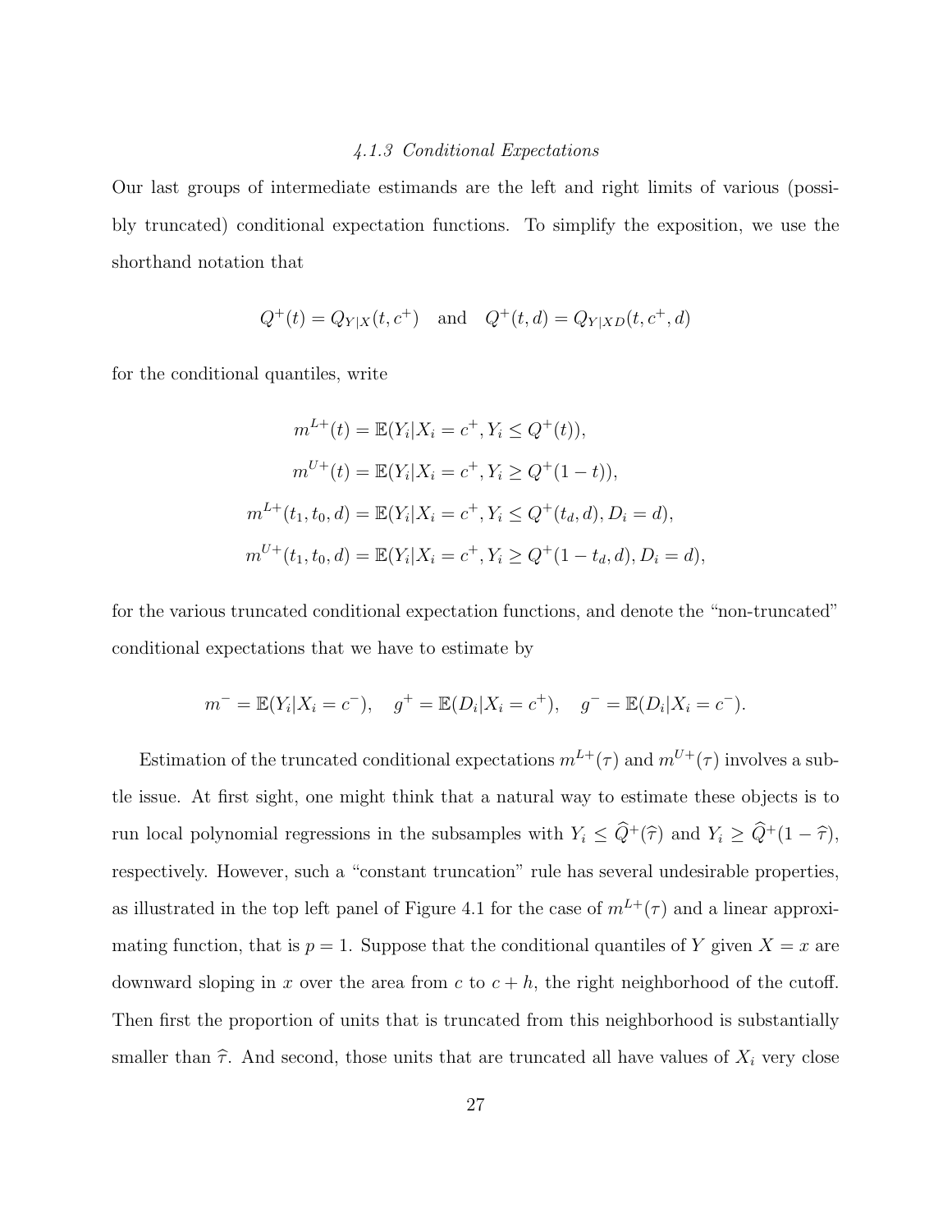### 4.1.3 Conditional Expectations

Our last groups of intermediate estimands are the left and right limits of various (possibly truncated) conditional expectation functions. To simplify the exposition, we use the shorthand notation that

$$Q^+(t) = Q_{Y|X}(t, c^+) \quad \text{and} \quad Q^+(t, d) = Q_{Y|XD}(t, c^+, d)$$

for the conditional quantiles, write

$$\begin{aligned}
m^{L+}(t) &= \mathbb{E}(Y_i | X_i = c^+, Y_i \leq Q^+(t)), \\
m^{U+}(t) &= \mathbb{E}(Y_i | X_i = c^+, Y_i \geq Q^+(1-t)), \\
m^{L+}(t_1, t_0, d) &= \mathbb{E}(Y_i | X_i = c^+, Y_i \leq Q^+(t_d, d), D_i = d), \\
m^{U+}(t_1, t_0, d) &= \mathbb{E}(Y_i | X_i = c^+, Y_i \geq Q^+(1 - t_d, d), D_i = d),
\end{aligned}$$

for the various truncated conditional expectation functions, and denote the "non-truncated" conditional expectations that we have to estimate by

$$m^- = \mathbb{E}(Y_i | X_i = c^-), \quad g^+ = \mathbb{E}(D_i | X_i = c^+), \quad g^- = \mathbb{E}(D_i | X_i = c^-).$$

Estimation of the truncated conditional expectations $m^{L+}(\tau)$ and $m^{U+}(\tau)$ involves a subtle issue. At first sight, one might think that a natural way to estimate these objects is to run local polynomial regressions in the subsamples with $Y_i \leq \widehat{Q}^+(\widehat{\tau})$ and $Y_i \geq \widehat{Q}^+(1 - \widehat{\tau})$, respectively. However, such a "constant truncation" rule has several undesirable properties, as illustrated in the top left panel of Figure 4.1 for the case of $m^{L+}(\tau)$ and a linear approximating function, that is $p = 1$. Suppose that the conditional quantiles of $Y$ given $X = x$ are downward sloping in $x$ over the area from $c$ to $c + h$, the right neighborhood of the cutoff. Then first the proportion of units that is truncated from this neighborhood is substantially smaller than $\widehat{\tau}$. And second, those units that are truncated all have values of $X_i$ very close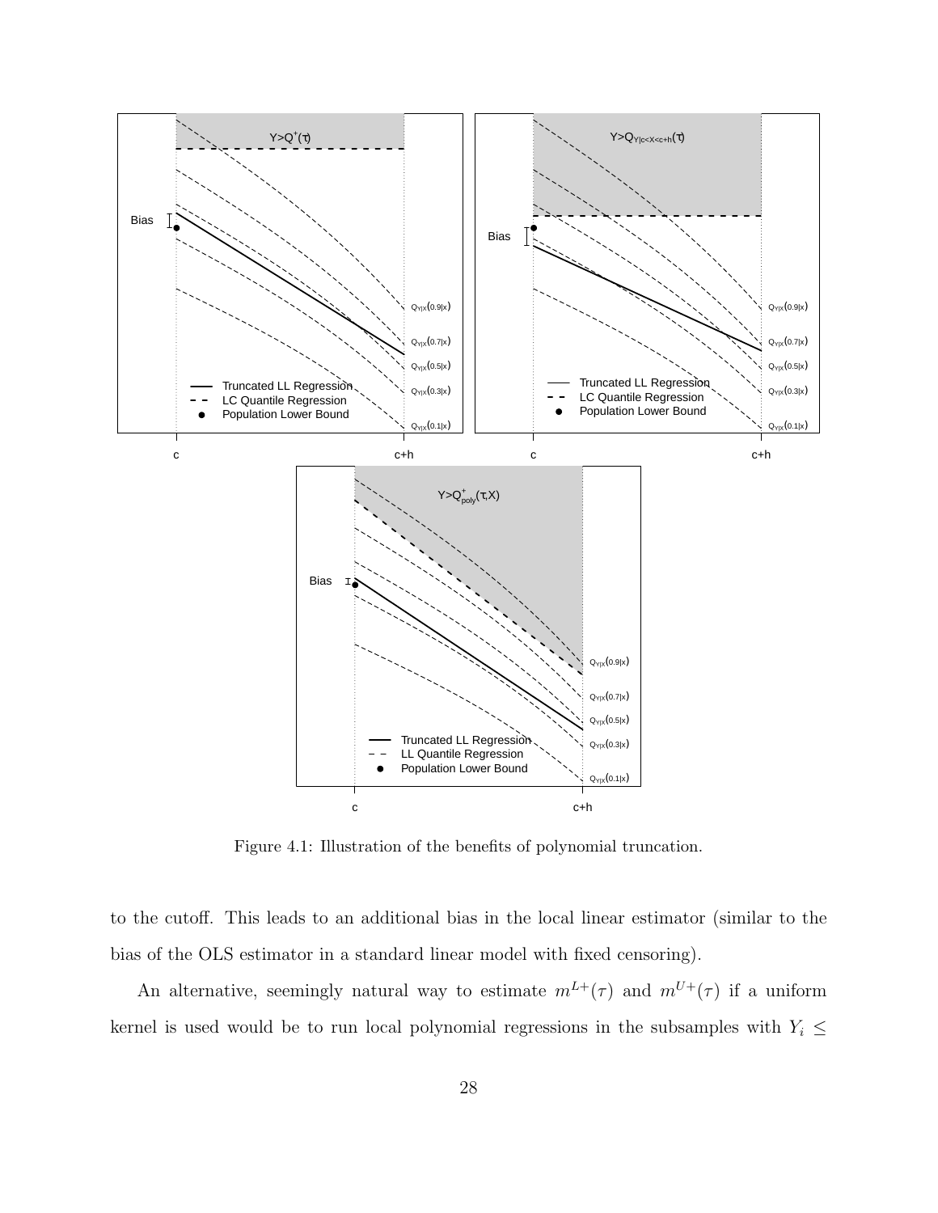Figure 4.1: Illustration of the benefits of polynomial truncation.

to the cutoff. This leads to an additional bias in the local linear estimator (similar to the bias of the OLS estimator in a standard linear model with fixed censoring).

An alternative, seemingly natural way to estimate $m^{L+}(\tau)$ and $m^{U+}(\tau)$ if a uniform kernel is used would be to run local polynomial regressions in the subsamples with $Y_i \leq$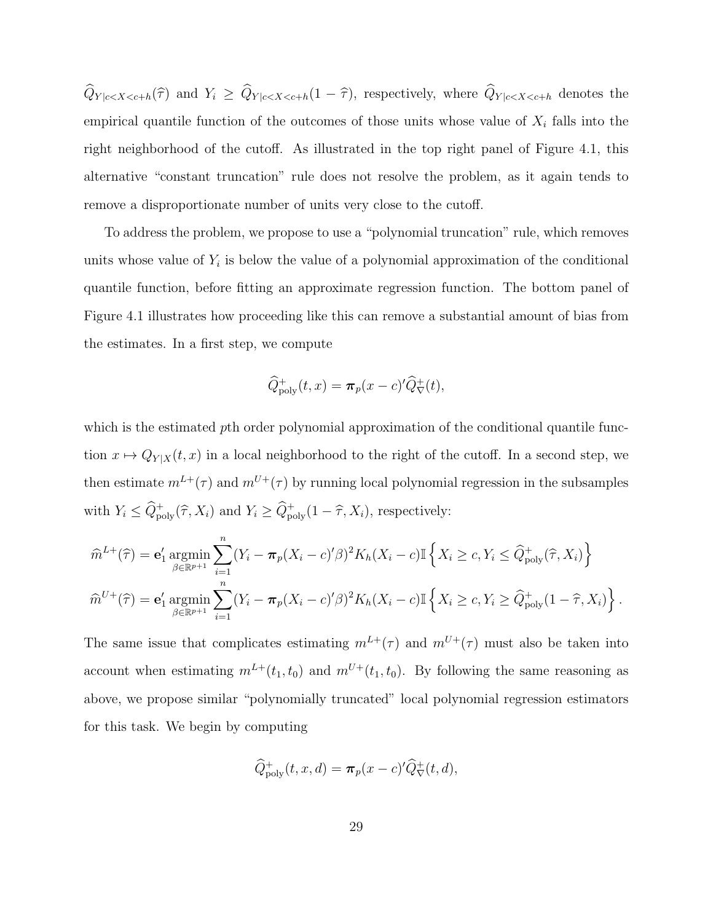$\widehat{Q}_{Y|c<X<c+h}(\widehat{\tau})$ and $Y_i \geq \widehat{Q}_{Y|c<X<c+h}(1-\widehat{\tau})$, respectively, where $\widehat{Q}_{Y|c<X<c+h}$ denotes the empirical quantile function of the outcomes of those units whose value of $X_i$ falls into the right neighborhood of the cutoff. As illustrated in the top right panel of Figure 4.1, this alternative "constant truncation" rule does not resolve the problem, as it again tends to remove a disproportionate number of units very close to the cutoff.

To address the problem, we propose to use a "polynomial truncation" rule, which removes units whose value of $Y_i$ is below the value of a polynomial approximation of the conditional quantile function, before fitting an approximate regression function. The bottom panel of Figure 4.1 illustrates how proceeding like this can remove a substantial amount of bias from the estimates. In a first step, we compute

$$\widehat{Q}^{+}_{\text{poly}}(t,x) = \boldsymbol{\pi}_p(x-c)'\widehat{Q}^{+}_{\nabla}(t),$$

which is the estimated $p$th order polynomial approximation of the conditional quantile function $x \mapsto Q_{Y|X}(t,x)$ in a local neighborhood to the right of the cutoff. In a second step, we then estimate $m^{L+}(\tau)$ and $m^{U+}(\tau)$ by running local polynomial regression in the subsamples with $Y_i \leq \widehat{Q}^{+}_{\text{poly}}(\widehat{\tau}, X_i)$ and $Y_i \geq \widehat{Q}^{+}_{\text{poly}}(1-\widehat{\tau}, X_i)$, respectively:

$$\widehat{m}^{L+}(\widehat{\tau}) = \mathbf{e}_1' \operatorname*{argmin}_{\beta\in\mathbb{R}^{p+1}} \sum_{i=1}^{n} (Y_i - \boldsymbol{\pi}_p(X_i-c)'\beta)^2 K_h(X_i-c)\mathbb{I}\left\{X_i \geq c, Y_i \leq \widehat{Q}^{+}_{\text{poly}}(\widehat{\tau}, X_i)\right\}$$

$$\widehat{m}^{U+}(\widehat{\tau}) = \mathbf{e}_1' \operatorname*{argmin}_{\beta\in\mathbb{R}^{p+1}} \sum_{i=1}^{n} (Y_i - \boldsymbol{\pi}_p(X_i-c)'\beta)^2 K_h(X_i-c)\mathbb{I}\left\{X_i \geq c, Y_i \geq \widehat{Q}^{+}_{\text{poly}}(1-\widehat{\tau}, X_i)\right\}.$$

The same issue that complicates estimating $m^{L+}(\tau)$ and $m^{U+}(\tau)$ must also be taken into account when estimating $m^{L+}(t_1,t_0)$ and $m^{U+}(t_1,t_0)$. By following the same reasoning as above, we propose similar "polynomially truncated" local polynomial regression estimators for this task. We begin by computing

$$\widehat{Q}^{+}_{\text{poly}}(t,x,d) = \boldsymbol{\pi}_p(x-c)'\widehat{Q}^{+}_{\nabla}(t,d),$$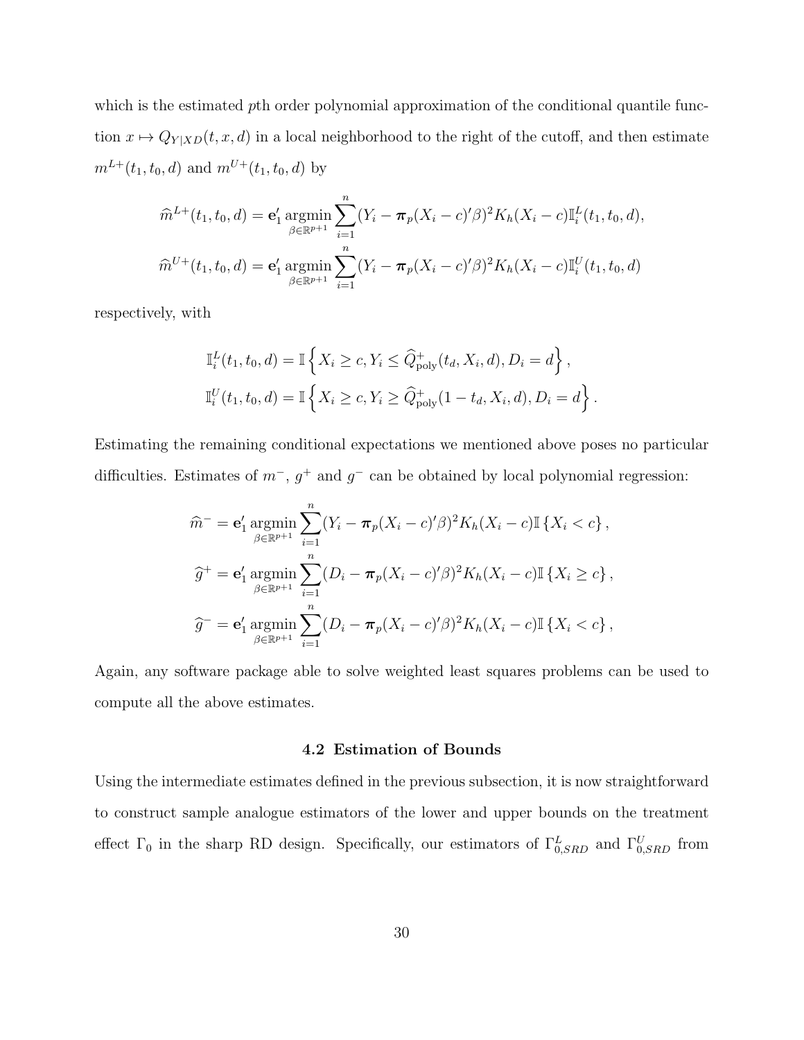which is the estimated $p$th order polynomial approximation of the conditional quantile function $x \mapsto Q_{Y|XD}(t, x, d)$ in a local neighborhood to the right of the cutoff, and then estimate $m^{L+}(t_1, t_0, d)$ and $m^{U+}(t_1, t_0, d)$ by

$$
\widehat{m}^{L+}(t_1, t_0, d) = \mathbf{e}_1' \operatorname*{argmin}_{\beta \in \mathbb{R}^{p+1}} \sum_{i=1}^{n} (Y_i - \boldsymbol{\pi}_p(X_i - c)'\beta)^2 K_h(X_i - c) \mathbb{I}_i^L(t_1, t_0, d),
$$

$$
\widehat{m}^{U+}(t_1, t_0, d) = \mathbf{e}_1' \operatorname*{argmin}_{\beta \in \mathbb{R}^{p+1}} \sum_{i=1}^{n} (Y_i - \boldsymbol{\pi}_p(X_i - c)'\beta)^2 K_h(X_i - c) \mathbb{I}_i^U(t_1, t_0, d)
$$

respectively, with

$$
\mathbb{I}_i^L(t_1, t_0, d) = \mathbb{I}\left\{ X_i \geq c, Y_i \leq \widehat{Q}^+_{\text{poly}}(t_d, X_i, d), D_i = d \right\},
$$

$$
\mathbb{I}_i^U(t_1, t_0, d) = \mathbb{I}\left\{ X_i \geq c, Y_i \geq \widehat{Q}^+_{\text{poly}}(1 - t_d, X_i, d), D_i = d \right\}.
$$

Estimating the remaining conditional expectations we mentioned above poses no particular difficulties. Estimates of $m^-$, $g^+$ and $g^-$ can be obtained by local polynomial regression:

$$
\widehat{m}^- = \mathbf{e}_1' \operatorname*{argmin}_{\beta \in \mathbb{R}^{p+1}} \sum_{i=1}^{n} (Y_i - \boldsymbol{\pi}_p(X_i - c)'\beta)^2 K_h(X_i - c) \mathbb{I}\left\{ X_i < c \right\},
$$

$$
\widehat{g}^+ = \mathbf{e}_1' \operatorname*{argmin}_{\beta \in \mathbb{R}^{p+1}} \sum_{i=1}^{n} (D_i - \boldsymbol{\pi}_p(X_i - c)'\beta)^2 K_h(X_i - c) \mathbb{I}\left\{ X_i \geq c \right\},
$$

$$
\widehat{g}^- = \mathbf{e}_1' \operatorname*{argmin}_{\beta \in \mathbb{R}^{p+1}} \sum_{i=1}^{n} (D_i - \boldsymbol{\pi}_p(X_i - c)'\beta)^2 K_h(X_i - c) \mathbb{I}\left\{ X_i < c \right\},
$$

Again, any software package able to solve weighted least squares problems can be used to compute all the above estimates.

### 4.2 Estimation of Bounds

Using the intermediate estimates defined in the previous subsection, it is now straightforward to construct sample analogue estimators of the lower and upper bounds on the treatment effect $\Gamma_0$ in the sharp RD design. Specifically, our estimators of $\Gamma^L_{0,SRD}$ and $\Gamma^U_{0,SRD}$ from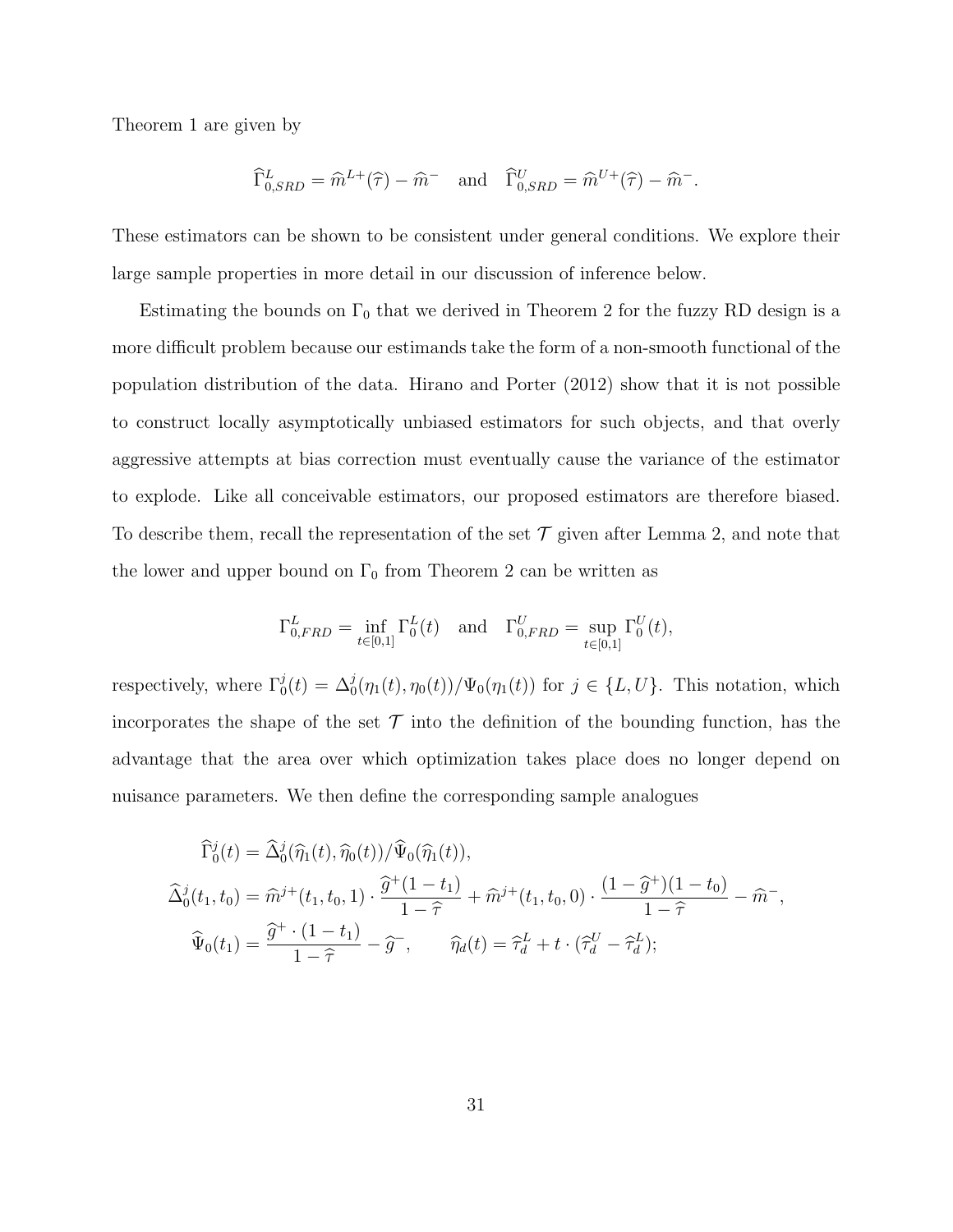Theorem 1 are given by

$$\widehat{\Gamma}_{0,SRD}^{L} = \widehat{m}^{L+}(\widehat{\tau}) - \widehat{m}^{-} \quad \text{and} \quad \widehat{\Gamma}_{0,SRD}^{U} = \widehat{m}^{U+}(\widehat{\tau}) - \widehat{m}^{-}.$$

These estimators can be shown to be consistent under general conditions. We explore their large sample properties in more detail in our discussion of inference below.

Estimating the bounds on $\Gamma_0$ that we derived in Theorem 2 for the fuzzy RD design is a more difficult problem because our estimands take the form of a non-smooth functional of the population distribution of the data. Hirano and Porter (2012) show that it is not possible to construct locally asymptotically unbiased estimators for such objects, and that overly aggressive attempts at bias correction must eventually cause the variance of the estimator to explode. Like all conceivable estimators, our proposed estimators are therefore biased. To describe them, recall the representation of the set $\mathcal{T}$ given after Lemma 2, and note that the lower and upper bound on $\Gamma_0$ from Theorem 2 can be written as

$$\Gamma_{0,FRD}^{L} = \inf_{t\in[0,1]} \Gamma_0^{L}(t) \quad \text{and} \quad \Gamma_{0,FRD}^{U} = \sup_{t\in[0,1]} \Gamma_0^{U}(t),$$

respectively, where $\Gamma_0^j(t) = \Delta_0^j(\eta_1(t), \eta_0(t))/\Psi_0(\eta_1(t))$ for $j \in \{L, U\}$. This notation, which incorporates the shape of the set $\mathcal{T}$ into the definition of the bounding function, has the advantage that the area over which optimization takes place does no longer depend on nuisance parameters. We then define the corresponding sample analogues

$$\begin{aligned}
\widehat{\Gamma}_0^j(t) &= \widehat{\Delta}_0^j(\widehat{\eta}_1(t), \widehat{\eta}_0(t))/\widehat{\Psi}_0(\widehat{\eta}_1(t)),\\
\widehat{\Delta}_0^j(t_1, t_0) &= \widehat{m}^{j+}(t_1, t_0, 1)\cdot\frac{\widehat{g}^{+}(1-t_1)}{1-\widehat{\tau}} + \widehat{m}^{j+}(t_1, t_0, 0)\cdot\frac{(1-\widehat{g}^{+})(1-t_0)}{1-\widehat{\tau}} - \widehat{m}^{-},\\
\widehat{\Psi}_0(t_1) &= \frac{\widehat{g}^{+}\cdot(1-t_1)}{1-\widehat{\tau}} - \widehat{g^{-}}, \qquad \widehat{\eta}_d(t) = \widehat{\tau}_d^{L} + t\cdot(\widehat{\tau}_d^{U} - \widehat{\tau}_d^{L});
\end{aligned}$$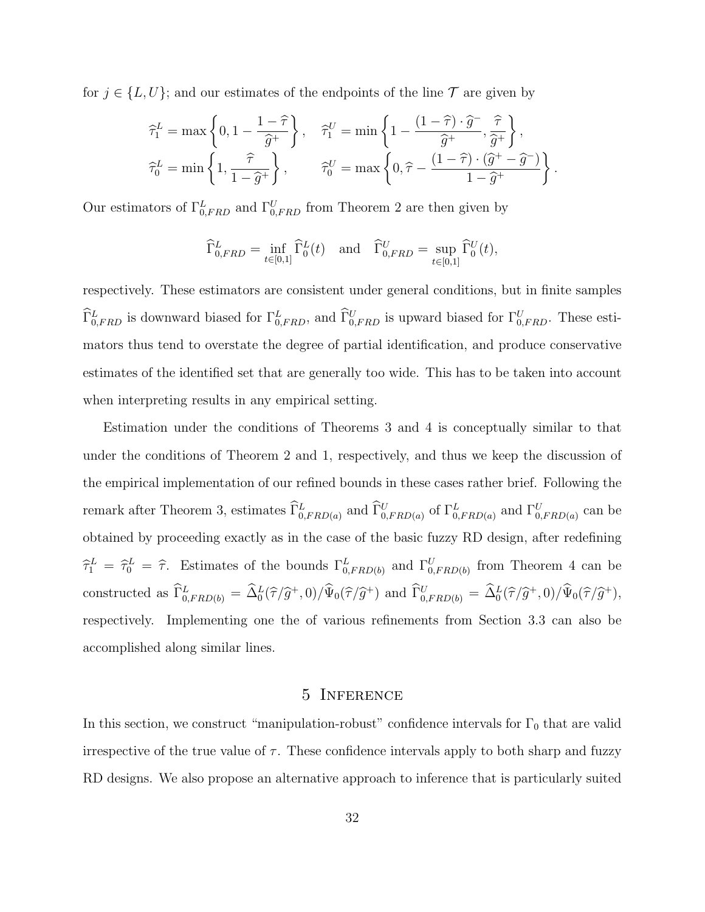for $j \in \{L, U\}$; and our estimates of the endpoints of the line $\mathcal{T}$ are given by

$$
\begin{aligned}
\widehat{\tau}_1^L &= \max\left\{0, 1 - \frac{1-\widehat{\tau}}{\widehat{g}^+}\right\}, \quad \widehat{\tau}_1^U = \min\left\{1 - \frac{(1-\widehat{\tau})\cdot \widehat{g}^-}{\widehat{g}^+}, \frac{\widehat{\tau}}{\widehat{g}^+}\right\}, \\
\widehat{\tau}_0^L &= \min\left\{1, \frac{\widehat{\tau}}{1-\widehat{g}^+}\right\}, \qquad \widehat{\tau}_0^U = \max\left\{0, \widehat{\tau} - \frac{(1-\widehat{\tau})\cdot(\widehat{g}^+ - \widehat{g}^-)}{1-\widehat{g}^+}\right\}.
\end{aligned}
$$

Our estimators of $\Gamma_{0,FRD}^L$ and $\Gamma_{0,FRD}^U$ from Theorem 2 are then given by

$$
\widehat{\Gamma}_{0,FRD}^L = \inf_{t\in[0,1]} \widehat{\Gamma}_0^L(t) \quad \text{and} \quad \widehat{\Gamma}_{0,FRD}^U = \sup_{t\in[0,1]} \widehat{\Gamma}_0^U(t),
$$

respectively. These estimators are consistent under general conditions, but in finite samples $\widehat{\Gamma}_{0,FRD}^L$ is downward biased for $\Gamma_{0,FRD}^L$, and $\widehat{\Gamma}_{0,FRD}^U$ is upward biased for $\Gamma_{0,FRD}^U$. These estimators thus tend to overstate the degree of partial identification, and produce conservative estimates of the identified set that are generally too wide. This has to be taken into account when interpreting results in any empirical setting.

Estimation under the conditions of Theorems 3 and 4 is conceptually similar to that under the conditions of Theorem 2 and 1, respectively, and thus we keep the discussion of the empirical implementation of our refined bounds in these cases rather brief. Following the remark after Theorem 3, estimates $\widehat{\Gamma}_{0,FRD(a)}^L$ and $\widehat{\Gamma}_{0,FRD(a)}^U$ of $\Gamma_{0,FRD(a)}^L$ and $\Gamma_{0,FRD(a)}^U$ can be obtained by proceeding exactly as in the case of the basic fuzzy RD design, after redefining $\widehat{\tau}_1^L = \widehat{\tau}_0^L = \widehat{\tau}$. Estimates of the bounds $\Gamma_{0,FRD(b)}^L$ and $\Gamma_{0,FRD(b)}^U$ from Theorem 4 can be constructed as $\widehat{\Gamma}_{0,FRD(b)}^L = \widehat{\Delta}_0^L(\widehat{\tau}/\widehat{g}^+, 0)/\widehat{\Psi}_0(\widehat{\tau}/\widehat{g}^+)$ and $\widehat{\Gamma}_{0,FRD(b)}^U = \widehat{\Delta}_0^L(\widehat{\tau}/\widehat{g}^+, 0)/\widehat{\Psi}_0(\widehat{\tau}/\widehat{g}^+)$, respectively. Implementing one the of various refinements from Section 3.3 can also be accomplished along similar lines.

# 5 Inference

In this section, we construct "manipulation-robust" confidence intervals for $\Gamma_0$ that are valid irrespective of the true value of $\tau$. These confidence intervals apply to both sharp and fuzzy RD designs. We also propose an alternative approach to inference that is particularly suited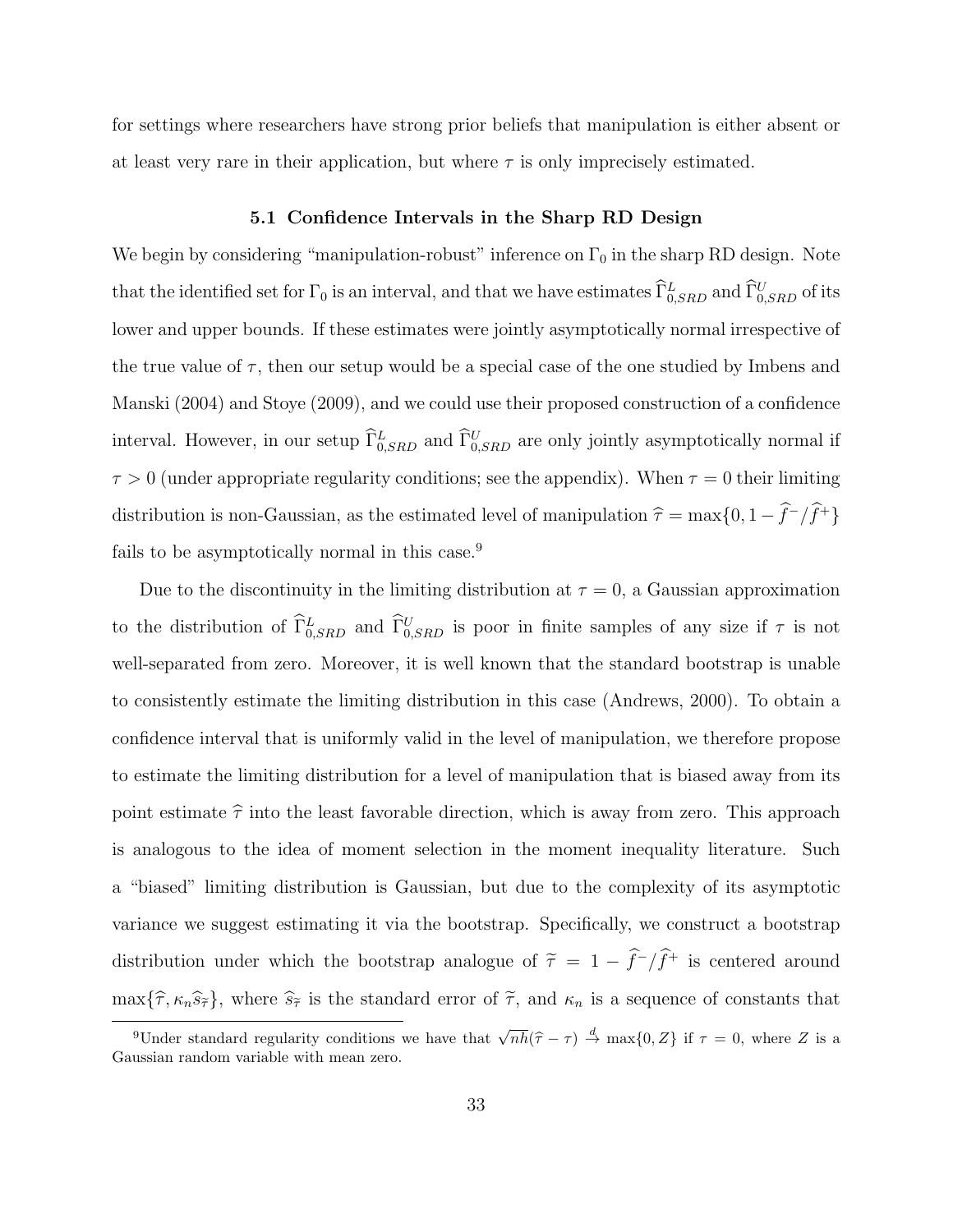for settings where researchers have strong prior beliefs that manipulation is either absent or at least very rare in their application, but where $\tau$ is only imprecisely estimated.

### 5.1 Confidence Intervals in the Sharp RD Design

We begin by considering "manipulation-robust" inference on $\Gamma_0$ in the sharp RD design. Note that the identified set for $\Gamma_0$ is an interval, and that we have estimates $\widehat{\Gamma}^L_{0,SRD}$ and $\widehat{\Gamma}^U_{0,SRD}$ of its lower and upper bounds. If these estimates were jointly asymptotically normal irrespective of the true value of $\tau$, then our setup would be a special case of the one studied by Imbens and Manski (2004) and Stoye (2009), and we could use their proposed construction of a confidence interval. However, in our setup $\widehat{\Gamma}^L_{0,SRD}$ and $\widehat{\Gamma}^U_{0,SRD}$ are only jointly asymptotically normal if $\tau > 0$ (under appropriate regularity conditions; see the appendix). When $\tau = 0$ their limiting distribution is non-Gaussian, as the estimated level of manipulation $\widehat{\tau} = \max\{0, 1 - \widehat{f}^-/\widehat{f}^+\}$ fails to be asymptotically normal in this case.[9]

Due to the discontinuity in the limiting distribution at $\tau = 0$, a Gaussian approximation to the distribution of $\widehat{\Gamma}^L_{0,SRD}$ and $\widehat{\Gamma}^U_{0,SRD}$ is poor in finite samples of any size if $\tau$ is not well-separated from zero. Moreover, it is well known that the standard bootstrap is unable to consistently estimate the limiting distribution in this case (Andrews, 2000). To obtain a confidence interval that is uniformly valid in the level of manipulation, we therefore propose to estimate the limiting distribution for a level of manipulation that is biased away from its point estimate $\widehat{\tau}$ into the least favorable direction, which is away from zero. This approach is analogous to the idea of moment selection in the moment inequality literature. Such a "biased" limiting distribution is Gaussian, but due to the complexity of its asymptotic variance we suggest estimating it via the bootstrap. Specifically, we construct a bootstrap distribution under which the bootstrap analogue of $\widetilde{\tau} = 1 - \widehat{f}^-/\widehat{f}^+$ is centered around $\max\{\widehat{\tau}, \kappa_n \widehat{s}_{\widetilde{\tau}}\}$, where $\widehat{s}_{\widetilde{\tau}}$ is the standard error of $\widetilde{\tau}$, and $\kappa_n$ is a sequence of constants that

[9] Under standard regularity conditions we have that $\sqrt{nh}(\widehat{\tau} - \tau) \xrightarrow{d} \max\{0, Z\}$ if $\tau = 0$, where $Z$ is a Gaussian random variable with mean zero.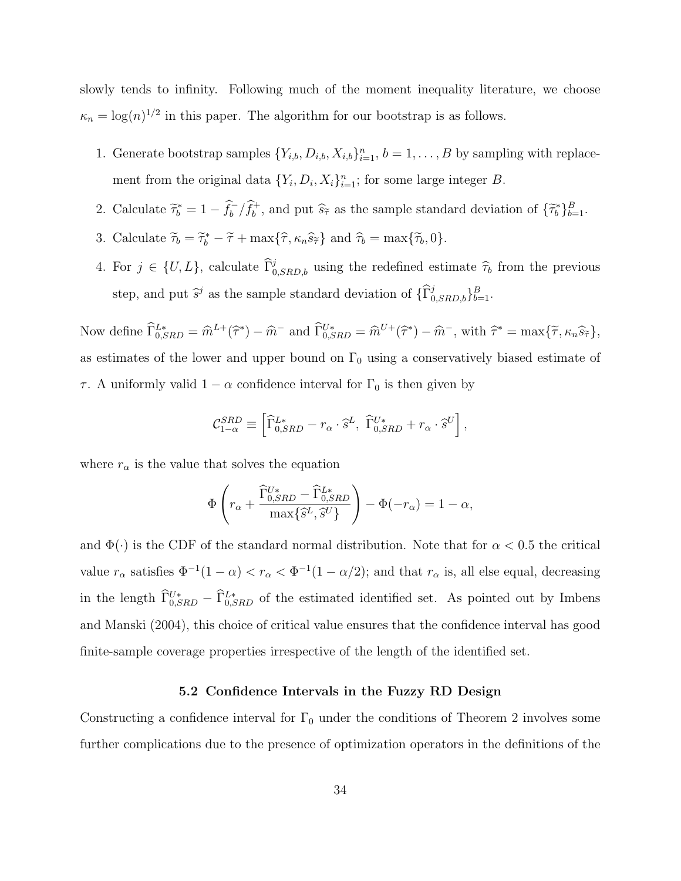slowly tends to infinity. Following much of the moment inequality literature, we choose $\kappa_n = \log(n)^{1/2}$ in this paper. The algorithm for our bootstrap is as follows.

1. Generate bootstrap samples $\{Y_{i,b}, D_{i,b}, X_{i,b}\}_{i=1}^n$, $b = 1, \ldots, B$ by sampling with replacement from the original data $\{Y_i, D_i, X_i\}_{i=1}^n$; for some large integer $B$.
2. Calculate $\widetilde{\tau}_b^* = 1 - \widehat{f}_b^- / \widehat{f}_b^+$, and put $\widehat{s}_{\widetilde{\tau}}$ as the sample standard deviation of $\{\widetilde{\tau}_b^*\}_{b=1}^B$.
3. Calculate $\widetilde{\tau}_b = \widetilde{\tau}_b^* - \widetilde{\tau} + \max\{\widehat{\tau}, \kappa_n \widehat{s}_{\widetilde{\tau}}\}$ and $\widehat{\tau}_b = \max\{\widetilde{\tau}_b, 0\}$.
4. For $j \in \{U, L\}$, calculate $\widehat{\Gamma}_{0,SRD,b}^j$ using the redefined estimate $\widehat{\tau}_b$ from the previous step, and put $\widehat{s}^j$ as the sample standard deviation of $\{\widehat{\Gamma}_{0,SRD,b}^j\}_{b=1}^B$.

Now define $\widehat{\Gamma}_{0,SRD}^{L*} = \widehat{m}^{L+}(\widehat{\tau}^*) - \widehat{m}^-$ and $\widehat{\Gamma}_{0,SRD}^{U*} = \widehat{m}^{U+}(\widehat{\tau}^*) - \widehat{m}^-$, with $\widehat{\tau}^* = \max\{\widetilde{\tau}, \kappa_n \widehat{s}_{\widetilde{\tau}}\}$, as estimates of the lower and upper bound on $\Gamma_0$ using a conservatively biased estimate of $\tau$. A uniformly valid $1 - \alpha$ confidence interval for $\Gamma_0$ is then given by

$$\mathcal{C}_{1-\alpha}^{SRD} \equiv \left[\widehat{\Gamma}_{0,SRD}^{L*} - r_\alpha \cdot \widehat{s}^L,\ \widehat{\Gamma}_{0,SRD}^{U*} + r_\alpha \cdot \widehat{s}^U\right],$$

where $r_\alpha$ is the value that solves the equation

$$\Phi\left(r_\alpha + \frac{\widehat{\Gamma}_{0,SRD}^{U*} - \widehat{\Gamma}_{0,SRD}^{L*}}{\max\{\widehat{s}^L, \widehat{s}^U\}}\right) - \Phi(-r_\alpha) = 1 - \alpha,$$

and $\Phi(\cdot)$ is the CDF of the standard normal distribution. Note that for $\alpha < 0.5$ the critical value $r_\alpha$ satisfies $\Phi^{-1}(1-\alpha) < r_\alpha < \Phi^{-1}(1-\alpha/2)$; and that $r_\alpha$ is, all else equal, decreasing in the length $\widehat{\Gamma}_{0,SRD}^{U*} - \widehat{\Gamma}_{0,SRD}^{L*}$ of the estimated identified set. As pointed out by Imbens and Manski (2004), this choice of critical value ensures that the confidence interval has good finite-sample coverage properties irrespective of the length of the identified set.

### 5.2 Confidence Intervals in the Fuzzy RD Design

Constructing a confidence interval for $\Gamma_0$ under the conditions of Theorem 2 involves some further complications due to the presence of optimization operators in the definitions of the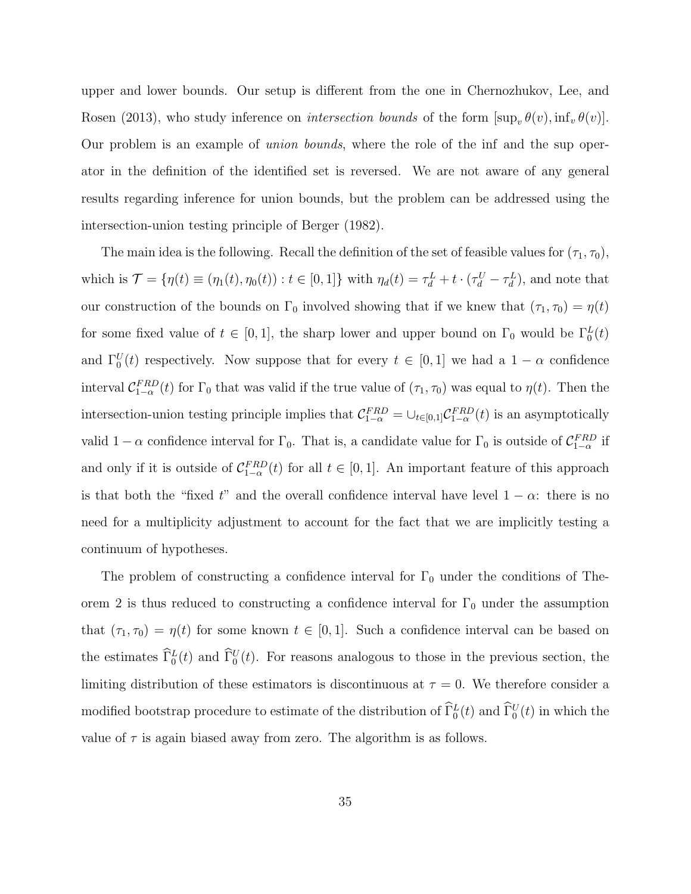upper and lower bounds. Our setup is different from the one in Chernozhukov, Lee, and Rosen (2013), who study inference on *intersection bounds* of the form $[\sup_v \theta(v), \inf_v \theta(v)]$. Our problem is an example of *union bounds*, where the role of the inf and the sup operator in the definition of the identified set is reversed. We are not aware of any general results regarding inference for union bounds, but the problem can be addressed using the intersection-union testing principle of Berger (1982).

The main idea is the following. Recall the definition of the set of feasible values for $(\tau_1, \tau_0)$, which is $\mathcal{T} = \{\eta(t) \equiv (\eta_1(t), \eta_0(t)) : t \in [0,1]\}$ with $\eta_d(t) = \tau_d^L + t \cdot (\tau_d^U - \tau_d^L)$, and note that our construction of the bounds on $\Gamma_0$ involved showing that if we knew that $(\tau_1, \tau_0) = \eta(t)$ for some fixed value of $t \in [0,1]$, the sharp lower and upper bound on $\Gamma_0$ would be $\Gamma_0^L(t)$ and $\Gamma_0^U(t)$ respectively. Now suppose that for every $t \in [0,1]$ we had a $1-\alpha$ confidence interval $\mathcal{C}_{1-\alpha}^{FRD}(t)$ for $\Gamma_0$ that was valid if the true value of $(\tau_1, \tau_0)$ was equal to $\eta(t)$. Then the intersection-union testing principle implies that $\mathcal{C}_{1-\alpha}^{FRD} = \cup_{t\in[0,1]} \mathcal{C}_{1-\alpha}^{FRD}(t)$ is an asymptotically valid $1-\alpha$ confidence interval for $\Gamma_0$. That is, a candidate value for $\Gamma_0$ is outside of $\mathcal{C}_{1-\alpha}^{FRD}$ if and only if it is outside of $\mathcal{C}_{1-\alpha}^{FRD}(t)$ for all $t \in [0,1]$. An important feature of this approach is that both the "fixed $t$" and the overall confidence interval have level $1-\alpha$: there is no need for a multiplicity adjustment to account for the fact that we are implicitly testing a continuum of hypotheses.

The problem of constructing a confidence interval for $\Gamma_0$ under the conditions of Theorem 2 is thus reduced to constructing a confidence interval for $\Gamma_0$ under the assumption that $(\tau_1, \tau_0) = \eta(t)$ for some known $t \in [0,1]$. Such a confidence interval can be based on the estimates $\widehat{\Gamma}_0^L(t)$ and $\widehat{\Gamma}_0^U(t)$. For reasons analogous to those in the previous section, the limiting distribution of these estimators is discontinuous at $\tau = 0$. We therefore consider a modified bootstrap procedure to estimate of the distribution of $\widehat{\Gamma}_0^L(t)$ and $\widehat{\Gamma}_0^U(t)$ in which the value of $\tau$ is again biased away from zero. The algorithm is as follows.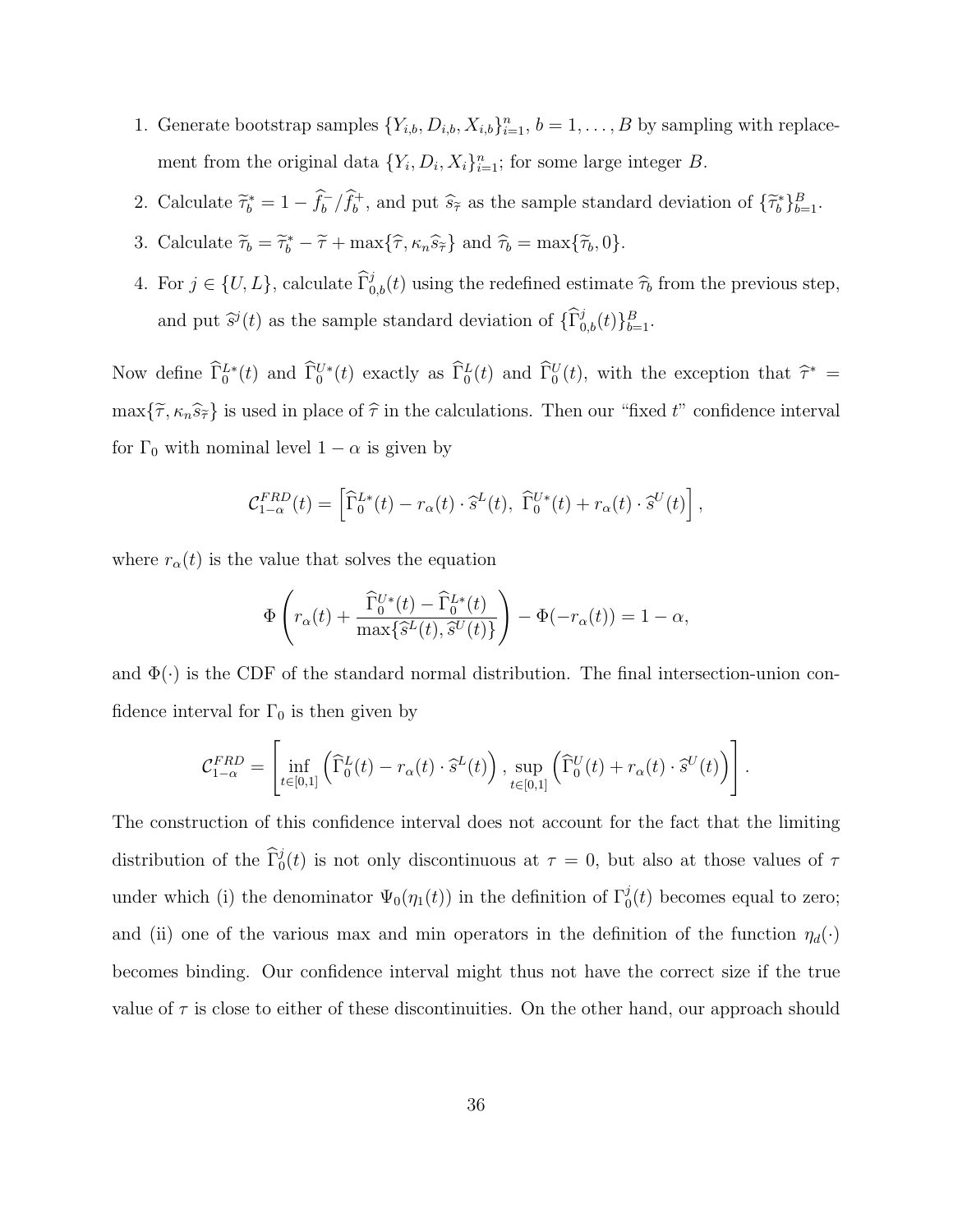1. Generate bootstrap samples $\{Y_{i,b}, D_{i,b}, X_{i,b}\}_{i=1}^n$, $b = 1, \ldots, B$ by sampling with replacement from the original data $\{Y_i, D_i, X_i\}_{i=1}^n$; for some large integer $B$.
2. Calculate $\widetilde{\tau}_b^* = 1 - \widehat{f}_b^- / \widehat{f}_b^+$, and put $\widehat{s}_{\widetilde{\tau}}$ as the sample standard deviation of $\{\widetilde{\tau}_b^*\}_{b=1}^B$.
3. Calculate $\widetilde{\tau}_b = \widetilde{\tau}_b^* - \widetilde{\tau} + \max\{\widehat{\tau}, \kappa_n \widehat{s}_{\widetilde{\tau}}\}$ and $\widehat{\tau}_b = \max\{\widetilde{\tau}_b, 0\}$.
4. For $j \in \{U, L\}$, calculate $\widehat{\Gamma}_{0,b}^j(t)$ using the redefined estimate $\widehat{\tau}_b$ from the previous step, and put $\widehat{s}^j(t)$ as the sample standard deviation of $\{\widehat{\Gamma}_{0,b}^j(t)\}_{b=1}^B$.

Now define $\widehat{\Gamma}_0^{L*}(t)$ and $\widehat{\Gamma}_0^{U*}(t)$ exactly as $\widehat{\Gamma}_0^L(t)$ and $\widehat{\Gamma}_0^U(t)$, with the exception that $\widehat{\tau}^* = \max\{\widetilde{\tau}, \kappa_n \widehat{s}_{\widetilde{\tau}}\}$ is used in place of $\widehat{\tau}$ in the calculations. Then our "fixed $t$" confidence interval for $\Gamma_0$ with nominal level $1 - \alpha$ is given by

$$\mathcal{C}_{1-\alpha}^{FRD}(t) = \left[\widehat{\Gamma}_0^{L*}(t) - r_\alpha(t) \cdot \widehat{s}^L(t),\ \widehat{\Gamma}_0^{U*}(t) + r_\alpha(t) \cdot \widehat{s}^U(t)\right],$$

where $r_\alpha(t)$ is the value that solves the equation

$$\Phi\left(r_\alpha(t) + \frac{\widehat{\Gamma}_0^{U*}(t) - \widehat{\Gamma}_0^{L*}(t)}{\max\{\widehat{s}^L(t), \widehat{s}^U(t)\}}\right) - \Phi(-r_\alpha(t)) = 1 - \alpha,$$

and $\Phi(\cdot)$ is the CDF of the standard normal distribution. The final intersection-union confidence interval for $\Gamma_0$ is then given by

$$\mathcal{C}_{1-\alpha}^{FRD} = \left[\inf_{t\in[0,1]} \left(\widehat{\Gamma}_0^L(t) - r_\alpha(t) \cdot \widehat{s}^L(t)\right), \sup_{t\in[0,1]} \left(\widehat{\Gamma}_0^U(t) + r_\alpha(t) \cdot \widehat{s}^U(t)\right)\right].$$

The construction of this confidence interval does not account for the fact that the limiting distribution of the $\widehat{\Gamma}_0^j(t)$ is not only discontinuous at $\tau = 0$, but also at those values of $\tau$ under which (i) the denominator $\Psi_0(\eta_1(t))$ in the definition of $\Gamma_0^j(t)$ becomes equal to zero; and (ii) one of the various max and min operators in the definition of the function $\eta_d(\cdot)$ becomes binding. Our confidence interval might thus not have the correct size if the true value of $\tau$ is close to either of these discontinuities. On the other hand, our approach should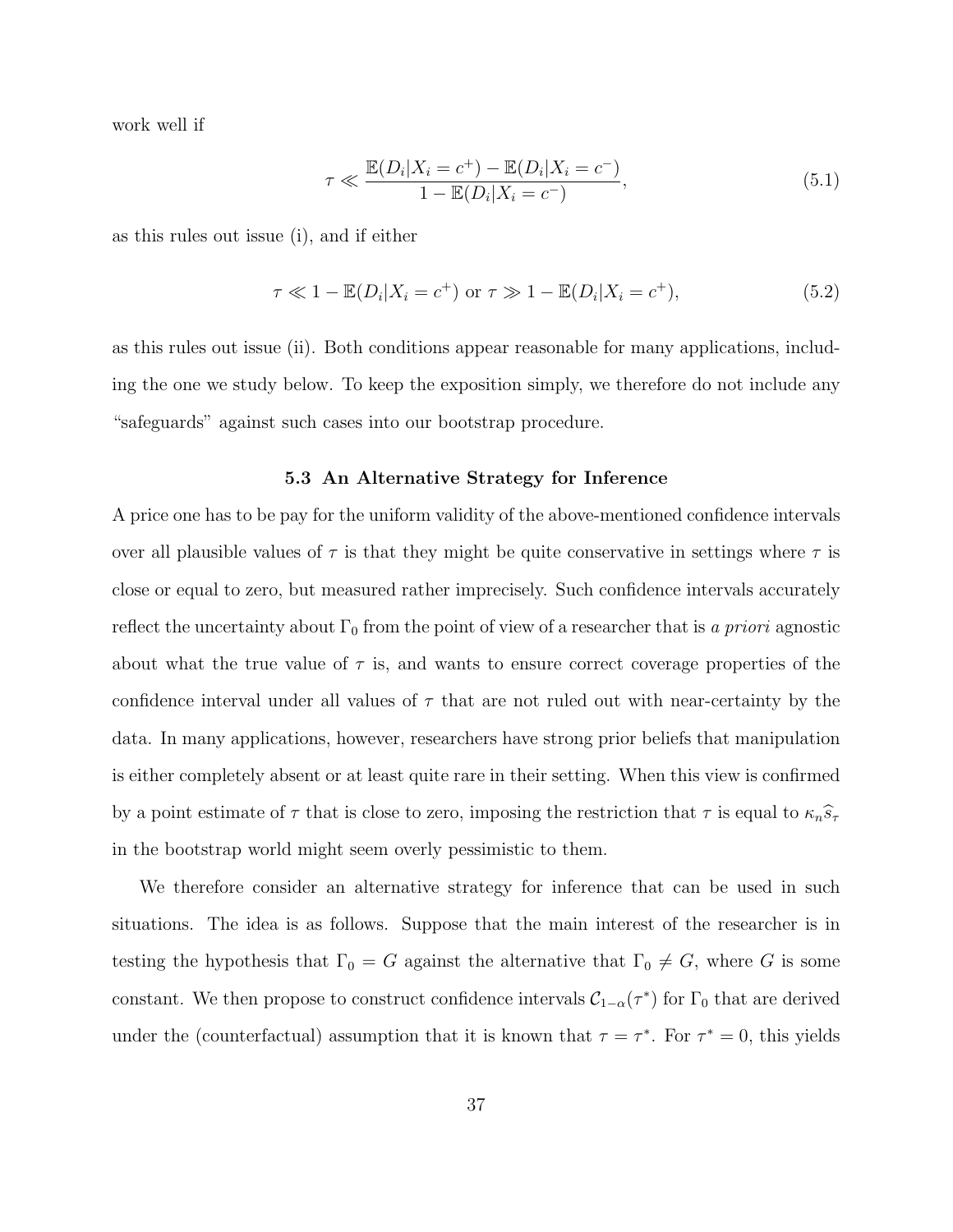work well if

$$\tau \ll \frac{\mathbb{E}(D_i|X_i = c^+) - \mathbb{E}(D_i|X_i = c^-)}{1 - \mathbb{E}(D_i|X_i = c^-)}, \tag{5.1}$$

as this rules out issue (i), and if either

$$\tau \ll 1 - \mathbb{E}(D_i|X_i = c^+) \text{ or } \tau \gg 1 - \mathbb{E}(D_i|X_i = c^+), \tag{5.2}$$

as this rules out issue (ii). Both conditions appear reasonable for many applications, including the one we study below. To keep the exposition simply, we therefore do not include any "safeguards" against such cases into our bootstrap procedure.

### 5.3 An Alternative Strategy for Inference

A price one has to be pay for the uniform validity of the above-mentioned confidence intervals over all plausible values of $\tau$ is that they might be quite conservative in settings where $\tau$ is close or equal to zero, but measured rather imprecisely. Such confidence intervals accurately reflect the uncertainty about $\Gamma_0$ from the point of view of a researcher that is *a priori* agnostic about what the true value of $\tau$ is, and wants to ensure correct coverage properties of the confidence interval under all values of $\tau$ that are not ruled out with near-certainty by the data. In many applications, however, researchers have strong prior beliefs that manipulation is either completely absent or at least quite rare in their setting. When this view is confirmed by a point estimate of $\tau$ that is close to zero, imposing the restriction that $\tau$ is equal to $\kappa_n \widehat{s}_\tau$ in the bootstrap world might seem overly pessimistic to them.

We therefore consider an alternative strategy for inference that can be used in such situations. The idea is as follows. Suppose that the main interest of the researcher is in testing the hypothesis that $\Gamma_0 = G$ against the alternative that $\Gamma_0 \neq G$, where $G$ is some constant. We then propose to construct confidence intervals $\mathcal{C}_{1-\alpha}(\tau^*)$ for $\Gamma_0$ that are derived under the (counterfactual) assumption that it is known that $\tau = \tau^*$. For $\tau^* = 0$, this yields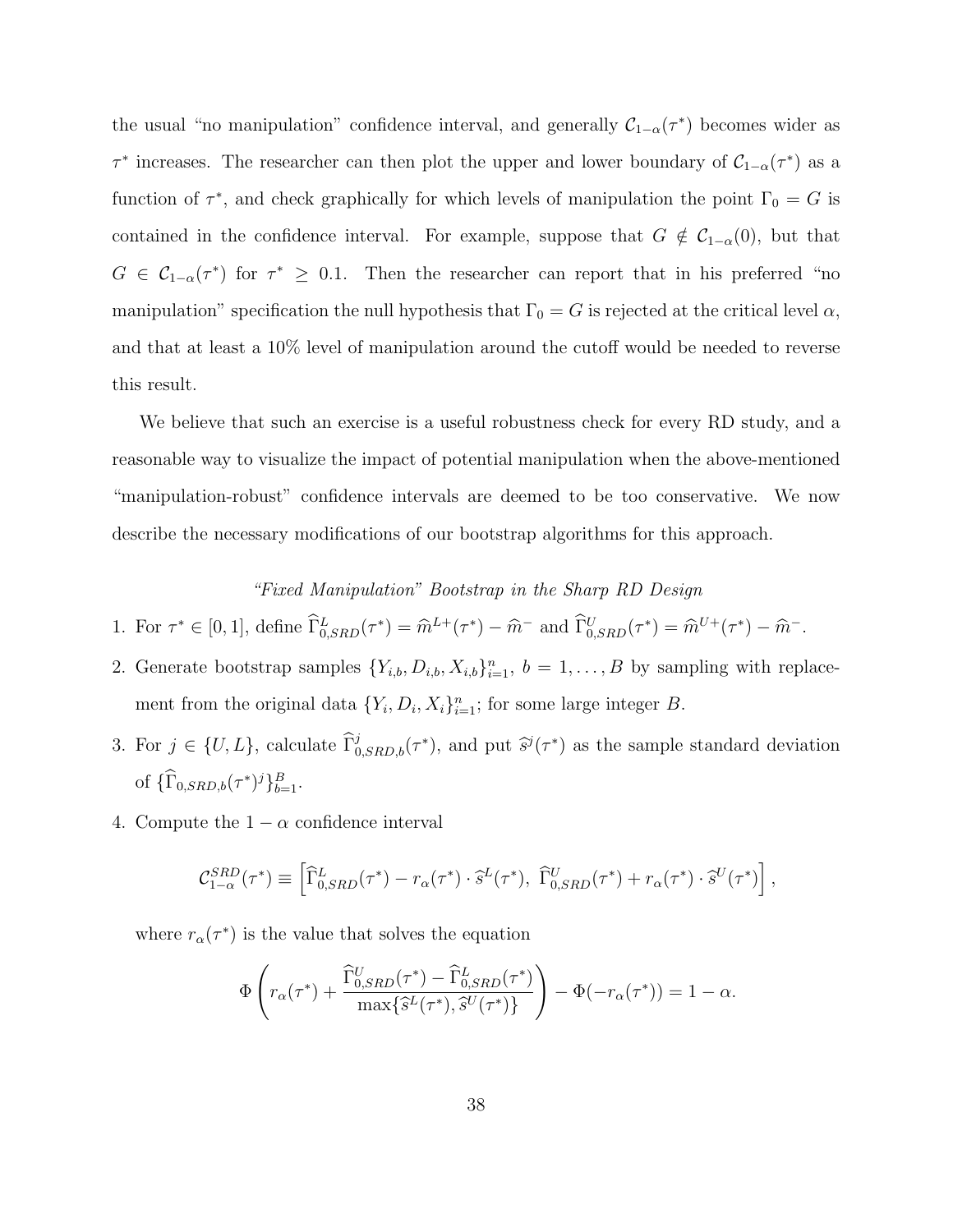the usual "no manipulation" confidence interval, and generally $\mathcal{C}_{1-\alpha}(\tau^*)$ becomes wider as $\tau^*$ increases. The researcher can then plot the upper and lower boundary of $\mathcal{C}_{1-\alpha}(\tau^*)$ as a function of $\tau^*$, and check graphically for which levels of manipulation the point $\Gamma_0 = G$ is contained in the confidence interval. For example, suppose that $G \notin \mathcal{C}_{1-\alpha}(0)$, but that $G \in \mathcal{C}_{1-\alpha}(\tau^*)$ for $\tau^* \geq 0.1$. Then the researcher can report that in his preferred "no manipulation" specification the null hypothesis that $\Gamma_0 = G$ is rejected at the critical level $\alpha$, and that at least a 10% level of manipulation around the cutoff would be needed to reverse this result.

We believe that such an exercise is a useful robustness check for every RD study, and a reasonable way to visualize the impact of potential manipulation when the above-mentioned "manipulation-robust" confidence intervals are deemed to be too conservative. We now describe the necessary modifications of our bootstrap algorithms for this approach.

*"Fixed Manipulation" Bootstrap in the Sharp RD Design*

1. For $\tau^* \in [0,1]$, define $\widehat{\Gamma}^L_{0,SRD}(\tau^*) = \widehat{m}^{L+}(\tau^*) - \widehat{m}^-$ and $\widehat{\Gamma}^U_{0,SRD}(\tau^*) = \widehat{m}^{U+}(\tau^*) - \widehat{m}^-$.
2. Generate bootstrap samples $\{Y_{i,b}, D_{i,b}, X_{i,b}\}_{i=1}^n$, $b = 1,\ldots,B$ by sampling with replacement from the original data $\{Y_i, D_i, X_i\}_{i=1}^n$; for some large integer $B$.
3. For $j \in \{U, L\}$, calculate $\widehat{\Gamma}^j_{0,SRD,b}(\tau^*)$, and put $\widehat{s}^j(\tau^*)$ as the sample standard deviation of $\{\widehat{\Gamma}_{0,SRD,b}(\tau^*)^j\}_{b=1}^B$.
4. Compute the $1-\alpha$ confidence interval

$$\mathcal{C}^{SRD}_{1-\alpha}(\tau^*) \equiv \left[\widehat{\Gamma}^L_{0,SRD}(\tau^*) - r_\alpha(\tau^*) \cdot \widehat{s}^L(\tau^*),\ \widehat{\Gamma}^U_{0,SRD}(\tau^*) + r_\alpha(\tau^*) \cdot \widehat{s}^U(\tau^*)\right],$$

where $r_\alpha(\tau^*)$ is the value that solves the equation

$$\Phi\left(r_\alpha(\tau^*) + \frac{\widehat{\Gamma}^U_{0,SRD}(\tau^*) - \widehat{\Gamma}^L_{0,SRD}(\tau^*)}{\max\{\widehat{s}^L(\tau^*), \widehat{s}^U(\tau^*)\}}\right) - \Phi(-r_\alpha(\tau^*)) = 1 - \alpha.$$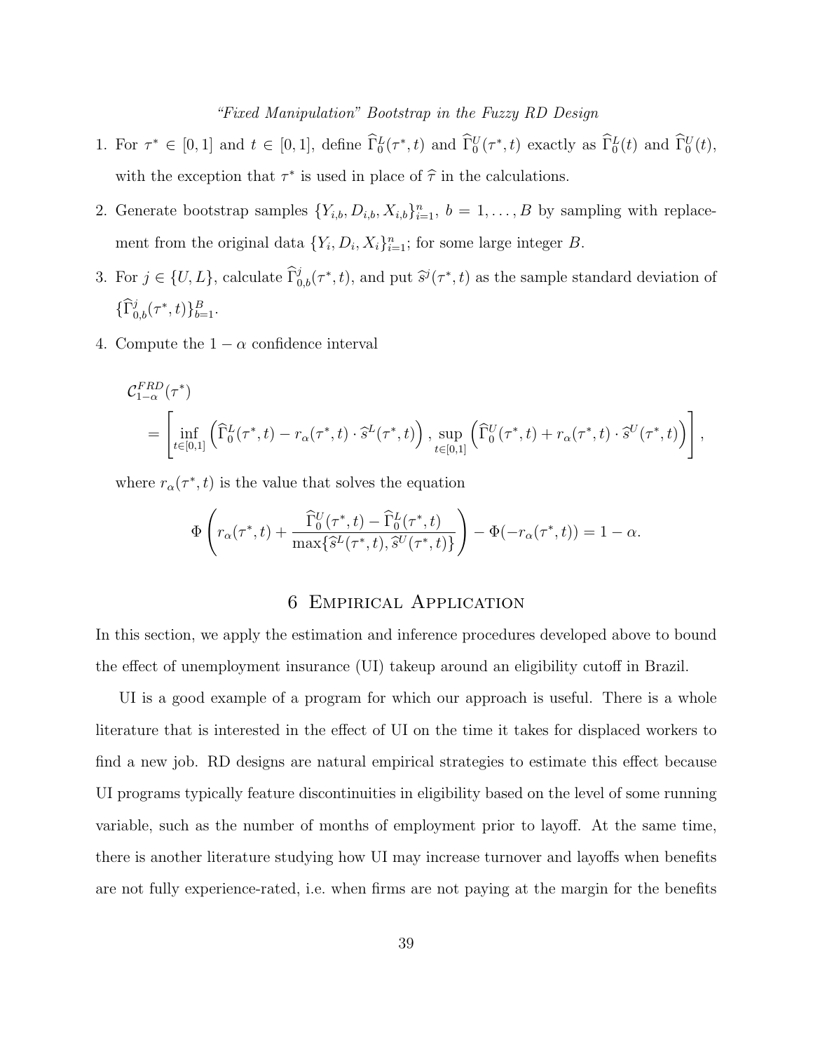1. For $\tau^* \in [0,1]$ and $t \in [0,1]$, define $\widehat{\Gamma}_0^L(\tau^*, t)$ and $\widehat{\Gamma}_0^U(\tau^*, t)$ exactly as $\widehat{\Gamma}_0^L(t)$ and $\widehat{\Gamma}_0^U(t)$, with the exception that $\tau^*$ is used in place of $\widehat{\tau}$ in the calculations.
2. Generate bootstrap samples $\{Y_{i,b}, D_{i,b}, X_{i,b}\}_{i=1}^n$, $b = 1, \ldots, B$ by sampling with replacement from the original data $\{Y_i, D_i, X_i\}_{i=1}^n$; for some large integer $B$.
3. For $j \in \{U, L\}$, calculate $\widehat{\Gamma}_{0,b}^j(\tau^*, t)$, and put $\widehat{s}^j(\tau^*, t)$ as the sample standard deviation of $\{\widehat{\Gamma}_{0,b}^j(\tau^*, t)\}_{b=1}^B$.
4. Compute the $1-\alpha$ confidence interval

$$
\begin{aligned}
&\mathcal{C}_{1-\alpha}^{FRD}(\tau^*) \\
&= \left[ \inf_{t\in[0,1]} \left( \widehat{\Gamma}_0^L(\tau^*, t) - r_\alpha(\tau^*, t) \cdot \widehat{s}^L(\tau^*, t) \right), \sup_{t\in[0,1]} \left( \widehat{\Gamma}_0^U(\tau^*, t) + r_\alpha(\tau^*, t) \cdot \widehat{s}^U(\tau^*, t) \right) \right],
\end{aligned}
$$

where $r_\alpha(\tau^*, t)$ is the value that solves the equation

$$
\Phi\left( r_\alpha(\tau^*, t) + \frac{\widehat{\Gamma}_0^U(\tau^*, t) - \widehat{\Gamma}_0^L(\tau^*, t)}{\max\{\widehat{s}^L(\tau^*, t), \widehat{s}^U(\tau^*, t)\}} \right) - \Phi(-r_\alpha(\tau^*, t)) = 1 - \alpha.
$$

# 6 Empirical Application

In this section, we apply the estimation and inference procedures developed above to bound the effect of unemployment insurance (UI) takeup around an eligibility cutoff in Brazil.

UI is a good example of a program for which our approach is useful. There is a whole literature that is interested in the effect of UI on the time it takes for displaced workers to find a new job. RD designs are natural empirical strategies to estimate this effect because UI programs typically feature discontinuities in eligibility based on the level of some running variable, such as the number of months of employment prior to layoff. At the same time, there is another literature studying how UI may increase turnover and layoffs when benefits are not fully experience-rated, i.e. when firms are not paying at the margin for the benefits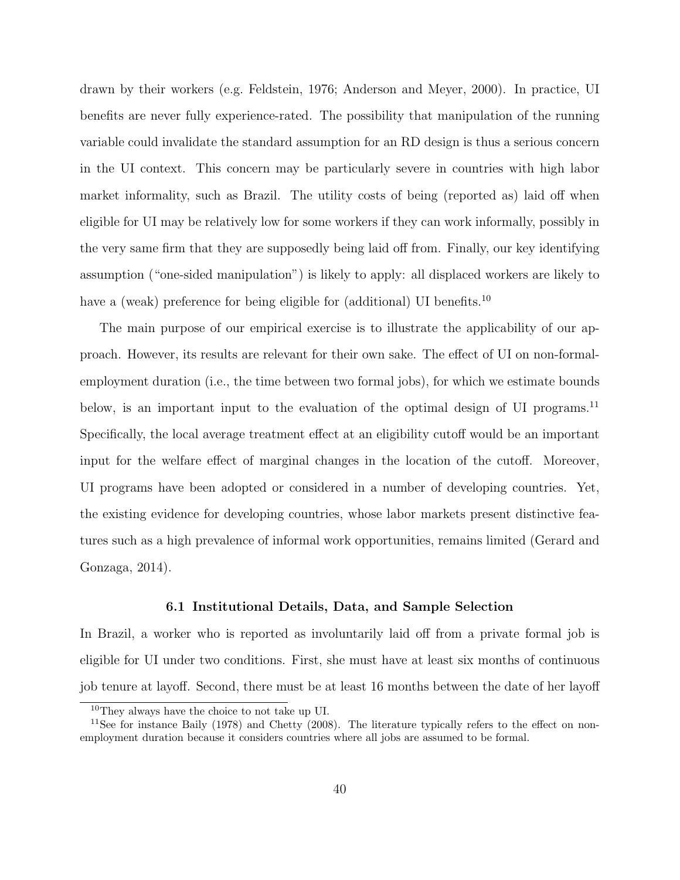drawn by their workers (e.g. Feldstein, 1976; Anderson and Meyer, 2000). In practice, UI benefits are never fully experience-rated. The possibility that manipulation of the running variable could invalidate the standard assumption for an RD design is thus a serious concern in the UI context. This concern may be particularly severe in countries with high labor market informality, such as Brazil. The utility costs of being (reported as) laid off when eligible for UI may be relatively low for some workers if they can work informally, possibly in the very same firm that they are supposedly being laid off from. Finally, our key identifying assumption ("one-sided manipulation") is likely to apply: all displaced workers are likely to have a (weak) preference for being eligible for (additional) UI benefits.[10]

The main purpose of our empirical exercise is to illustrate the applicability of our approach. However, its results are relevant for their own sake. The effect of UI on non-formal-employment duration (i.e., the time between two formal jobs), for which we estimate bounds below, is an important input to the evaluation of the optimal design of UI programs.[11] Specifically, the local average treatment effect at an eligibility cutoff would be an important input for the welfare effect of marginal changes in the location of the cutoff. Moreover, UI programs have been adopted or considered in a number of developing countries. Yet, the existing evidence for developing countries, whose labor markets present distinctive features such as a high prevalence of informal work opportunities, remains limited (Gerard and Gonzaga, 2014).

### 6.1 Institutional Details, Data, and Sample Selection

In Brazil, a worker who is reported as involuntarily laid off from a private formal job is eligible for UI under two conditions. First, she must have at least six months of continuous job tenure at layoff. Second, there must be at least 16 months between the date of her layoff

[10] They always have the choice to not take up UI.

[11] See for instance Baily (1978) and Chetty (2008). The literature typically refers to the effect on non-employment duration because it considers countries where all jobs are assumed to be formal.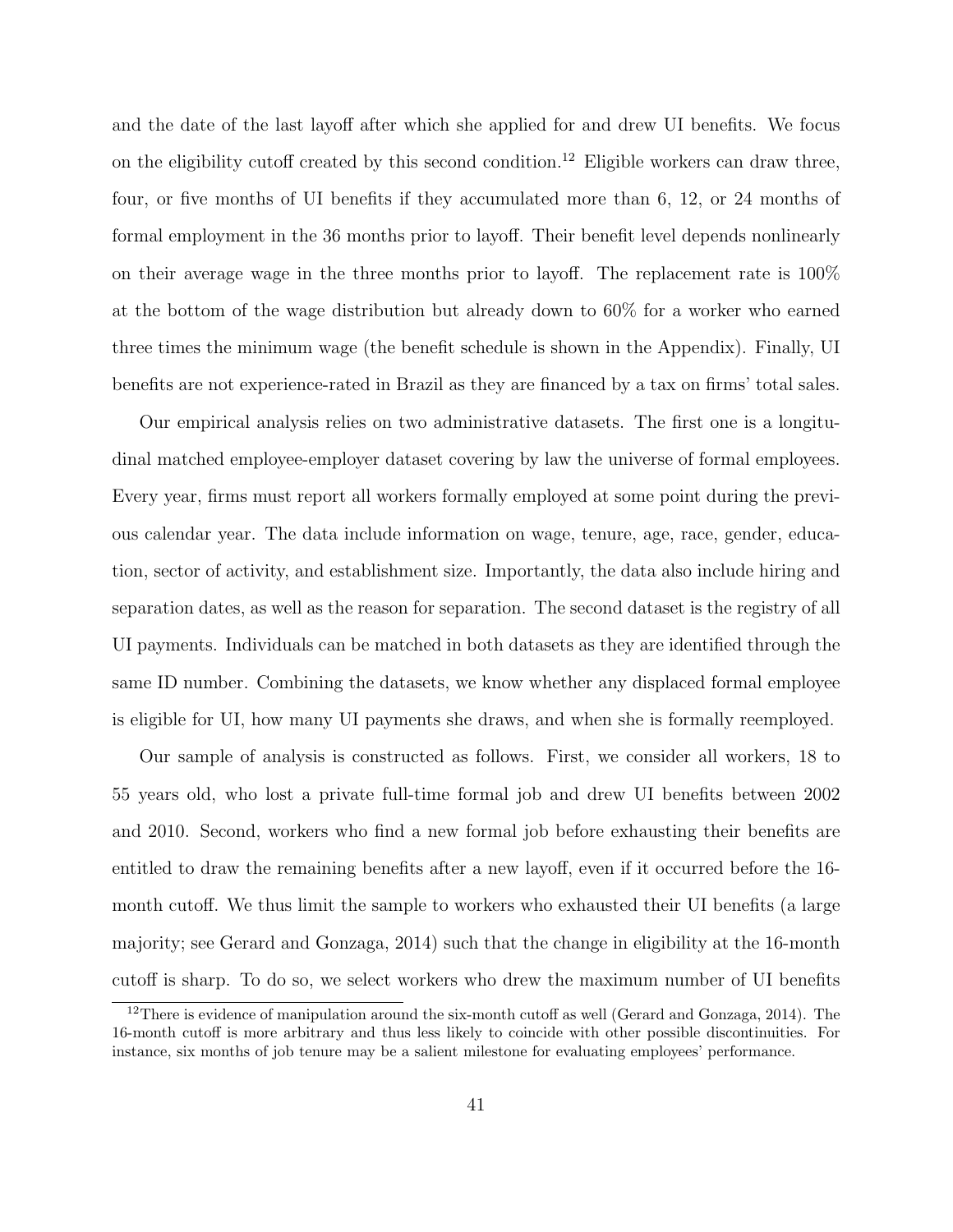and the date of the last layoff after which she applied for and drew UI benefits. We focus on the eligibility cutoff created by this second condition.[12] Eligible workers can draw three, four, or five months of UI benefits if they accumulated more than 6, 12, or 24 months of formal employment in the 36 months prior to layoff. Their benefit level depends nonlinearly on their average wage in the three months prior to layoff. The replacement rate is 100% at the bottom of the wage distribution but already down to 60% for a worker who earned three times the minimum wage (the benefit schedule is shown in the Appendix). Finally, UI benefits are not experience-rated in Brazil as they are financed by a tax on firms' total sales.

Our empirical analysis relies on two administrative datasets. The first one is a longitudinal matched employee-employer dataset covering by law the universe of formal employees. Every year, firms must report all workers formally employed at some point during the previous calendar year. The data include information on wage, tenure, age, race, gender, education, sector of activity, and establishment size. Importantly, the data also include hiring and separation dates, as well as the reason for separation. The second dataset is the registry of all UI payments. Individuals can be matched in both datasets as they are identified through the same ID number. Combining the datasets, we know whether any displaced formal employee is eligible for UI, how many UI payments she draws, and when she is formally reemployed.

Our sample of analysis is constructed as follows. First, we consider all workers, 18 to 55 years old, who lost a private full-time formal job and drew UI benefits between 2002 and 2010. Second, workers who find a new formal job before exhausting their benefits are entitled to draw the remaining benefits after a new layoff, even if it occurred before the 16-month cutoff. We thus limit the sample to workers who exhausted their UI benefits (a large majority; see Gerard and Gonzaga, 2014) such that the change in eligibility at the 16-month cutoff is sharp. To do so, we select workers who drew the maximum number of UI benefits

[12] There is evidence of manipulation around the six-month cutoff as well (Gerard and Gonzaga, 2014). The 16-month cutoff is more arbitrary and thus less likely to coincide with other possible discontinuities. For instance, six months of job tenure may be a salient milestone for evaluating employees' performance.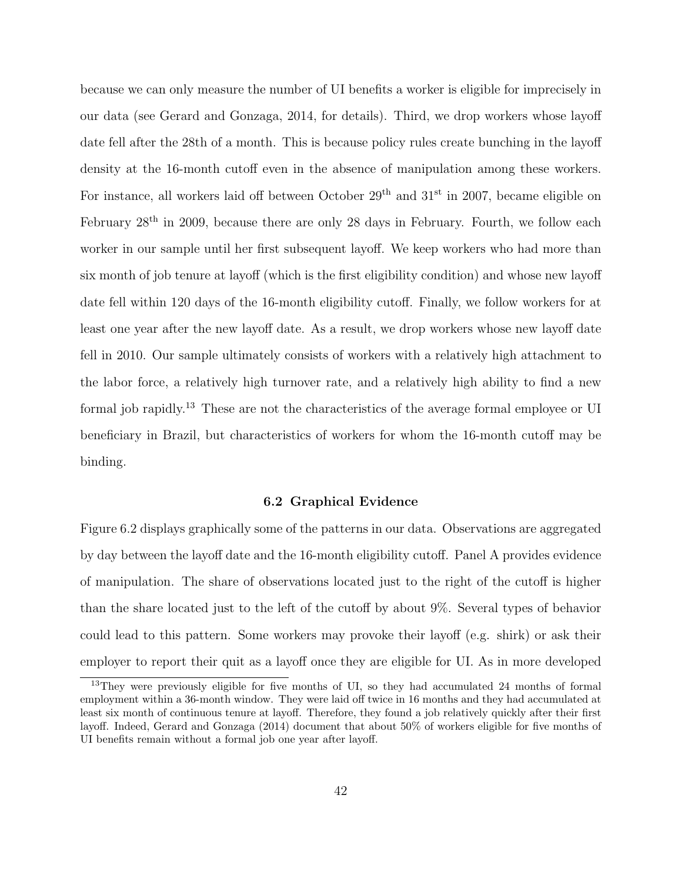because we can only measure the number of UI benefits a worker is eligible for imprecisely in our data (see Gerard and Gonzaga, 2014, for details). Third, we drop workers whose layoff date fell after the 28th of a month. This is because policy rules create bunching in the layoff density at the 16-month cutoff even in the absence of manipulation among these workers. For instance, all workers laid off between October $29^{\text{th}}$ and $31^{\text{st}}$ in 2007, became eligible on February $28^{\text{th}}$ in 2009, because there are only 28 days in February. Fourth, we follow each worker in our sample until her first subsequent layoff. We keep workers who had more than six month of job tenure at layoff (which is the first eligibility condition) and whose new layoff date fell within 120 days of the 16-month eligibility cutoff. Finally, we follow workers for at least one year after the new layoff date. As a result, we drop workers whose new layoff date fell in 2010. Our sample ultimately consists of workers with a relatively high attachment to the labor force, a relatively high turnover rate, and a relatively high ability to find a new formal job rapidly.[13] These are not the characteristics of the average formal employee or UI beneficiary in Brazil, but characteristics of workers for whom the 16-month cutoff may be binding.

### 6.2 Graphical Evidence

Figure 6.2 displays graphically some of the patterns in our data. Observations are aggregated by day between the layoff date and the 16-month eligibility cutoff. Panel A provides evidence of manipulation. The share of observations located just to the right of the cutoff is higher than the share located just to the left of the cutoff by about 9%. Several types of behavior could lead to this pattern. Some workers may provoke their layoff (e.g. shirk) or ask their employer to report their quit as a layoff once they are eligible for UI. As in more developed

[13] They were previously eligible for five months of UI, so they had accumulated 24 months of formal employment within a 36-month window. They were laid off twice in 16 months and they had accumulated at least six month of continuous tenure at layoff. Therefore, they found a job relatively quickly after their first layoff. Indeed, Gerard and Gonzaga (2014) document that about 50% of workers eligible for five months of UI benefits remain without a formal job one year after layoff.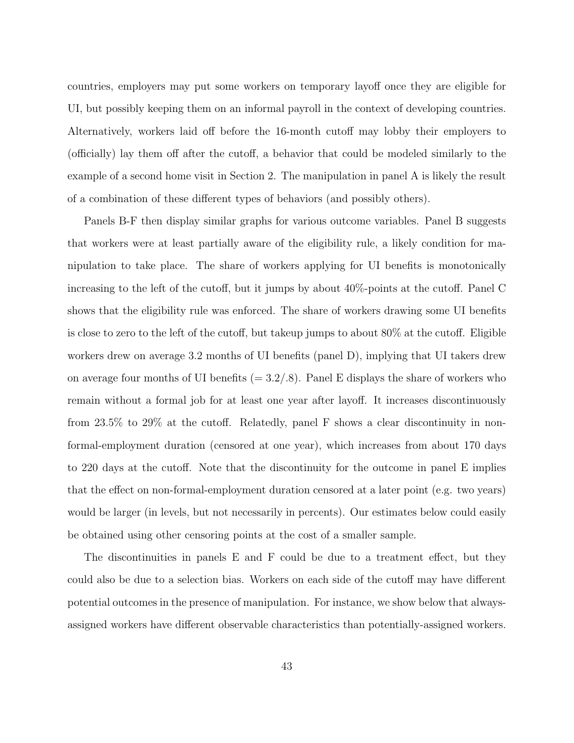countries, employers may put some workers on temporary layoff once they are eligible for UI, but possibly keeping them on an informal payroll in the context of developing countries. Alternatively, workers laid off before the 16-month cutoff may lobby their employers to (officially) lay them off after the cutoff, a behavior that could be modeled similarly to the example of a second home visit in Section 2. The manipulation in panel A is likely the result of a combination of these different types of behaviors (and possibly others).

Panels B-F then display similar graphs for various outcome variables. Panel B suggests that workers were at least partially aware of the eligibility rule, a likely condition for manipulation to take place. The share of workers applying for UI benefits is monotonically increasing to the left of the cutoff, but it jumps by about 40%-points at the cutoff. Panel C shows that the eligibility rule was enforced. The share of workers drawing some UI benefits is close to zero to the left of the cutoff, but takeup jumps to about 80% at the cutoff. Eligible workers drew on average 3.2 months of UI benefits (panel D), implying that UI takers drew on average four months of UI benefits (= 3.2/.8). Panel E displays the share of workers who remain without a formal job for at least one year after layoff. It increases discontinuously from 23.5% to 29% at the cutoff. Relatedly, panel F shows a clear discontinuity in non-formal-employment duration (censored at one year), which increases from about 170 days to 220 days at the cutoff. Note that the discontinuity for the outcome in panel E implies that the effect on non-formal-employment duration censored at a later point (e.g. two years) would be larger (in levels, but not necessarily in percents). Our estimates below could easily be obtained using other censoring points at the cost of a smaller sample.

The discontinuities in panels E and F could be due to a treatment effect, but they could also be due to a selection bias. Workers on each side of the cutoff may have different potential outcomes in the presence of manipulation. For instance, we show below that always-assigned workers have different observable characteristics than potentially-assigned workers.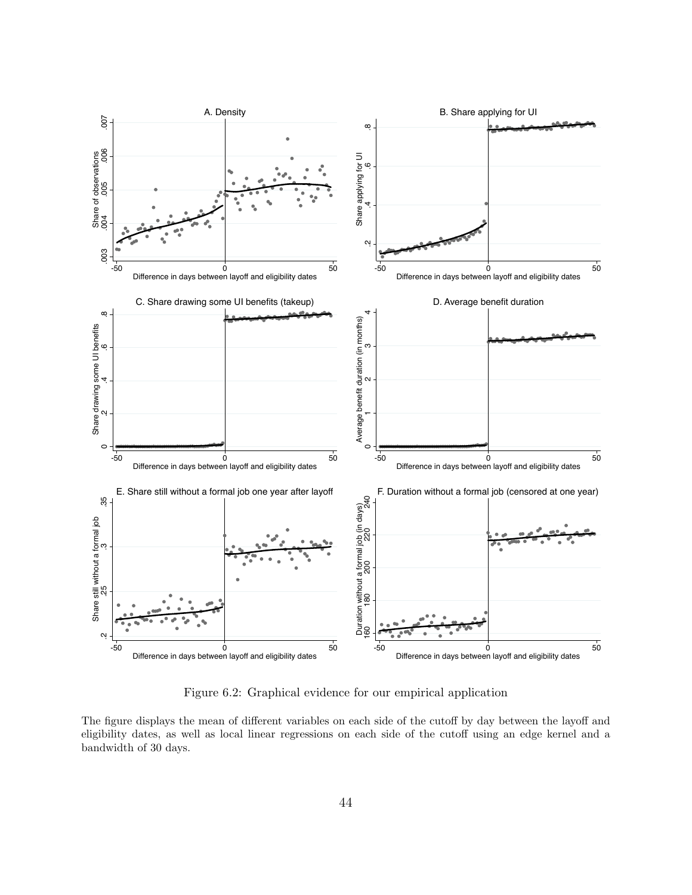Figure 6.2: Graphical evidence for our empirical application

The figure displays the mean of different variables on each side of the cutoff by day between the layoff and eligibility dates, as well as local linear regressions on each side of the cutoff using an edge kernel and a bandwidth of 30 days.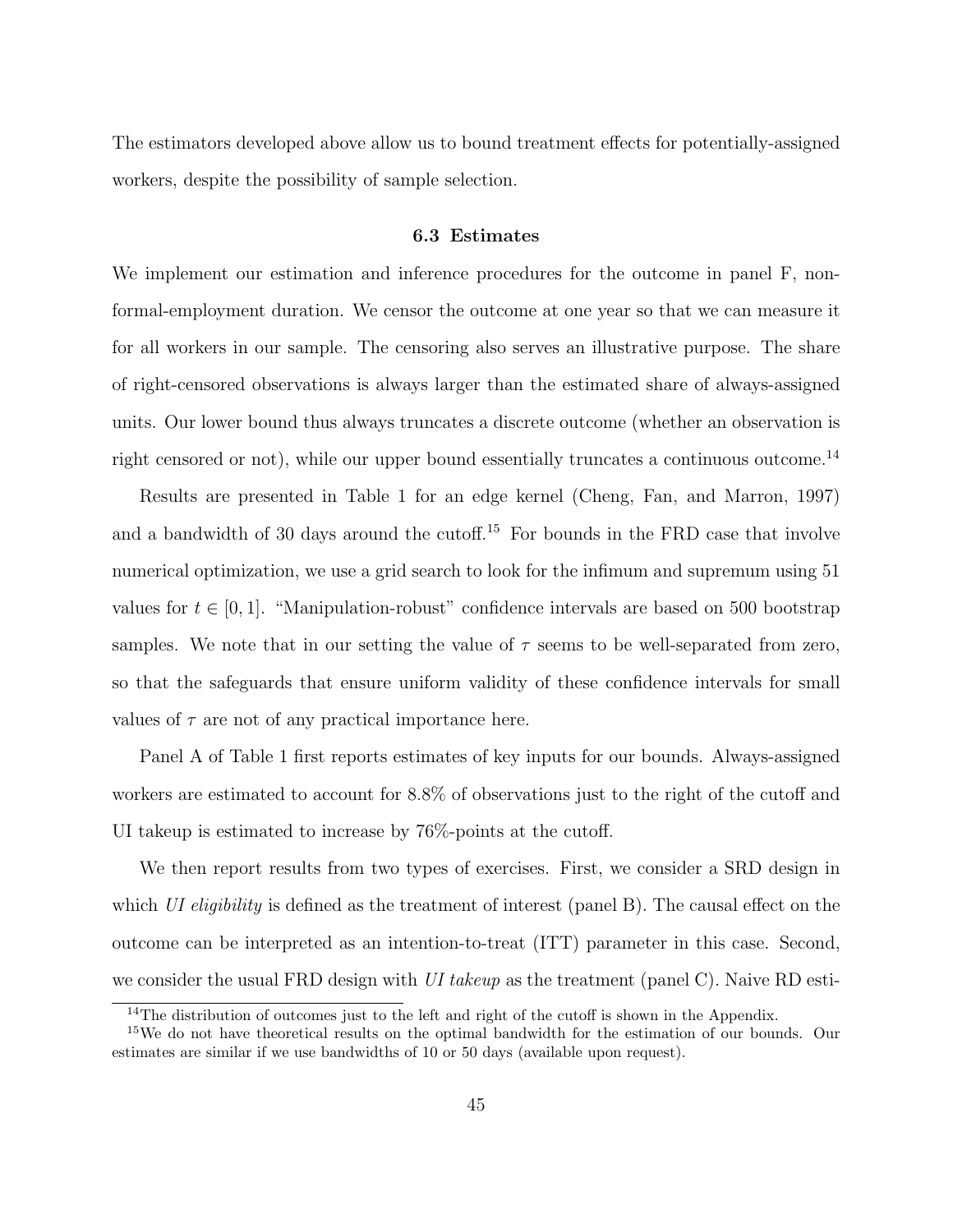The estimators developed above allow us to bound treatment effects for potentially-assigned workers, despite the possibility of sample selection.

### 6.3 Estimates

We implement our estimation and inference procedures for the outcome in panel F, non-formal-employment duration. We censor the outcome at one year so that we can measure it for all workers in our sample. The censoring also serves an illustrative purpose. The share of right-censored observations is always larger than the estimated share of always-assigned units. Our lower bound thus always truncates a discrete outcome (whether an observation is right censored or not), while our upper bound essentially truncates a continuous outcome.[14]

Results are presented in Table 1 for an edge kernel (Cheng, Fan, and Marron, 1997) and a bandwidth of 30 days around the cutoff.[15] For bounds in the FRD case that involve numerical optimization, we use a grid search to look for the infimum and supremum using 51 values for $t \in [0, 1]$. "Manipulation-robust" confidence intervals are based on 500 bootstrap samples. We note that in our setting the value of $\tau$ seems to be well-separated from zero, so that the safeguards that ensure uniform validity of these confidence intervals for small values of $\tau$ are not of any practical importance here.

Panel A of Table 1 first reports estimates of key inputs for our bounds. Always-assigned workers are estimated to account for 8.8% of observations just to the right of the cutoff and UI takeup is estimated to increase by 76%-points at the cutoff.

We then report results from two types of exercises. First, we consider a SRD design in which *UI eligibility* is defined as the treatment of interest (panel B). The causal effect on the outcome can be interpreted as an intention-to-treat (ITT) parameter in this case. Second, we consider the usual FRD design with *UI takeup* as the treatment (panel C). Naive RD esti-

[14] The distribution of outcomes just to the left and right of the cutoff is shown in the Appendix.

[15] We do not have theoretical results on the optimal bandwidth for the estimation of our bounds. Our estimates are similar if we use bandwidths of 10 or 50 days (available upon request).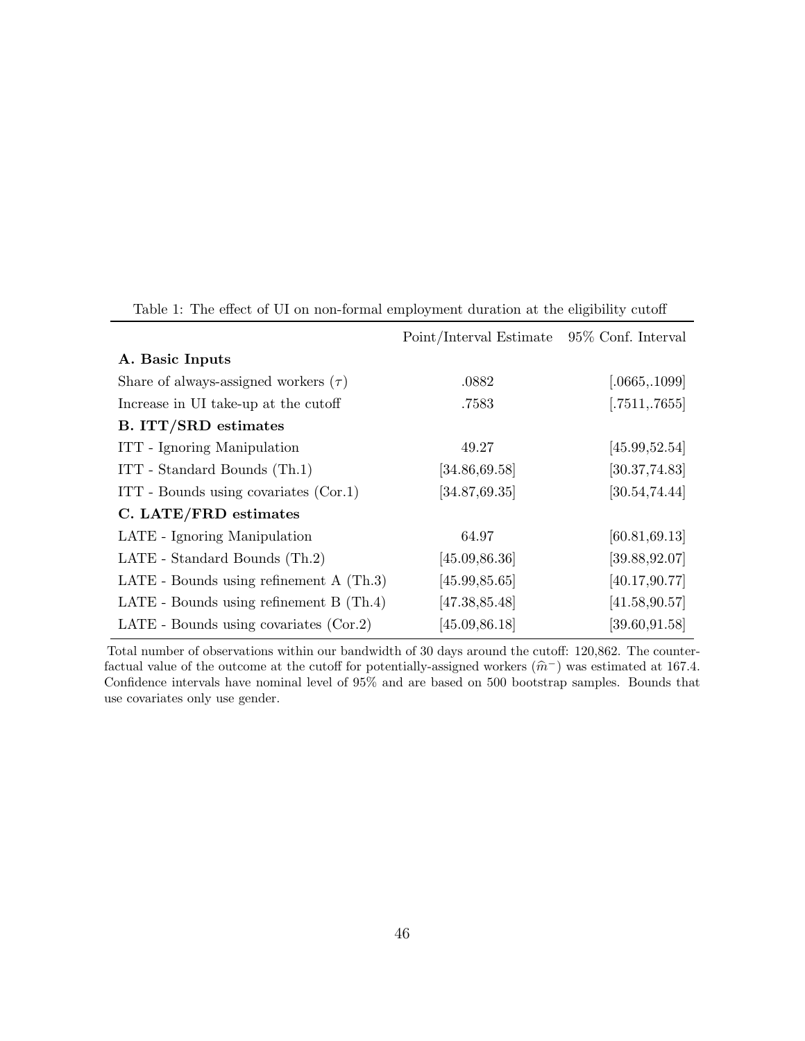Table 1: The effect of UI on non-formal employment duration at the eligibility cutoff

| | Point/Interval Estimate | 95% Conf. Interval |
|---|---|---|
| **A. Basic Inputs** | | |
| Share of always-assigned workers ($\tau$) | .0882 | [.0665,.1099] |
| Increase in UI take-up at the cutoff | .7583 | [.7511,.7655] |
| **B. ITT/SRD estimates** | | |
| ITT - Ignoring Manipulation | 49.27 | [45.99,52.54] |
| ITT - Standard Bounds (Th.1) | [34.86,69.58] | [30.37,74.83] |
| ITT - Bounds using covariates (Cor.1) | [34.87,69.35] | [30.54,74.44] |
| **C. LATE/FRD estimates** | | |
| LATE - Ignoring Manipulation | 64.97 | [60.81,69.13] |
| LATE - Standard Bounds (Th.2) | [45.09,86.36] | [39.88,92.07] |
| LATE - Bounds using refinement A (Th.3) | [45.99,85.65] | [40.17,90.77] |
| LATE - Bounds using refinement B (Th.4) | [47.38,85.48] | [41.58,90.57] |
| LATE - Bounds using covariates (Cor.2) | [45.09,86.18] | [39.60,91.58] |

Total number of observations within our bandwidth of 30 days around the cutoff: 120,862. The counterfactual value of the outcome at the cutoff for potentially-assigned workers ($\widehat{m}^{-}$) was estimated at 167.4. Confidence intervals have nominal level of 95% and are based on 500 bootstrap samples. Bounds that use covariates only use gender.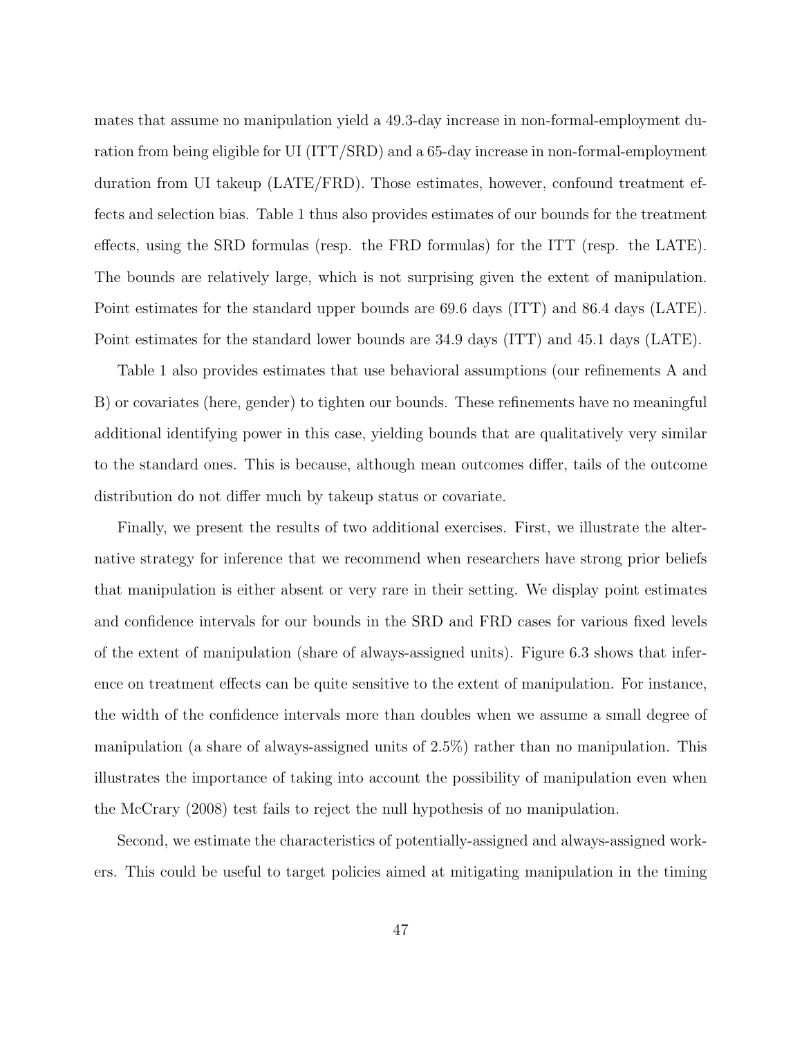mates that assume no manipulation yield a 49.3-day increase in non-formal-employment duration from being eligible for UI (ITT/SRD) and a 65-day increase in non-formal-employment duration from UI takeup (LATE/FRD). Those estimates, however, confound treatment effects and selection bias. Table 1 thus also provides estimates of our bounds for the treatment effects, using the SRD formulas (resp. the FRD formulas) for the ITT (resp. the LATE). The bounds are relatively large, which is not surprising given the extent of manipulation. Point estimates for the standard upper bounds are 69.6 days (ITT) and 86.4 days (LATE). Point estimates for the standard lower bounds are 34.9 days (ITT) and 45.1 days (LATE).

Table 1 also provides estimates that use behavioral assumptions (our refinements A and B) or covariates (here, gender) to tighten our bounds. These refinements have no meaningful additional identifying power in this case, yielding bounds that are qualitatively very similar to the standard ones. This is because, although mean outcomes differ, tails of the outcome distribution do not differ much by takeup status or covariate.

Finally, we present the results of two additional exercises. First, we illustrate the alternative strategy for inference that we recommend when researchers have strong prior beliefs that manipulation is either absent or very rare in their setting. We display point estimates and confidence intervals for our bounds in the SRD and FRD cases for various fixed levels of the extent of manipulation (share of always-assigned units). Figure 6.3 shows that inference on treatment effects can be quite sensitive to the extent of manipulation. For instance, the width of the confidence intervals more than doubles when we assume a small degree of manipulation (a share of always-assigned units of 2.5%) rather than no manipulation. This illustrates the importance of taking into account the possibility of manipulation even when the McCrary (2008) test fails to reject the null hypothesis of no manipulation.

Second, we estimate the characteristics of potentially-assigned and always-assigned workers. This could be useful to target policies aimed at mitigating manipulation in the timing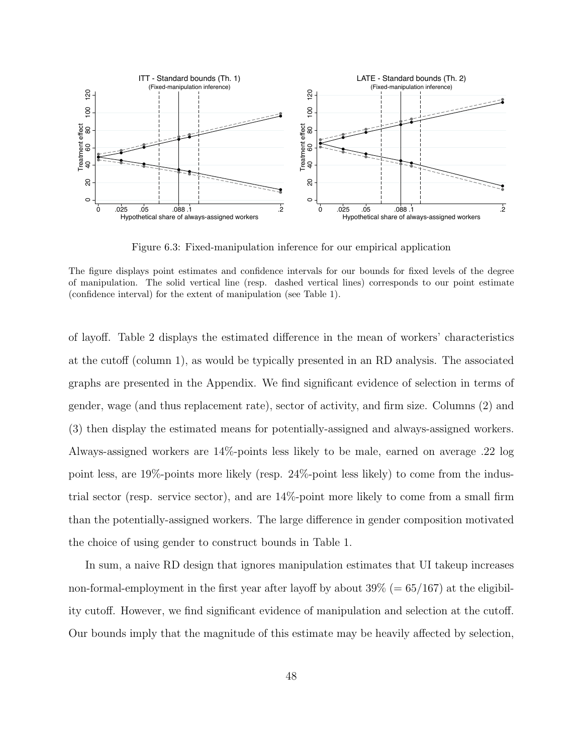Figure 6.3: Fixed-manipulation inference for our empirical application

The figure displays point estimates and confidence intervals for our bounds for fixed levels of the degree of manipulation. The solid vertical line (resp. dashed vertical lines) corresponds to our point estimate (confidence interval) for the extent of manipulation (see Table 1).

of layoff. Table 2 displays the estimated difference in the mean of workers' characteristics at the cutoff (column 1), as would be typically presented in an RD analysis. The associated graphs are presented in the Appendix. We find significant evidence of selection in terms of gender, wage (and thus replacement rate), sector of activity, and firm size. Columns (2) and (3) then display the estimated means for potentially-assigned and always-assigned workers. Always-assigned workers are 14%-points less likely to be male, earned on average .22 log point less, are 19%-points more likely (resp. 24%-point less likely) to come from the industrial sector (resp. service sector), and are 14%-point more likely to come from a small firm than the potentially-assigned workers. The large difference in gender composition motivated the choice of using gender to construct bounds in Table 1.

In sum, a naive RD design that ignores manipulation estimates that UI takeup increases non-formal-employment in the first year after layoff by about 39% (= 65/167) at the eligibility cutoff. However, we find significant evidence of manipulation and selection at the cutoff. Our bounds imply that the magnitude of this estimate may be heavily affected by selection,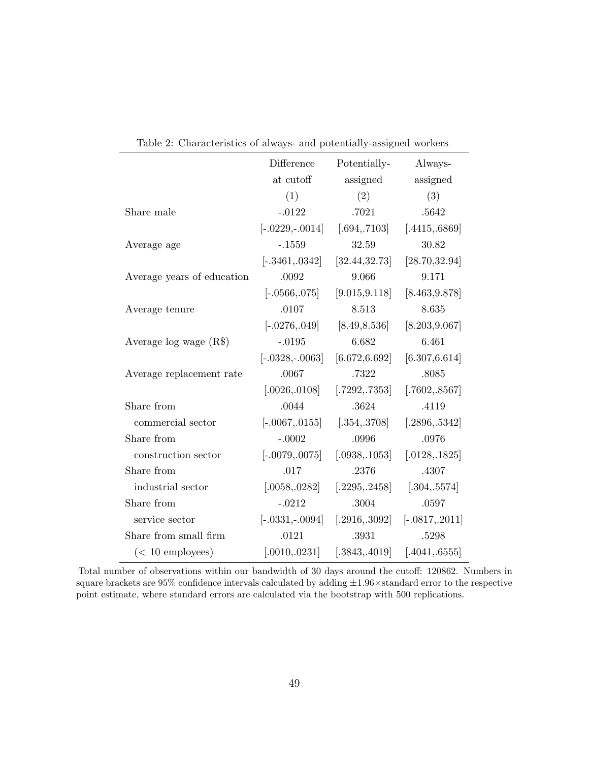Table 2: Characteristics of always- and potentially-assigned workers

| | Difference at cutoff | Potentially-assigned | Always-assigned |
|---|---|---|---|
| | (1) | (2) | (3) |
| Share male | -.0122 | .7021 | .5642 |
| | [-.0229,-.0014] | [.694,.7103] | [.4415,.6869] |
| Average age | -.1559 | 32.59 | 30.82 |
| | [-.3461,.0342] | [32.44,32.73] | [28.70,32.94] |
| Average years of education | .0092 | 9.066 | 9.171 |
| | [-.0566,.075] | [9.015,9.118] | [8.463,9.878] |
| Average tenure | .0107 | 8.513 | 8.635 |
| | [-.0276,.049] | [8.49,8.536] | [8.203,9.067] |
| Average log wage (R$) | -.0195 | 6.682 | 6.461 |
| | [-.0328,-.0063] | [6.672,6.692] | [6.307,6.614] |
| Average replacement rate | .0067 | .7322 | .8085 |
| | [.0026,.0108] | [.7292,.7353] | [.7602,.8567] |
| Share from commercial sector | .0044 | .3624 | .4119 |
| | [-.0067,.0155] | [.354,.3708] | [.2896,.5342] |
| Share from construction sector | -.0002 | .0996 | .0976 |
| | [-.0079,.0075] | [.0938,.1053] | [.0128,.1825] |
| Share from industrial sector | .017 | .2376 | .4307 |
| | [.0058,.0282] | [.2295,.2458] | [.304,.5574] |
| Share from service sector | -.0212 | .3004 | .0597 |
| | [-.0331,-.0094] | [.2916,.3092] | [-.0817,.2011] |
| Share from small firm (< 10 employees) | .0121 | .3931 | .5298 |
| | [.0010,.0231] | [.3843,.4019] | [.4041,.6555] |

Total number of observations within our bandwidth of 30 days around the cutoff: 120862. Numbers in square brackets are 95% confidence intervals calculated by adding $\pm 1.96 \times$standard error to the respective point estimate, where standard errors are calculated via the bootstrap with 500 replications.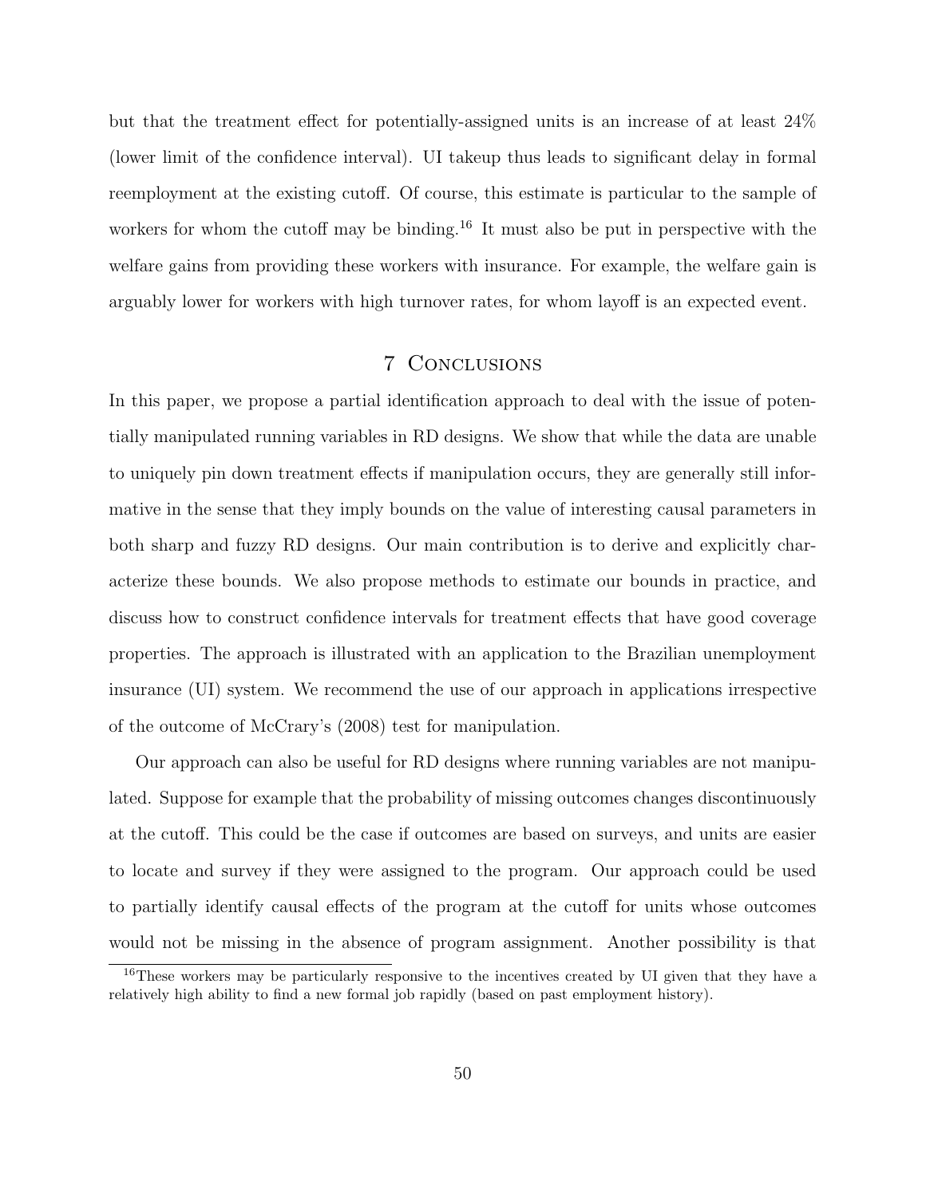but that the treatment effect for potentially-assigned units is an increase of at least 24% (lower limit of the confidence interval). UI takeup thus leads to significant delay in formal reemployment at the existing cutoff. Of course, this estimate is particular to the sample of workers for whom the cutoff may be binding.[16] It must also be put in perspective with the welfare gains from providing these workers with insurance. For example, the welfare gain is arguably lower for workers with high turnover rates, for whom layoff is an expected event.

# 7 Conclusions

In this paper, we propose a partial identification approach to deal with the issue of potentially manipulated running variables in RD designs. We show that while the data are unable to uniquely pin down treatment effects if manipulation occurs, they are generally still informative in the sense that they imply bounds on the value of interesting causal parameters in both sharp and fuzzy RD designs. Our main contribution is to derive and explicitly characterize these bounds. We also propose methods to estimate our bounds in practice, and discuss how to construct confidence intervals for treatment effects that have good coverage properties. The approach is illustrated with an application to the Brazilian unemployment insurance (UI) system. We recommend the use of our approach in applications irrespective of the outcome of McCrary's (2008) test for manipulation.

Our approach can also be useful for RD designs where running variables are not manipulated. Suppose for example that the probability of missing outcomes changes discontinuously at the cutoff. This could be the case if outcomes are based on surveys, and units are easier to locate and survey if they were assigned to the program. Our approach could be used to partially identify causal effects of the program at the cutoff for units whose outcomes would not be missing in the absence of program assignment. Another possibility is that

[16] These workers may be particularly responsive to the incentives created by UI given that they have a relatively high ability to find a new formal job rapidly (based on past employment history).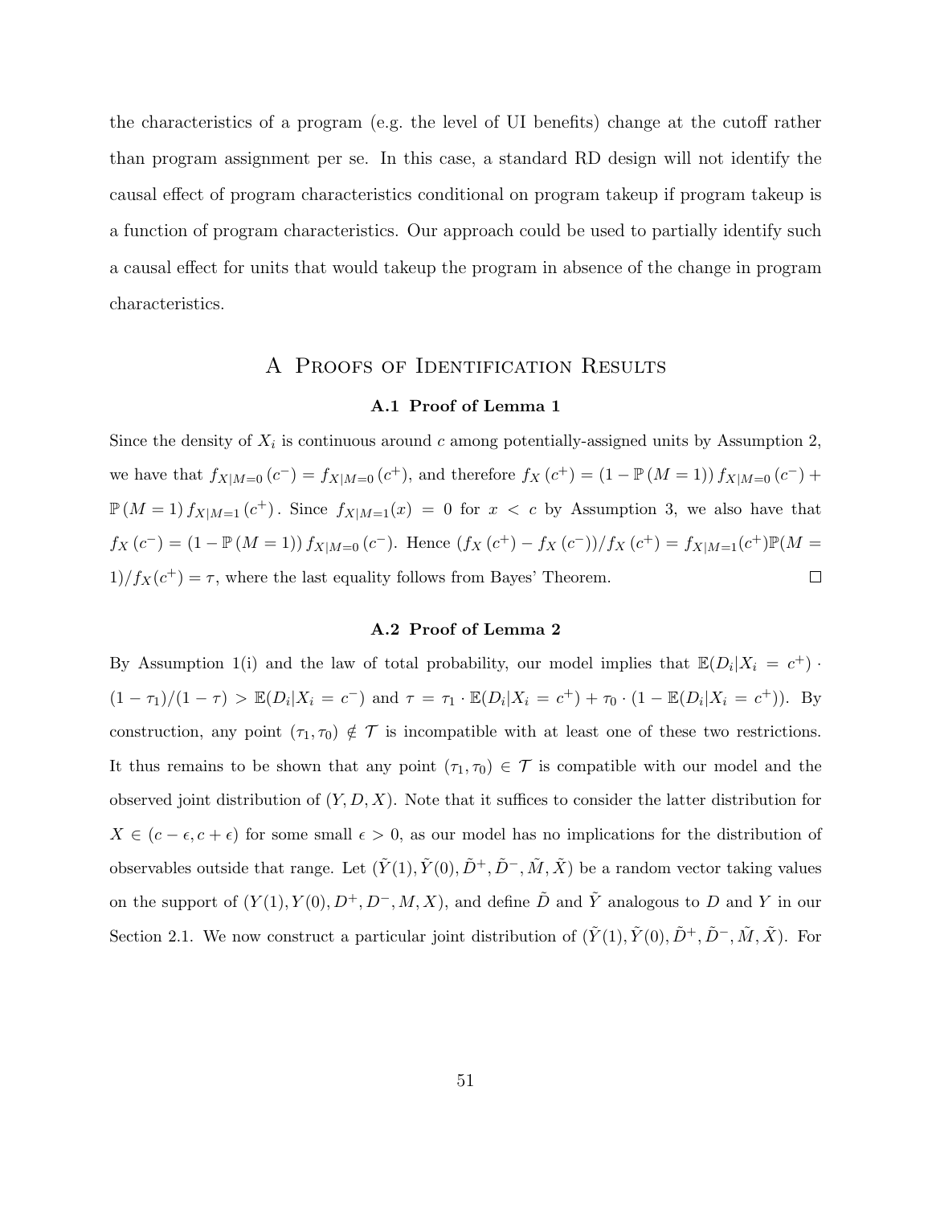the characteristics of a program (e.g. the level of UI benefits) change at the cutoff rather than program assignment per se. In this case, a standard RD design will not identify the causal effect of program characteristics conditional on program takeup if program takeup is a function of program characteristics. Our approach could be used to partially identify such a causal effect for units that would takeup the program in absence of the change in program characteristics.

# A Proofs of Identification Results

### A.1 Proof of Lemma 1

Since the density of $X_i$ is continuous around $c$ among potentially-assigned units by Assumption 2, we have that $f_{X|M=0}(c^-) = f_{X|M=0}(c^+)$, and therefore $f_X(c^+) = (1 - \mathbb{P}(M=1)) f_{X|M=0}(c^-) + \mathbb{P}(M=1) f_{X|M=1}(c^+)$. Since $f_{X|M=1}(x) = 0$ for $x < c$ by Assumption 3, we also have that $f_X(c^-) = (1 - \mathbb{P}(M=1)) f_{X|M=0}(c^-)$. Hence $(f_X(c^+) - f_X(c^-))/f_X(c^+) = f_{X|M=1}(c^+)\mathbb{P}(M = 1)/f_X(c^+) = \tau$, where the last equality follows from Bayes' Theorem. $\square$

### A.2 Proof of Lemma 2

By Assumption 1(i) and the law of total probability, our model implies that $\mathbb{E}(D_i|X_i = c^+) \cdot (1 - \tau_1)/(1 - \tau) > \mathbb{E}(D_i|X_i = c^-)$ and $\tau = \tau_1 \cdot \mathbb{E}(D_i|X_i = c^+) + \tau_0 \cdot (1 - \mathbb{E}(D_i|X_i = c^+))$. By construction, any point $(\tau_1, \tau_0) \notin \mathcal{T}$ is incompatible with at least one of these two restrictions. It thus remains to be shown that any point $(\tau_1, \tau_0) \in \mathcal{T}$ is compatible with our model and the observed joint distribution of $(Y, D, X)$. Note that it suffices to consider the latter distribution for $X \in (c - \epsilon, c + \epsilon)$ for some small $\epsilon > 0$, as our model has no implications for the distribution of observables outside that range. Let $(\tilde{Y}(1), \tilde{Y}(0), \tilde{D}^+, \tilde{D}^-, \tilde{M}, \tilde{X})$ be a random vector taking values on the support of $(Y(1), Y(0), D^+, D^-, M, X)$, and define $\tilde{D}$ and $\tilde{Y}$ analogous to $D$ and $Y$ in our Section 2.1. We now construct a particular joint distribution of $(\tilde{Y}(1), \tilde{Y}(0), \tilde{D}^+, \tilde{D}^-, \tilde{M}, \tilde{X})$. For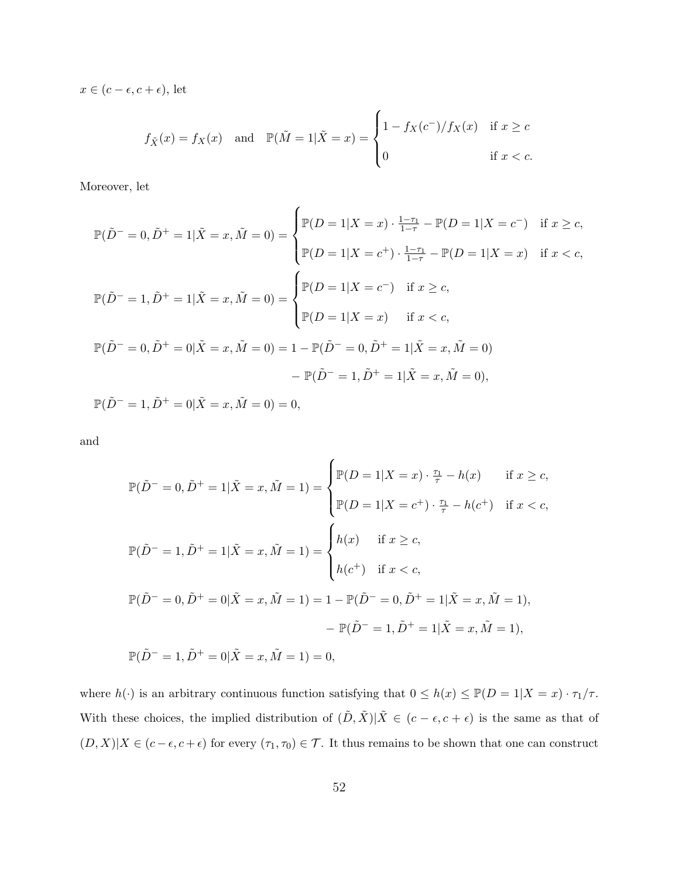$x \in (c - \epsilon, c + \epsilon)$, let

$$
f_{\tilde{X}}(x) = f_X(x) \quad \text{and} \quad \mathbb{P}(\tilde{M} = 1 | \tilde{X} = x) = \begin{cases} 1 - f_X(c^-)/f_X(x) & \text{if } x \geq c \\ 0 & \text{if } x < c. \end{cases}
$$

Moreover, let

$$
\mathbb{P}(\tilde{D}^- = 0, \tilde{D}^+ = 1 | \tilde{X} = x, \tilde{M} = 0) = \begin{cases} \mathbb{P}(D = 1 | X = x) \cdot \frac{1-\tau_1}{1-\tau} - \mathbb{P}(D = 1 | X = c^-) & \text{if } x \geq c, \\ \mathbb{P}(D = 1 | X = c^+) \cdot \frac{1-\tau_1}{1-\tau} - \mathbb{P}(D = 1 | X = x) & \text{if } x < c, \end{cases}
$$

$$
\mathbb{P}(\tilde{D}^- = 1, \tilde{D}^+ = 1 | \tilde{X} = x, \tilde{M} = 0) = \begin{cases} \mathbb{P}(D = 1 | X = c^-) & \text{if } x \geq c, \\ \mathbb{P}(D = 1 | X = x) & \text{if } x < c, \end{cases}
$$

$$
\begin{aligned}
\mathbb{P}(\tilde{D}^- = 0, \tilde{D}^+ = 0 | \tilde{X} = x, \tilde{M} = 0) = 1 &- \mathbb{P}(\tilde{D}^- = 0, \tilde{D}^+ = 1 | \tilde{X} = x, \tilde{M} = 0) \\
&- \mathbb{P}(\tilde{D}^- = 1, \tilde{D}^+ = 1 | \tilde{X} = x, \tilde{M} = 0),
\end{aligned}
$$

$$
\mathbb{P}(\tilde{D}^- = 1, \tilde{D}^+ = 0 | \tilde{X} = x, \tilde{M} = 0) = 0,
$$

and

$$
\mathbb{P}(\tilde{D}^- = 0, \tilde{D}^+ = 1 | \tilde{X} = x, \tilde{M} = 1) = \begin{cases} \mathbb{P}(D = 1 | X = x) \cdot \frac{\tau_1}{\tau} - h(x) & \text{if } x \geq c, \\ \mathbb{P}(D = 1 | X = c^+) \cdot \frac{\tau_1}{\tau} - h(c^+) & \text{if } x < c, \end{cases}
$$

$$
\mathbb{P}(\tilde{D}^- = 1, \tilde{D}^+ = 1 | \tilde{X} = x, \tilde{M} = 1) = \begin{cases} h(x) & \text{if } x \geq c, \\ h(c^+) & \text{if } x < c, \end{cases}
$$

$$
\begin{aligned}
\mathbb{P}(\tilde{D}^- = 0, \tilde{D}^+ = 0 | \tilde{X} = x, \tilde{M} = 1) = 1 &- \mathbb{P}(\tilde{D}^- = 0, \tilde{D}^+ = 1 | \tilde{X} = x, \tilde{M} = 1), \\
&- \mathbb{P}(\tilde{D}^- = 1, \tilde{D}^+ = 1 | \tilde{X} = x, \tilde{M} = 1),
\end{aligned}
$$

$$
\mathbb{P}(\tilde{D}^- = 1, \tilde{D}^+ = 0 | \tilde{X} = x, \tilde{M} = 1) = 0,
$$

where $h(\cdot)$ is an arbitrary continuous function satisfying that $0 \leq h(x) \leq \mathbb{P}(D = 1 | X = x) \cdot \tau_1/\tau$. With these choices, the implied distribution of $(\tilde{D}, \tilde{X}) | \tilde{X} \in (c - \epsilon, c + \epsilon)$ is the same as that of $(D, X) | X \in (c - \epsilon, c + \epsilon)$ for every $(\tau_1, \tau_0) \in \mathcal{T}$. It thus remains to be shown that one can construct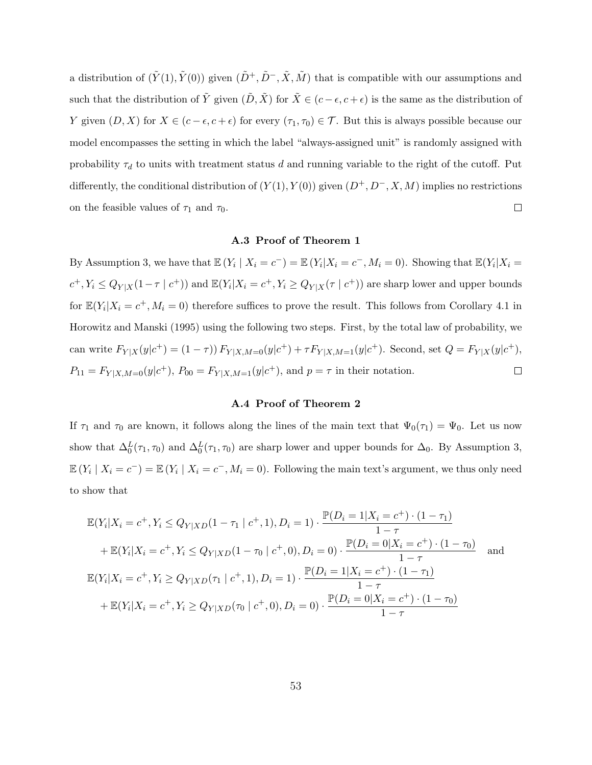a distribution of $(\tilde{Y}(1), \tilde{Y}(0))$ given $(\tilde{D}^+, \tilde{D}^-, \tilde{X}, \tilde{M})$ that is compatible with our assumptions and such that the distribution of $\tilde{Y}$ given $(\tilde{D}, \tilde{X})$ for $\tilde{X} \in (c-\epsilon, c+\epsilon)$ is the same as the distribution of $Y$ given $(D, X)$ for $X \in (c-\epsilon, c+\epsilon)$ for every $(\tau_1, \tau_0) \in \mathcal{T}$. But this is always possible because our model encompasses the setting in which the label "always-assigned unit" is randomly assigned with probability $\tau_d$ to units with treatment status $d$ and running variable to the right of the cutoff. Put differently, the conditional distribution of $(Y(1), Y(0))$ given $(D^+, D^-, X, M)$ implies no restrictions on the feasible values of $\tau_1$ and $\tau_0$. $\square$

### A.3 Proof of Theorem 1

By Assumption 3, we have that $\mathbb{E}(Y_i \mid X_i = c^-) = \mathbb{E}(Y_i | X_i = c^-, M_i = 0)$. Showing that $\mathbb{E}(Y_i | X_i = c^+, Y_i \leq Q_{Y|X}(1-\tau \mid c^+))$ and $\mathbb{E}(Y_i | X_i = c^+, Y_i \geq Q_{Y|X}(\tau \mid c^+))$ are sharp lower and upper bounds for $\mathbb{E}(Y_i | X_i = c^+, M_i = 0)$ therefore suffices to prove the result. This follows from Corollary 4.1 in Horowitz and Manski (1995) using the following two steps. First, by the total law of probability, we can write $F_{Y|X}(y|c^+) = (1-\tau))\, F_{Y|X,M=0}(y|c^+) + \tau F_{Y|X,M=1}(y|c^+)$. Second, set $Q = F_{Y|X}(y|c^+)$, $P_{11} = F_{Y|X,M=0}(y|c^+)$, $P_{00} = F_{Y|X,M=1}(y|c^+)$, and $p = \tau$ in their notation. $\square$

### A.4 Proof of Theorem 2

If $\tau_1$ and $\tau_0$ are known, it follows along the lines of the main text that $\Psi_0(\tau_1) = \Psi_0$. Let us now show that $\Delta_0^L(\tau_1, \tau_0)$ and $\Delta_0^L(\tau_1, \tau_0)$ are sharp lower and upper bounds for $\Delta_0$. By Assumption 3, $\mathbb{E}(Y_i \mid X_i = c^-) = \mathbb{E}(Y_i \mid X_i = c^-, M_i = 0)$. Following the main text's argument, we thus only need to show that

$$
\begin{aligned}
&\mathbb{E}(Y_i | X_i = c^+, Y_i \leq Q_{Y|XD}(1-\tau_1 \mid c^+, 1), D_i = 1) \cdot \frac{\mathbb{P}(D_i = 1 | X_i = c^+) \cdot (1-\tau_1)}{1-\tau} \\
&\quad + \mathbb{E}(Y_i | X_i = c^+, Y_i \leq Q_{Y|XD}(1-\tau_0 \mid c^+, 0), D_i = 0) \cdot \frac{\mathbb{P}(D_i = 0 | X_i = c^+) \cdot (1-\tau_0)}{1-\tau} \quad \text{and} \\
&\mathbb{E}(Y_i | X_i = c^+, Y_i \geq Q_{Y|XD}(\tau_1 \mid c^+, 1), D_i = 1) \cdot \frac{\mathbb{P}(D_i = 1 | X_i = c^+) \cdot (1-\tau_1)}{1-\tau} \\
&\quad + \mathbb{E}(Y_i | X_i = c^+, Y_i \geq Q_{Y|XD}(\tau_0 \mid c^+, 0), D_i = 0) \cdot \frac{\mathbb{P}(D_i = 0 | X_i = c^+) \cdot (1-\tau_0)}{1-\tau}
\end{aligned}
$$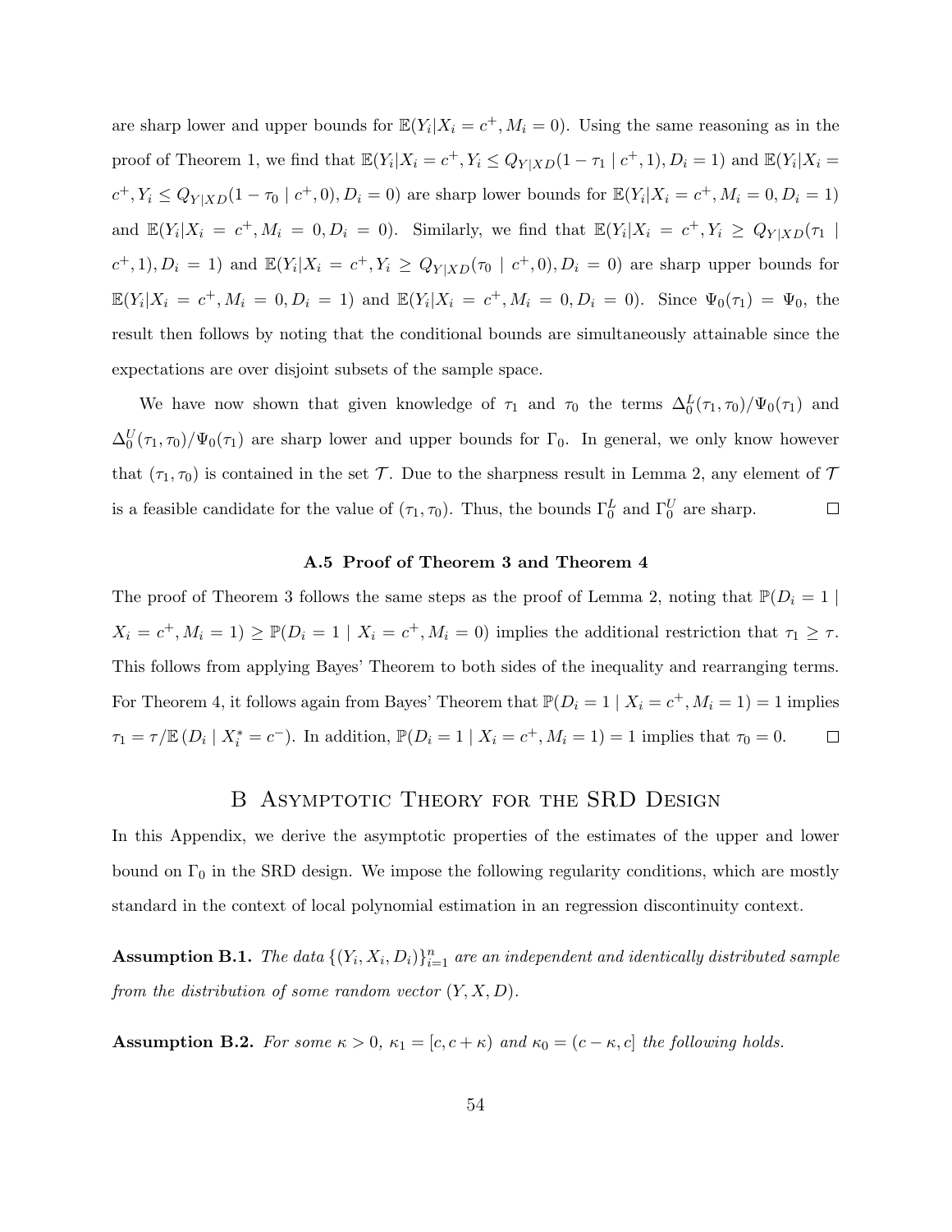are sharp lower and upper bounds for $\mathbb{E}(Y_i|X_i = c^+, M_i = 0)$. Using the same reasoning as in the proof of Theorem 1, we find that $\mathbb{E}(Y_i|X_i = c^+, Y_i \leq Q_{Y|XD}(1-\tau_1 \mid c^+, 1), D_i = 1)$ and $\mathbb{E}(Y_i|X_i = c^+, Y_i \leq Q_{Y|XD}(1-\tau_0 \mid c^+, 0), D_i = 0)$ are sharp lower bounds for $\mathbb{E}(Y_i|X_i = c^+, M_i = 0, D_i = 1)$ and $\mathbb{E}(Y_i|X_i = c^+, M_i = 0, D_i = 0)$. Similarly, we find that $\mathbb{E}(Y_i|X_i = c^+, Y_i \geq Q_{Y|XD}(\tau_1 \mid c^+, 1), D_i = 1)$ and $\mathbb{E}(Y_i|X_i = c^+, Y_i \geq Q_{Y|XD}(\tau_0 \mid c^+, 0), D_i = 0)$ are sharp upper bounds for $\mathbb{E}(Y_i|X_i = c^+, M_i = 0, D_i = 1)$ and $\mathbb{E}(Y_i|X_i = c^+, M_i = 0, D_i = 0)$. Since $\Psi_0(\tau_1) = \Psi_0$, the result then follows by noting that the conditional bounds are simultaneously attainable since the expectations are over disjoint subsets of the sample space.

We have now shown that given knowledge of $\tau_1$ and $\tau_0$ the terms $\Delta_0^L(\tau_1, \tau_0)/\Psi_0(\tau_1)$ and $\Delta_0^U(\tau_1, \tau_0)/\Psi_0(\tau_1)$ are sharp lower and upper bounds for $\Gamma_0$. In general, we only know however that $(\tau_1, \tau_0)$ is contained in the set $\mathcal{T}$. Due to the sharpness result in Lemma 2, any element of $\mathcal{T}$ is a feasible candidate for the value of $(\tau_1, \tau_0)$. Thus, the bounds $\Gamma_0^L$ and $\Gamma_0^U$ are sharp. □

### A.5 Proof of Theorem 3 and Theorem 4

The proof of Theorem 3 follows the same steps as the proof of Lemma 2, noting that $\mathbb{P}(D_i = 1 \mid X_i = c^+, M_i = 1) \geq \mathbb{P}(D_i = 1 \mid X_i = c^+, M_i = 0)$ implies the additional restriction that $\tau_1 \geq \tau$. This follows from applying Bayes' Theorem to both sides of the inequality and rearranging terms. For Theorem 4, it follows again from Bayes' Theorem that $\mathbb{P}(D_i = 1 \mid X_i = c^+, M_i = 1) = 1$ implies $\tau_1 = \tau/\mathbb{E}(D_i \mid X_i^* = c^-)$. In addition, $\mathbb{P}(D_i = 1 \mid X_i = c^+, M_i = 1) = 1$ implies that $\tau_0 = 0$. □

## B Asymptotic Theory for the SRD Design

In this Appendix, we derive the asymptotic properties of the estimates of the upper and lower bound on $\Gamma_0$ in the SRD design. We impose the following regularity conditions, which are mostly standard in the context of local polynomial estimation in an regression discontinuity context.

**Assumption B.1.** *The data $\{(Y_i, X_i, D_i)\}_{i=1}^n$ are an independent and identically distributed sample from the distribution of some random vector $(Y, X, D)$.*

**Assumption B.2.** *For some $\kappa > 0$, $\kappa_1 = [c, c+\kappa)$ and $\kappa_0 = (c-\kappa, c]$ the following holds.*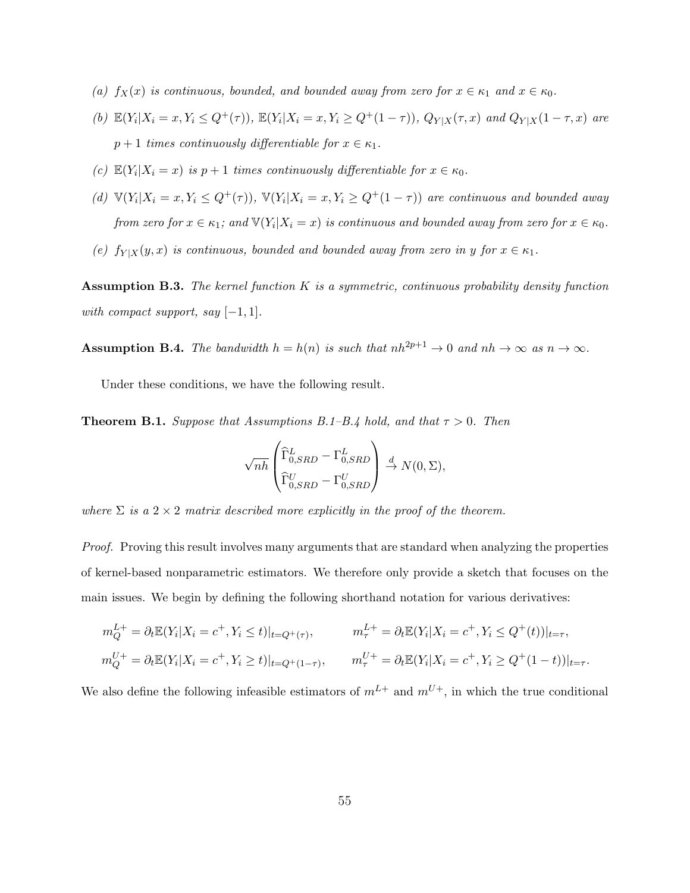(a) $f_X(x)$ *is continuous, bounded, and bounded away from zero for* $x \in \kappa_1$ *and* $x \in \kappa_0$.

(b) $\mathbb{E}(Y_i|X_i = x, Y_i \leq Q^+(\tau))$, $\mathbb{E}(Y_i|X_i = x, Y_i \geq Q^+(1-\tau))$, $Q_{Y|X}(\tau, x)$ *and* $Q_{Y|X}(1-\tau, x)$ *are* $p+1$ *times continuously differentiable for* $x \in \kappa_1$.

(c) $\mathbb{E}(Y_i|X_i = x)$ *is* $p+1$ *times continuously differentiable for* $x \in \kappa_0$.

(d) $\mathbb{V}(Y_i|X_i = x, Y_i \leq Q^+(\tau))$, $\mathbb{V}(Y_i|X_i = x, Y_i \geq Q^+(1-\tau))$ *are continuous and bounded away from zero for* $x \in \kappa_1$*; and* $\mathbb{V}(Y_i|X_i = x)$ *is continuous and bounded away from zero for* $x \in \kappa_0$.

(e) $f_{Y|X}(y, x)$ *is continuous, bounded and bounded away from zero in* $y$ *for* $x \in \kappa_1$.

**Assumption B.3.** *The kernel function* $K$ *is a symmetric, continuous probability density function with compact support, say* $[-1, 1]$.

**Assumption B.4.** *The bandwidth* $h = h(n)$ *is such that* $nh^{2p+1} \to 0$ *and* $nh \to \infty$ *as* $n \to \infty$.

Under these conditions, we have the following result.

**Theorem B.1.** *Suppose that Assumptions B.1–B.4 hold, and that* $\tau > 0$. *Then*

$$\sqrt{nh}\begin{pmatrix}\widehat{\Gamma}^L_{0,SRD} - \Gamma^L_{0,SRD} \\ \widehat{\Gamma}^U_{0,SRD} - \Gamma^U_{0,SRD}\end{pmatrix} \xrightarrow{d} N(0, \Sigma),$$

*where* $\Sigma$ *is a* $2 \times 2$ *matrix described more explicitly in the proof of the theorem.*

*Proof.* Proving this result involves many arguments that are standard when analyzing the properties of kernel-based nonparametric estimators. We therefore only provide a sketch that focuses on the main issues. We begin by defining the following shorthand notation for various derivatives:

$$m_Q^{L+} = \partial_t \mathbb{E}(Y_i|X_i = c^+, Y_i \leq t)|_{t=Q^+(\tau)}, \qquad m_\tau^{L+} = \partial_t \mathbb{E}(Y_i|X_i = c^+, Y_i \leq Q^+(t))|_{t=\tau},$$

$$m_Q^{U+} = \partial_t \mathbb{E}(Y_i|X_i = c^+, Y_i \geq t)|_{t=Q^+(1-\tau)}, \qquad m_\tau^{U+} = \partial_t \mathbb{E}(Y_i|X_i = c^+, Y_i \geq Q^+(1-t))|_{t=\tau}.$$

We also define the following infeasible estimators of $m^{L+}$ and $m^{U+}$, in which the true conditional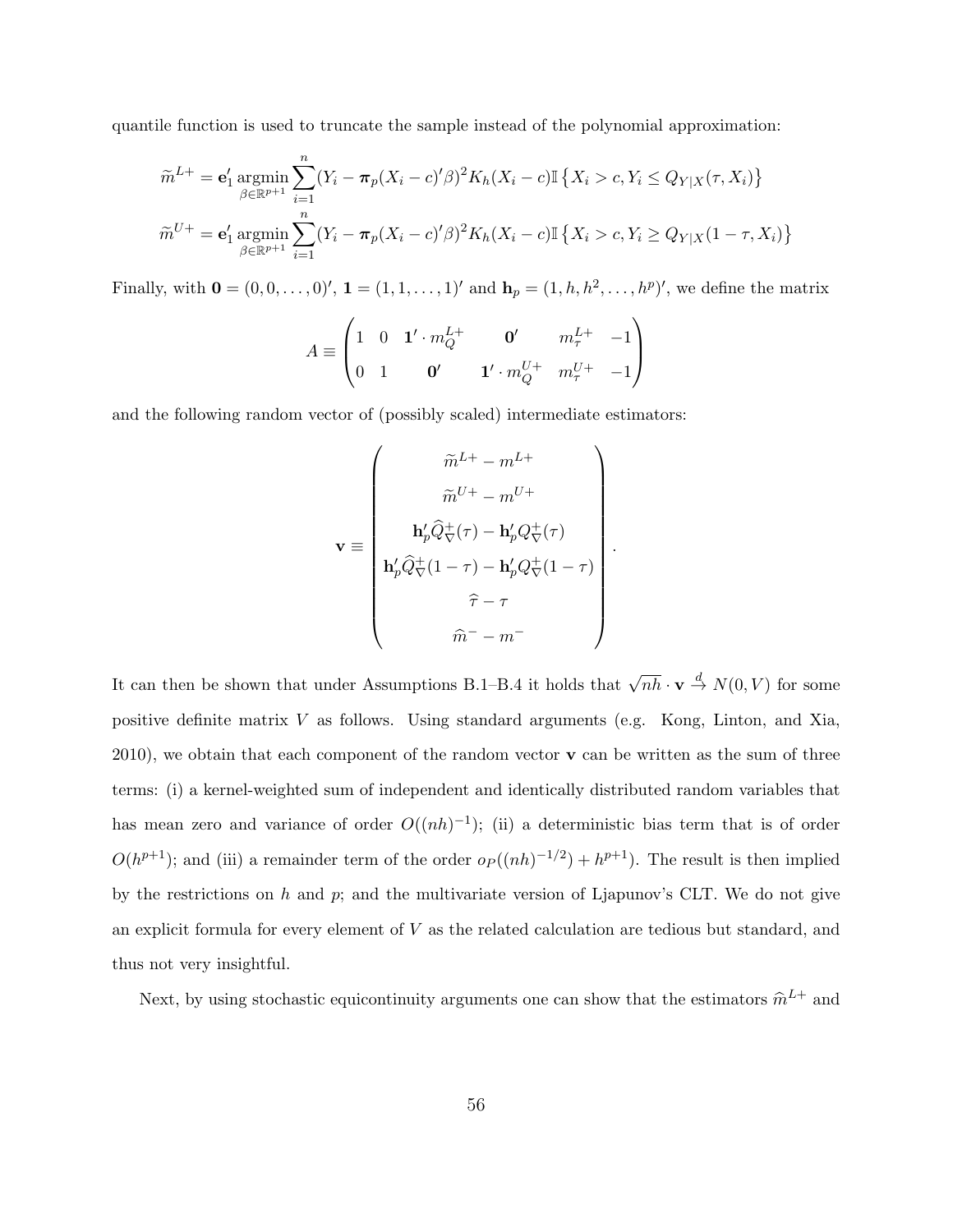quantile function is used to truncate the sample instead of the polynomial approximation:

$$
\widetilde{m}^{L+} = \mathbf{e}_1' \operatorname*{argmin}_{\beta \in \mathbb{R}^{p+1}} \sum_{i=1}^{n} (Y_i - \boldsymbol{\pi}_p(X_i - c)'\beta)^2 K_h(X_i - c) \mathbb{I}\left\{X_i > c, Y_i \leq Q_{Y|X}(\tau, X_i)\right\}
$$

$$
\widetilde{m}^{U+} = \mathbf{e}_1' \operatorname*{argmin}_{\beta \in \mathbb{R}^{p+1}} \sum_{i=1}^{n} (Y_i - \boldsymbol{\pi}_p(X_i - c)'\beta)^2 K_h(X_i - c) \mathbb{I}\left\{X_i > c, Y_i \geq Q_{Y|X}(1-\tau, X_i)\right\}
$$

Finally, with $\mathbf{0} = (0, 0, \ldots, 0)'$, $\mathbf{1} = (1, 1, \ldots, 1)'$ and $\mathbf{h}_p = (1, h, h^2, \ldots, h^p)'$, we define the matrix

$$
A \equiv \begin{pmatrix} 1 & 0 & \mathbf{1}' \cdot m_Q^{L+} & \mathbf{0}' & m_\tau^{L+} & -1 \\ 0 & 1 & \mathbf{0}' & \mathbf{1}' \cdot m_Q^{U+} & m_\tau^{U+} & -1 \end{pmatrix}
$$

and the following random vector of (possibly scaled) intermediate estimators:

$$
\mathbf{v} \equiv \begin{pmatrix} \widetilde{m}^{L+} - m^{L+} \\ \widetilde{m}^{U+} - m^{U+} \\ \mathbf{h}_p' \widehat{Q}_\nabla^+(\tau) - \mathbf{h}_p' Q_\nabla^+(\tau) \\ \mathbf{h}_p' \widehat{Q}_\nabla^+(1-\tau) - \mathbf{h}_p' Q_\nabla^+(1-\tau) \\ \widehat{\tau} - \tau \\ \widehat{m}^- - m^- \end{pmatrix}.
$$

It can then be shown that under Assumptions B.1–B.4 it holds that $\sqrt{nh} \cdot \mathbf{v} \xrightarrow{d} N(0, V)$ for some positive definite matrix $V$ as follows. Using standard arguments (e.g. Kong, Linton, and Xia, 2010), we obtain that each component of the random vector $\mathbf{v}$ can be written as the sum of three terms: (i) a kernel-weighted sum of independent and identically distributed random variables that has mean zero and variance of order $O((nh)^{-1})$; (ii) a deterministic bias term that is of order $O(h^{p+1})$; and (iii) a remainder term of the order $o_P((nh)^{-1/2}) + h^{p+1})$. The result is then implied by the restrictions on $h$ and $p$; and the multivariate version of Ljapunov's CLT. We do not give an explicit formula for every element of $V$ as the related calculation are tedious but standard, and thus not very insightful.

Next, by using stochastic equicontinuity arguments one can show that the estimators $\widehat{m}^{L+}$ and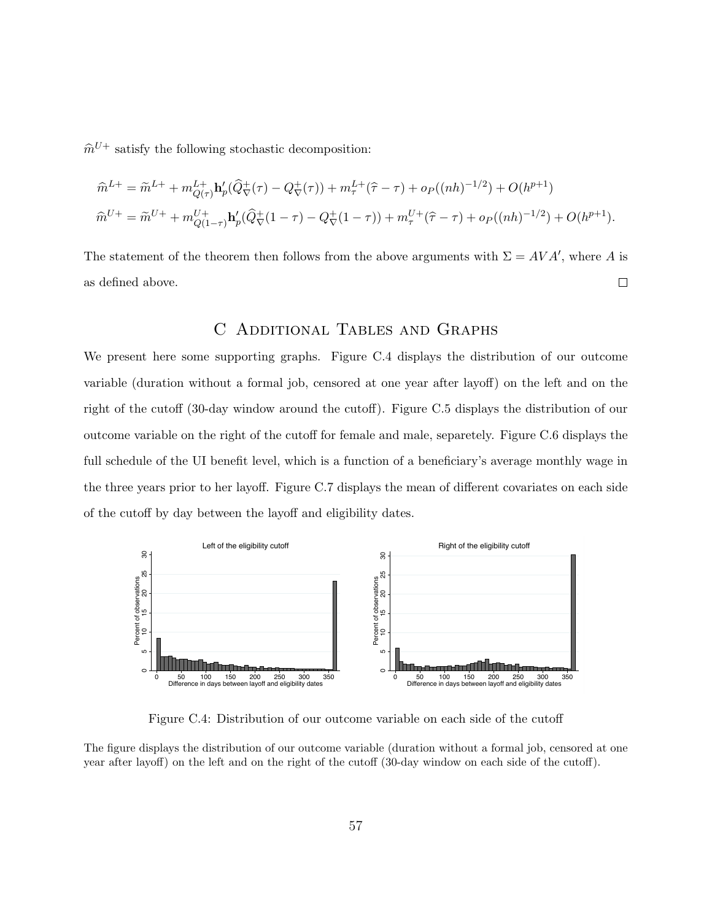$\widehat{m}^{U+}$ satisfy the following stochastic decomposition:

$$\widehat{m}^{L+} = \widetilde{m}^{L+} + m^{L+}_{Q(\tau)}\mathbf{h}_p'(\widehat{Q}^{+}_{\nabla}(\tau) - Q^{+}_{\nabla}(\tau)) + m^{L+}_{\tau}(\widehat{\tau} - \tau) + o_P((nh)^{-1/2}) + O(h^{p+1})$$

$$\widehat{m}^{U+} = \widetilde{m}^{U+} + m^{U+}_{Q(1-\tau)}\mathbf{h}_p'(\widehat{Q}^{+}_{\nabla}(1-\tau) - Q^{+}_{\nabla}(1-\tau)) + m^{U+}_{\tau}(\widehat{\tau} - \tau) + o_P((nh)^{-1/2}) + O(h^{p+1}).$$

The statement of the theorem then follows from the above arguments with $\Sigma = AVA'$, where $A$ is as defined above. □

# C Additional Tables and Graphs

We present here some supporting graphs. Figure C.4 displays the distribution of our outcome variable (duration without a formal job, censored at one year after layoff) on the left and on the right of the cutoff (30-day window around the cutoff). Figure C.5 displays the distribution of our outcome variable on the right of the cutoff for female and male, separetely. Figure C.6 displays the full schedule of the UI benefit level, which is a function of a beneficiary's average monthly wage in the three years prior to her layoff. Figure C.7 displays the mean of different covariates on each side of the cutoff by day between the layoff and eligibility dates.

Figure C.4: Distribution of our outcome variable on each side of the cutoff

The figure displays the distribution of our outcome variable (duration without a formal job, censored at one year after layoff) on the left and on the right of the cutoff (30-day window on each side of the cutoff).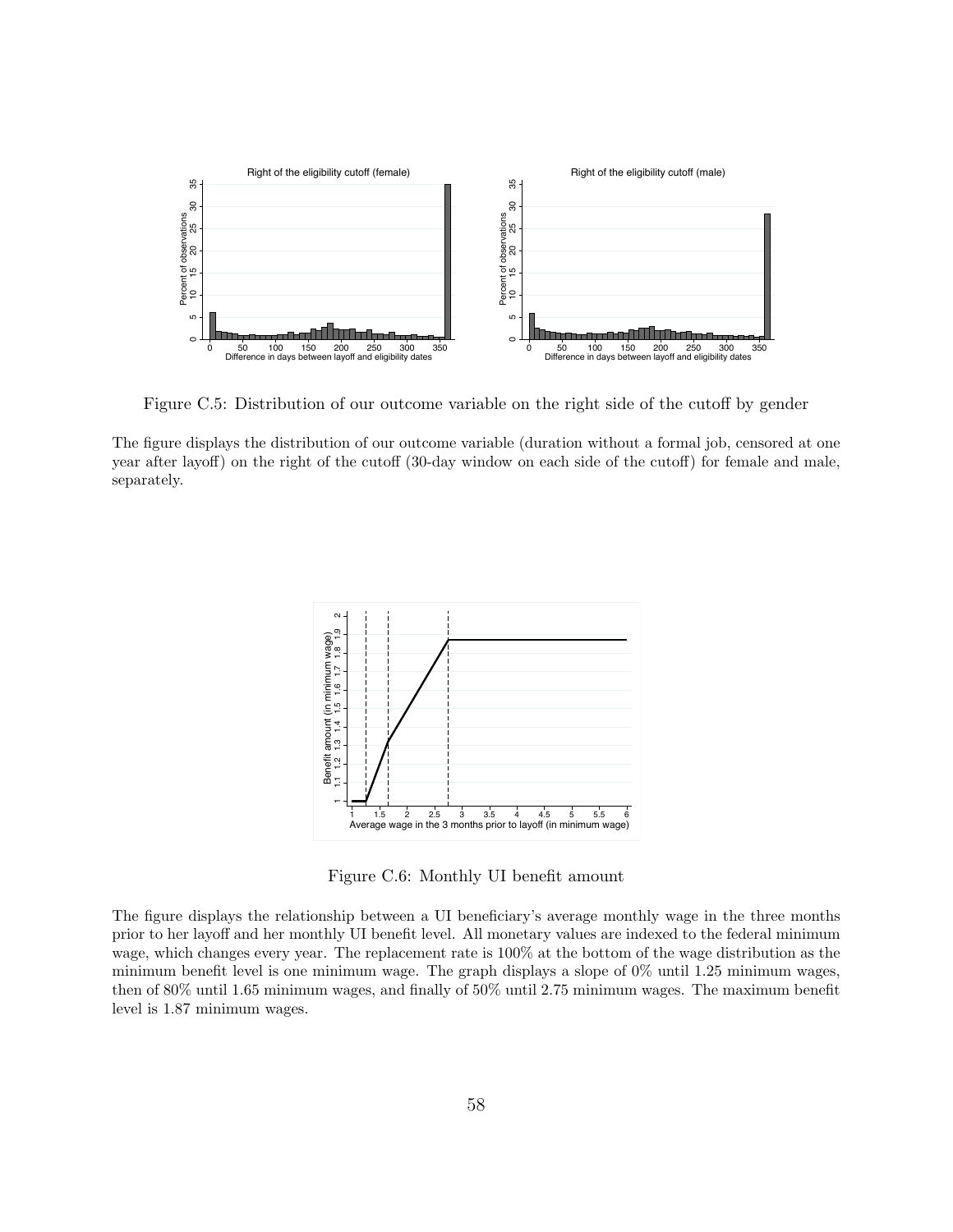Figure C.5: Distribution of our outcome variable on the right side of the cutoff by gender

The figure displays the distribution of our outcome variable (duration without a formal job, censored at one year after layoff) on the right of the cutoff (30-day window on each side of the cutoff) for female and male, separately.

Figure C.6: Monthly UI benefit amount

The figure displays the relationship between a UI beneficiary's average monthly wage in the three months prior to her layoff and her monthly UI benefit level. All monetary values are indexed to the federal minimum wage, which changes every year. The replacement rate is 100% at the bottom of the wage distribution as the minimum benefit level is one minimum wage. The graph displays a slope of 0% until 1.25 minimum wages, then of 80% until 1.65 minimum wages, and finally of 50% until 2.75 minimum wages. The maximum benefit level is 1.87 minimum wages.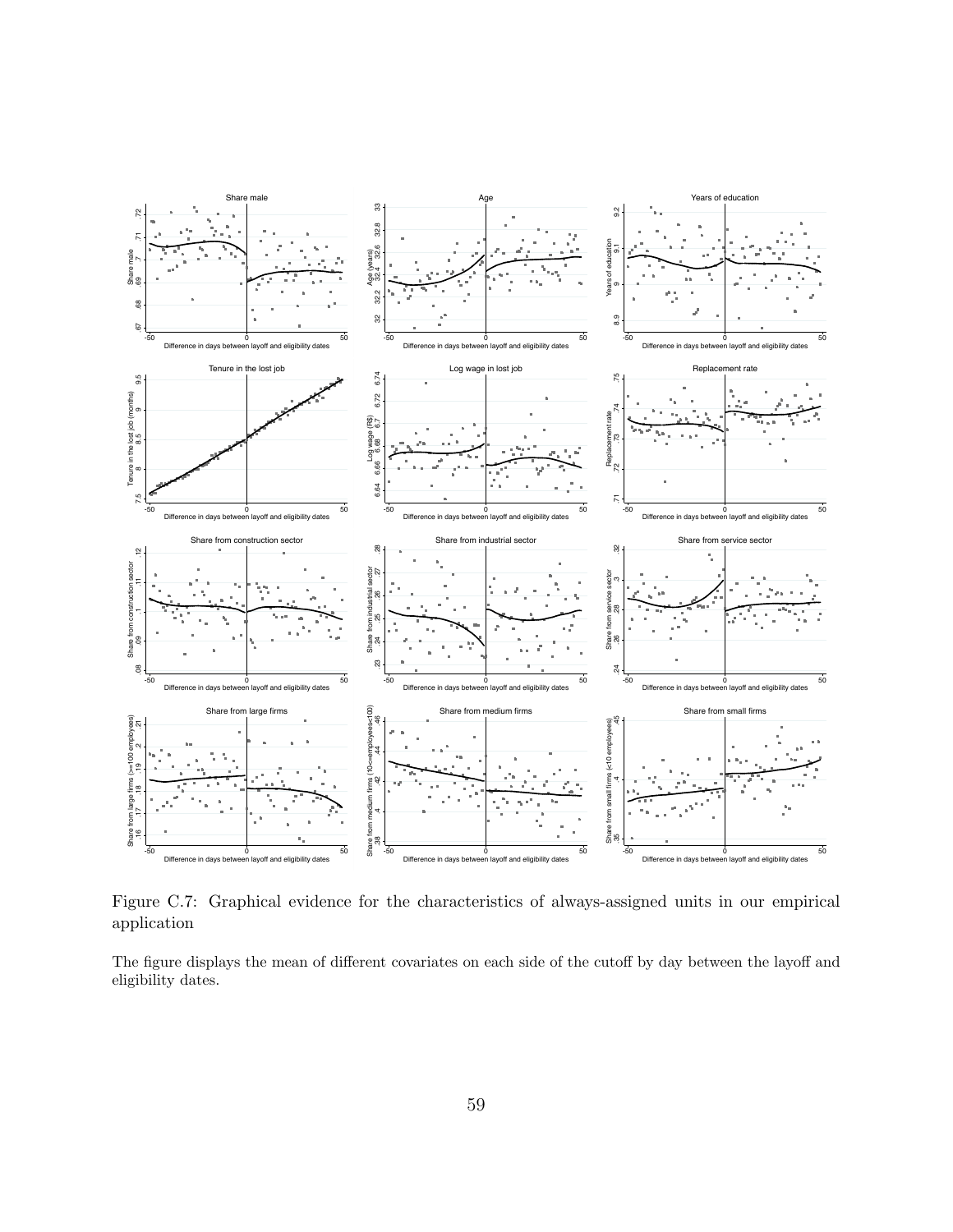Figure C.7: Graphical evidence for the characteristics of always-assigned units in our empirical application

The figure displays the mean of different covariates on each side of the cutoff by day between the layoff and eligibility dates.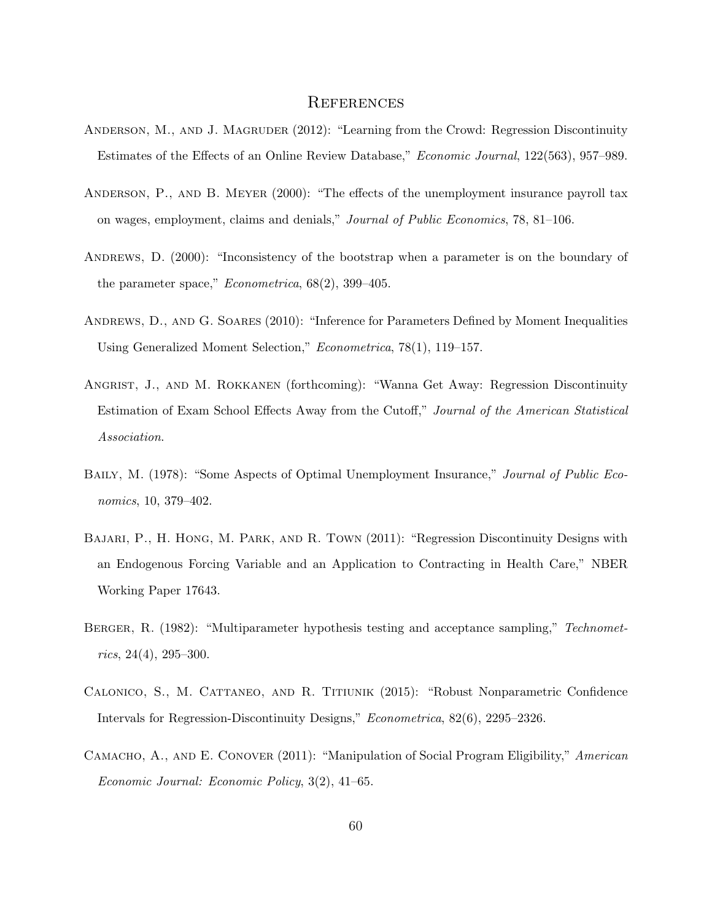# References

Anderson, M., and J. Magruder (2012): "Learning from the Crowd: Regression Discontinuity Estimates of the Effects of an Online Review Database," *Economic Journal*, 122(563), 957–989.

Anderson, P., and B. Meyer (2000): "The effects of the unemployment insurance payroll tax on wages, employment, claims and denials," *Journal of Public Economics*, 78, 81–106.

Andrews, D. (2000): "Inconsistency of the bootstrap when a parameter is on the boundary of the parameter space," *Econometrica*, 68(2), 399–405.

Andrews, D., and G. Soares (2010): "Inference for Parameters Defined by Moment Inequalities Using Generalized Moment Selection," *Econometrica*, 78(1), 119–157.

Angrist, J., and M. Rokkanen (forthcoming): "Wanna Get Away: Regression Discontinuity Estimation of Exam School Effects Away from the Cutoff," *Journal of the American Statistical Association*.

Baily, M. (1978): "Some Aspects of Optimal Unemployment Insurance," *Journal of Public Economics*, 10, 379–402.

Bajari, P., H. Hong, M. Park, and R. Town (2011): "Regression Discontinuity Designs with an Endogenous Forcing Variable and an Application to Contracting in Health Care," NBER Working Paper 17643.

Berger, R. (1982): "Multiparameter hypothesis testing and acceptance sampling," *Technometrics*, 24(4), 295–300.

Calonico, S., M. Cattaneo, and R. Titiunik (2015): "Robust Nonparametric Confidence Intervals for Regression-Discontinuity Designs," *Econometrica*, 82(6), 2295–2326.

Camacho, A., and E. Conover (2011): "Manipulation of Social Program Eligibility," *American Economic Journal: Economic Policy*, 3(2), 41–65.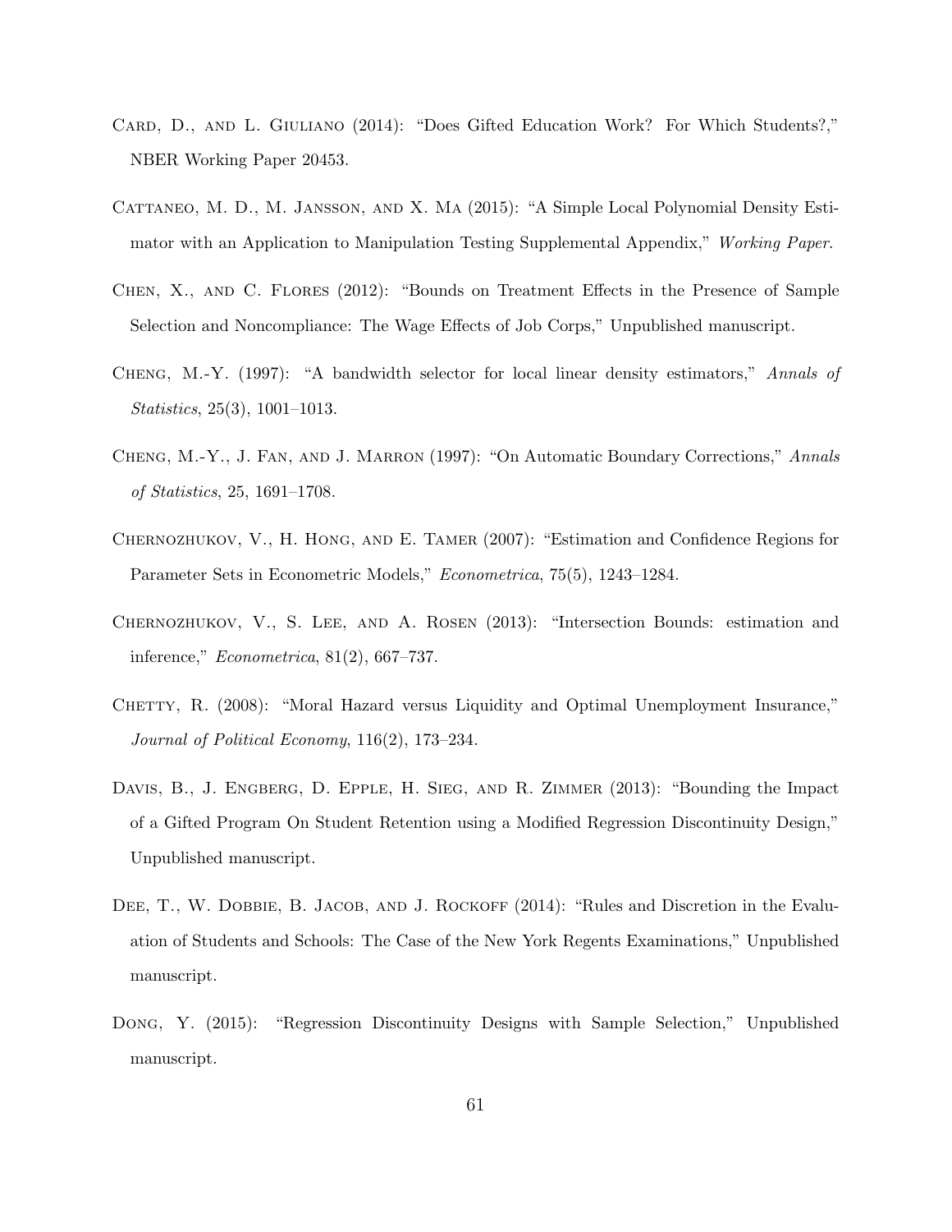Card, D., and L. Giuliano (2014): "Does Gifted Education Work? For Which Students?," NBER Working Paper 20453.

Cattaneo, M. D., M. Jansson, and X. Ma (2015): "A Simple Local Polynomial Density Estimator with an Application to Manipulation Testing Supplemental Appendix," *Working Paper*.

Chen, X., and C. Flores (2012): "Bounds on Treatment Effects in the Presence of Sample Selection and Noncompliance: The Wage Effects of Job Corps," Unpublished manuscript.

Cheng, M.-Y. (1997): "A bandwidth selector for local linear density estimators," *Annals of Statistics*, 25(3), 1001–1013.

Cheng, M.-Y., J. Fan, and J. Marron (1997): "On Automatic Boundary Corrections," *Annals of Statistics*, 25, 1691–1708.

Chernozhukov, V., H. Hong, and E. Tamer (2007): "Estimation and Confidence Regions for Parameter Sets in Econometric Models," *Econometrica*, 75(5), 1243–1284.

Chernozhukov, V., S. Lee, and A. Rosen (2013): "Intersection Bounds: estimation and inference," *Econometrica*, 81(2), 667–737.

Chetty, R. (2008): "Moral Hazard versus Liquidity and Optimal Unemployment Insurance," *Journal of Political Economy*, 116(2), 173–234.

Davis, B., J. Engberg, D. Epple, H. Sieg, and R. Zimmer (2013): "Bounding the Impact of a Gifted Program On Student Retention using a Modified Regression Discontinuity Design," Unpublished manuscript.

Dee, T., W. Dobbie, B. Jacob, and J. Rockoff (2014): "Rules and Discretion in the Evaluation of Students and Schools: The Case of the New York Regents Examinations," Unpublished manuscript.

Dong, Y. (2015): "Regression Discontinuity Designs with Sample Selection," Unpublished manuscript.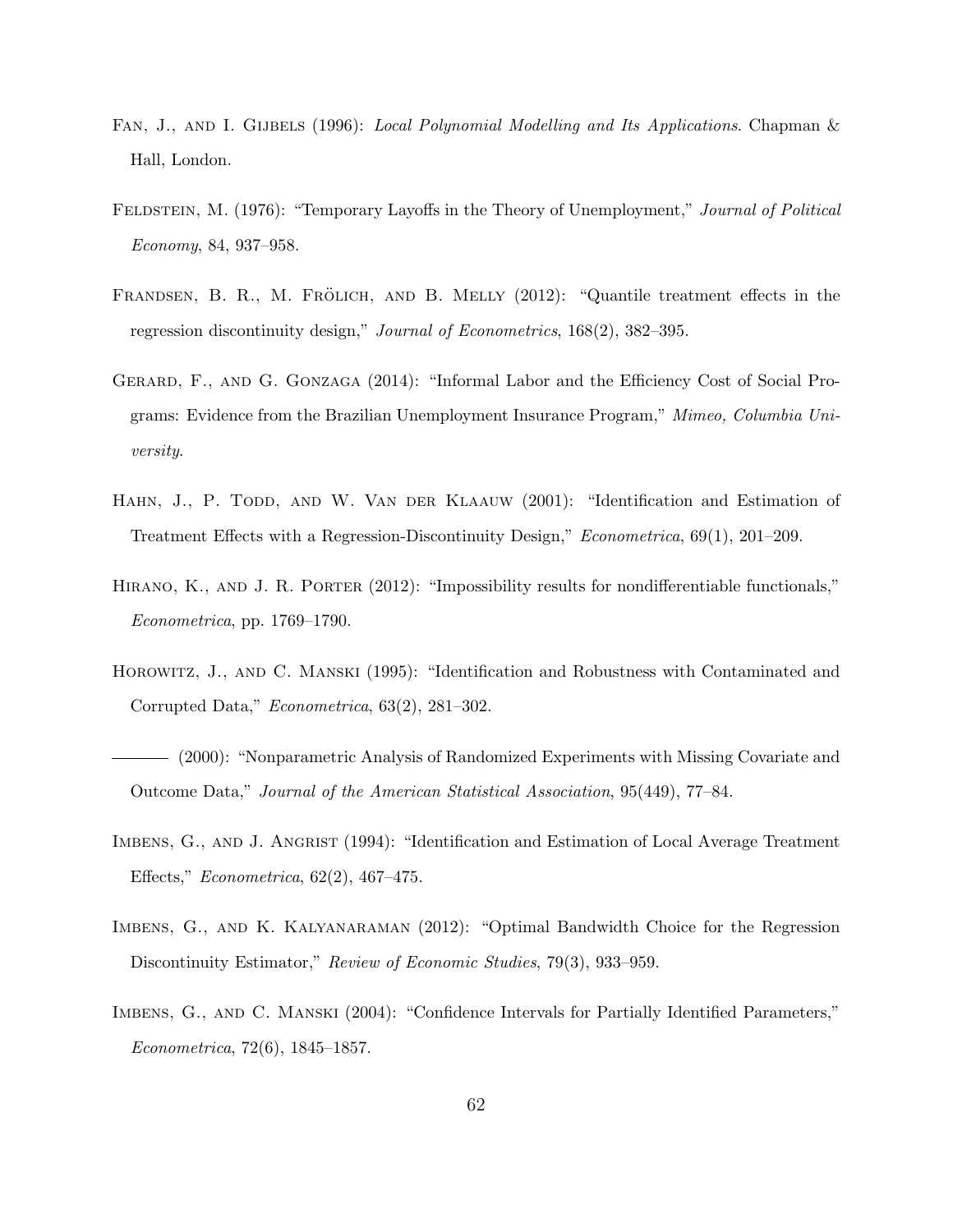Fan, J., and I. Gijbels (1996): *Local Polynomial Modelling and Its Applications*. Chapman & Hall, London.

Feldstein, M. (1976): "Temporary Layoffs in the Theory of Unemployment," *Journal of Political Economy*, 84, 937–958.

Frandsen, B. R., M. Frölich, and B. Melly (2012): "Quantile treatment effects in the regression discontinuity design," *Journal of Econometrics*, 168(2), 382–395.

Gerard, F., and G. Gonzaga (2014): "Informal Labor and the Efficiency Cost of Social Programs: Evidence from the Brazilian Unemployment Insurance Program," *Mimeo, Columbia University*.

Hahn, J., P. Todd, and W. Van der Klaauw (2001): "Identification and Estimation of Treatment Effects with a Regression-Discontinuity Design," *Econometrica*, 69(1), 201–209.

Hirano, K., and J. R. Porter (2012): "Impossibility results for nondifferentiable functionals," *Econometrica*, pp. 1769–1790.

Horowitz, J., and C. Manski (1995): "Identification and Robustness with Contaminated and Corrupted Data," *Econometrica*, 63(2), 281–302.

——— (2000): "Nonparametric Analysis of Randomized Experiments with Missing Covariate and Outcome Data," *Journal of the American Statistical Association*, 95(449), 77–84.

Imbens, G., and J. Angrist (1994): "Identification and Estimation of Local Average Treatment Effects," *Econometrica*, 62(2), 467–475.

Imbens, G., and K. Kalyanaraman (2012): "Optimal Bandwidth Choice for the Regression Discontinuity Estimator," *Review of Economic Studies*, 79(3), 933–959.

Imbens, G., and C. Manski (2004): "Confidence Intervals for Partially Identified Parameters," *Econometrica*, 72(6), 1845–1857.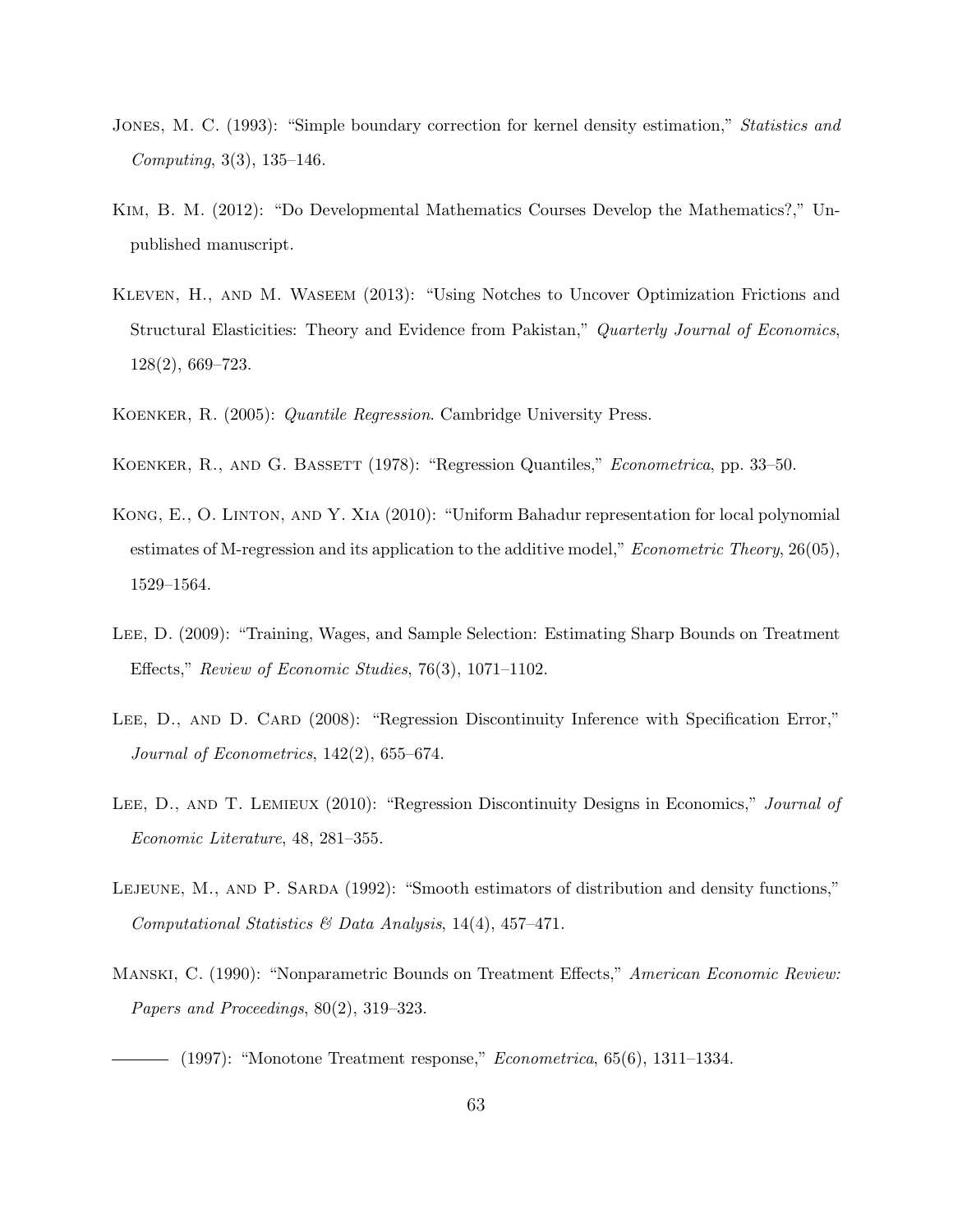Jones, M. C. (1993): "Simple boundary correction for kernel density estimation," *Statistics and Computing*, 3(3), 135–146.

Kim, B. M. (2012): "Do Developmental Mathematics Courses Develop the Mathematics?," Unpublished manuscript.

Kleven, H., and M. Waseem (2013): "Using Notches to Uncover Optimization Frictions and Structural Elasticities: Theory and Evidence from Pakistan," *Quarterly Journal of Economics*, 128(2), 669–723.

Koenker, R. (2005): *Quantile Regression*. Cambridge University Press.

Koenker, R., and G. Bassett (1978): "Regression Quantiles," *Econometrica*, pp. 33–50.

Kong, E., O. Linton, and Y. Xia (2010): "Uniform Bahadur representation for local polynomial estimates of M-regression and its application to the additive model," *Econometric Theory*, 26(05), 1529–1564.

Lee, D. (2009): "Training, Wages, and Sample Selection: Estimating Sharp Bounds on Treatment Effects," *Review of Economic Studies*, 76(3), 1071–1102.

Lee, D., and D. Card (2008): "Regression Discontinuity Inference with Specification Error," *Journal of Econometrics*, 142(2), 655–674.

Lee, D., and T. Lemieux (2010): "Regression Discontinuity Designs in Economics," *Journal of Economic Literature*, 48, 281–355.

Lejeune, M., and P. Sarda (1992): "Smooth estimators of distribution and density functions," *Computational Statistics & Data Analysis*, 14(4), 457–471.

Manski, C. (1990): "Nonparametric Bounds on Treatment Effects," *American Economic Review: Papers and Proceedings*, 80(2), 319–323.

——— (1997): "Monotone Treatment response," *Econometrica*, 65(6), 1311–1334.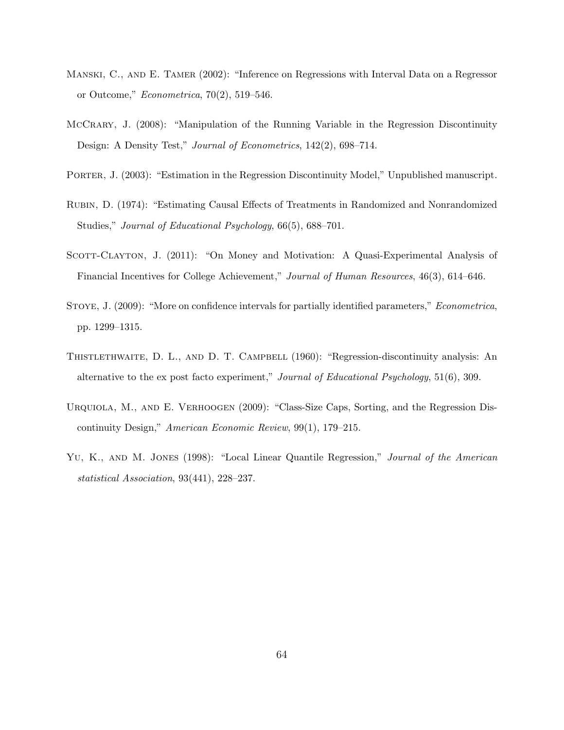Manski, C., and E. Tamer (2002): "Inference on Regressions with Interval Data on a Regressor or Outcome," *Econometrica*, 70(2), 519–546.

McCrary, J. (2008): "Manipulation of the Running Variable in the Regression Discontinuity Design: A Density Test," *Journal of Econometrics*, 142(2), 698–714.

Porter, J. (2003): "Estimation in the Regression Discontinuity Model," Unpublished manuscript.

Rubin, D. (1974): "Estimating Causal Effects of Treatments in Randomized and Nonrandomized Studies," *Journal of Educational Psychology*, 66(5), 688–701.

Scott-Clayton, J. (2011): "On Money and Motivation: A Quasi-Experimental Analysis of Financial Incentives for College Achievement," *Journal of Human Resources*, 46(3), 614–646.

Stoye, J. (2009): "More on confidence intervals for partially identified parameters," *Econometrica*, pp. 1299–1315.

Thistlethwaite, D. L., and D. T. Campbell (1960): "Regression-discontinuity analysis: An alternative to the ex post facto experiment," *Journal of Educational Psychology*, 51(6), 309.

Urquiola, M., and E. Verhoogen (2009): "Class-Size Caps, Sorting, and the Regression Discontinuity Design," *American Economic Review*, 99(1), 179–215.

Yu, K., and M. Jones (1998): "Local Linear Quantile Regression," *Journal of the American statistical Association*, 93(441), 228–237.